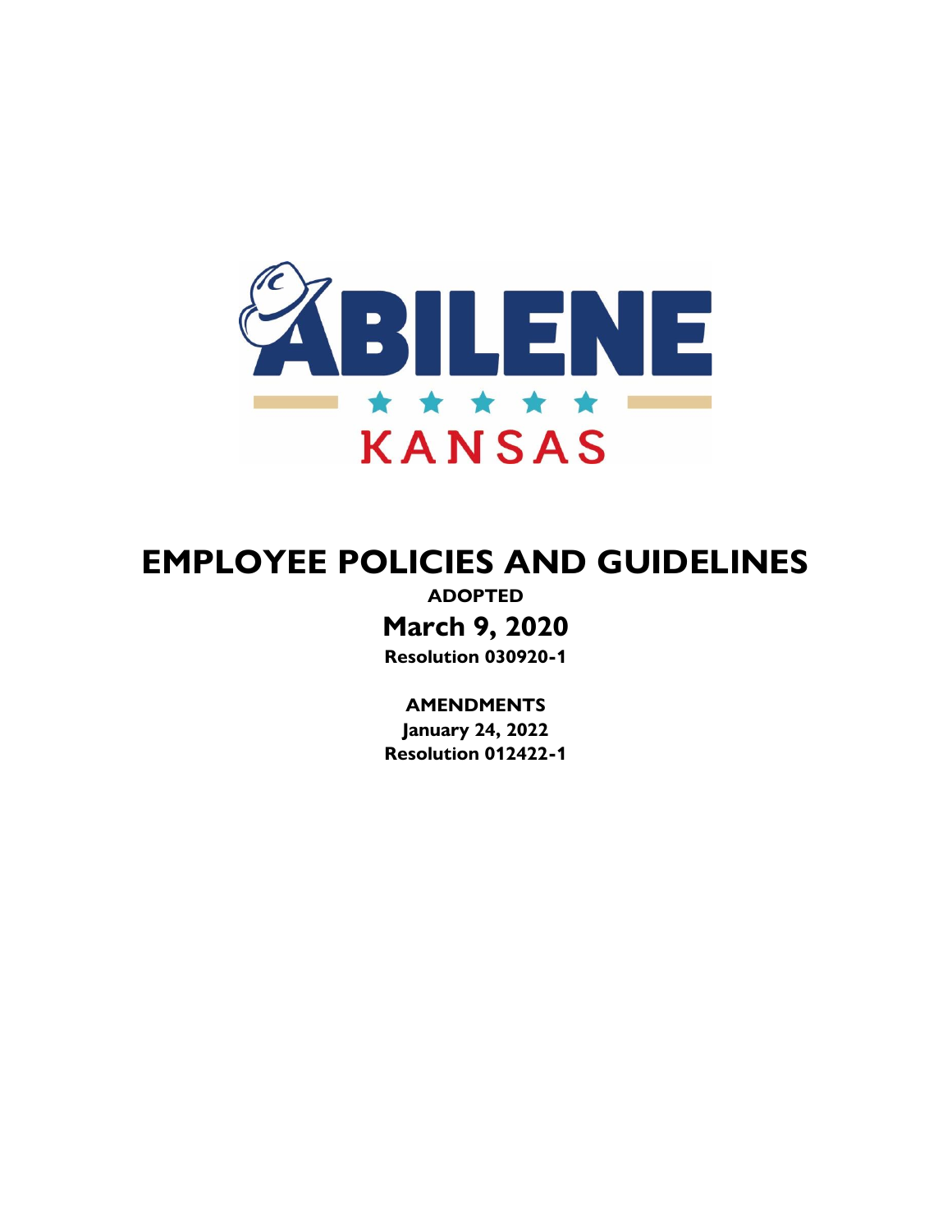ABILENE

KANSAS

# EMPLOYEE POLICIES AND GUIDELINES

**ADOPTED**

**March 9, 2020**

**Resolution 030920-1**

**AMENDMENTS**

**January 24, 2022**

**Resolution 012422-1**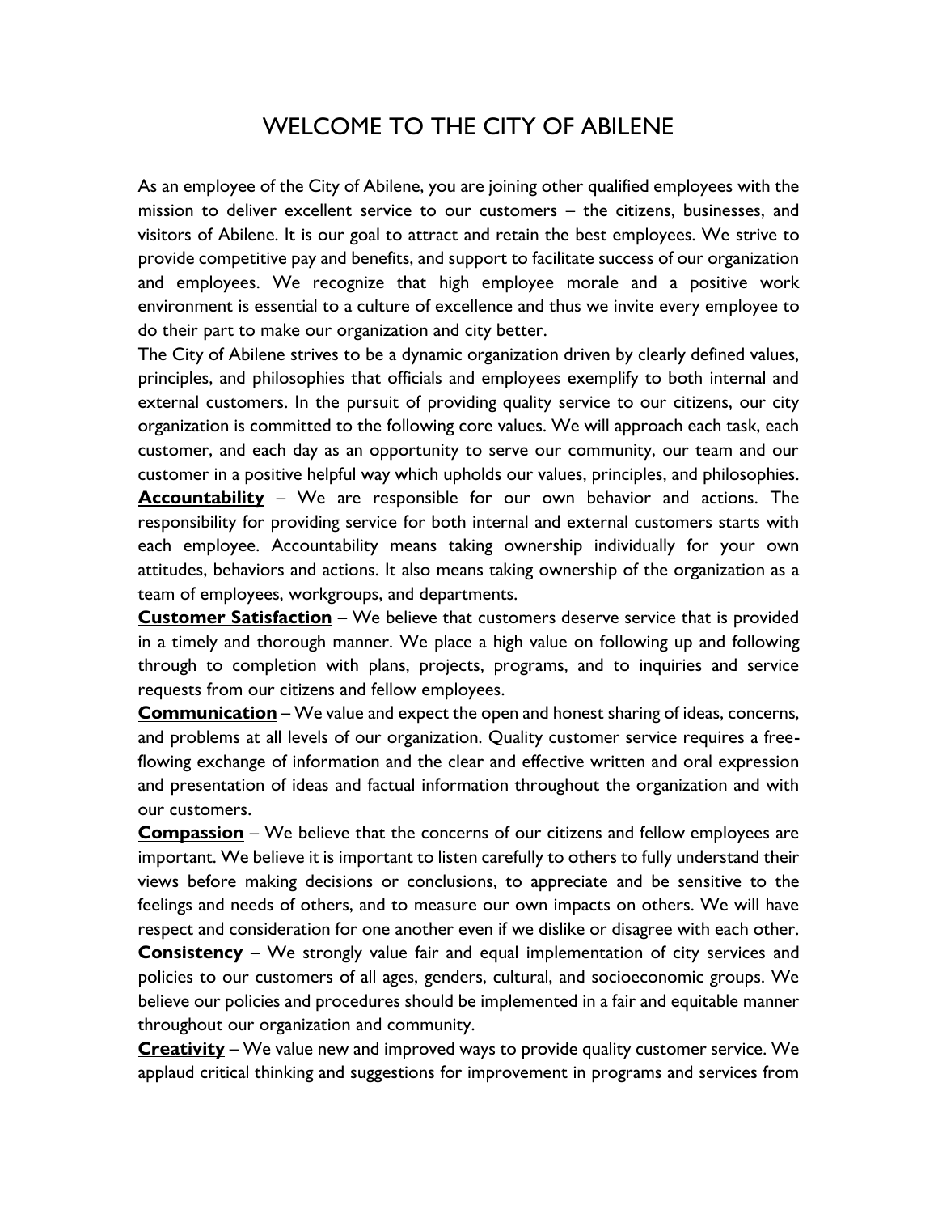# WELCOME TO THE CITY OF ABILENE

As an employee of the City of Abilene, you are joining other qualified employees with the mission to deliver excellent service to our customers – the citizens, businesses, and visitors of Abilene. It is our goal to attract and retain the best employees. We strive to provide competitive pay and benefits, and support to facilitate success of our organization and employees. We recognize that high employee morale and a positive work environment is essential to a culture of excellence and thus we invite every employee to do their part to make our organization and city better.

The City of Abilene strives to be a dynamic organization driven by clearly defined values, principles, and philosophies that officials and employees exemplify to both internal and external customers. In the pursuit of providing quality service to our citizens, our city organization is committed to the following core values. We will approach each task, each customer, and each day as an opportunity to serve our community, our team and our customer in a positive helpful way which upholds our values, principles, and philosophies.

**Accountability** – We are responsible for our own behavior and actions. The responsibility for providing service for both internal and external customers starts with each employee. Accountability means taking ownership individually for your own attitudes, behaviors and actions. It also means taking ownership of the organization as a team of employees, workgroups, and departments.

**Customer Satisfaction** – We believe that customers deserve service that is provided in a timely and thorough manner. We place a high value on following up and following through to completion with plans, projects, programs, and to inquiries and service requests from our citizens and fellow employees.

**Communication** – We value and expect the open and honest sharing of ideas, concerns, and problems at all levels of our organization. Quality customer service requires a free-flowing exchange of information and the clear and effective written and oral expression and presentation of ideas and factual information throughout the organization and with our customers.

**Compassion** – We believe that the concerns of our citizens and fellow employees are important. We believe it is important to listen carefully to others to fully understand their views before making decisions or conclusions, to appreciate and be sensitive to the feelings and needs of others, and to measure our own impacts on others. We will have respect and consideration for one another even if we dislike or disagree with each other.

**Consistency** – We strongly value fair and equal implementation of city services and policies to our customers of all ages, genders, cultural, and socioeconomic groups. We believe our policies and procedures should be implemented in a fair and equitable manner throughout our organization and community.

**Creativity** – We value new and improved ways to provide quality customer service. We applaud critical thinking and suggestions for improvement in programs and services from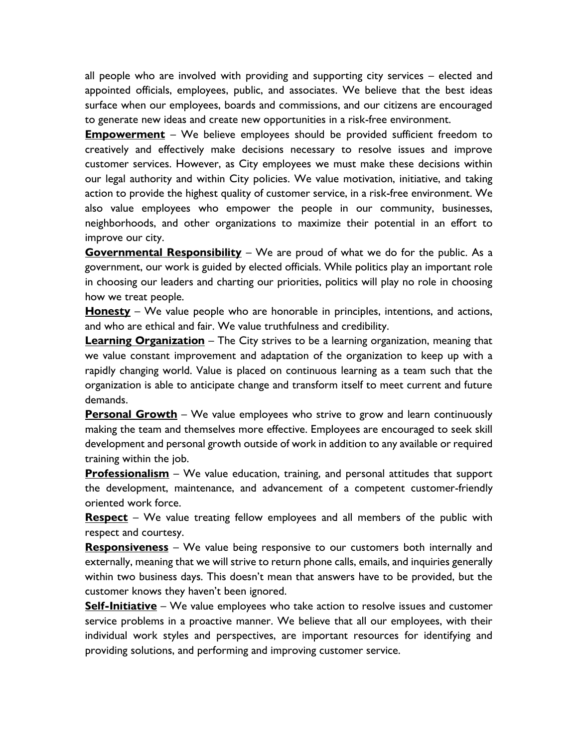all people who are involved with providing and supporting city services – elected and appointed officials, employees, public, and associates. We believe that the best ideas surface when our employees, boards and commissions, and our citizens are encouraged to generate new ideas and create new opportunities in a risk-free environment.

**Empowerment** – We believe employees should be provided sufficient freedom to creatively and effectively make decisions necessary to resolve issues and improve customer services. However, as City employees we must make these decisions within our legal authority and within City policies. We value motivation, initiative, and taking action to provide the highest quality of customer service, in a risk-free environment. We also value employees who empower the people in our community, businesses, neighborhoods, and other organizations to maximize their potential in an effort to improve our city.

**Governmental Responsibility** – We are proud of what we do for the public. As a government, our work is guided by elected officials. While politics play an important role in choosing our leaders and charting our priorities, politics will play no role in choosing how we treat people.

**Honesty** – We value people who are honorable in principles, intentions, and actions, and who are ethical and fair. We value truthfulness and credibility.

**Learning Organization** – The City strives to be a learning organization, meaning that we value constant improvement and adaptation of the organization to keep up with a rapidly changing world. Value is placed on continuous learning as a team such that the organization is able to anticipate change and transform itself to meet current and future demands.

**Personal Growth** – We value employees who strive to grow and learn continuously making the team and themselves more effective. Employees are encouraged to seek skill development and personal growth outside of work in addition to any available or required training within the job.

**Professionalism** – We value education, training, and personal attitudes that support the development, maintenance, and advancement of a competent customer-friendly oriented work force.

**Respect** – We value treating fellow employees and all members of the public with respect and courtesy.

**Responsiveness** – We value being responsive to our customers both internally and externally, meaning that we will strive to return phone calls, emails, and inquiries generally within two business days. This doesn't mean that answers have to be provided, but the customer knows they haven't been ignored.

**Self-Initiative** – We value employees who take action to resolve issues and customer service problems in a proactive manner. We believe that all our employees, with their individual work styles and perspectives, are important resources for identifying and providing solutions, and performing and improving customer service.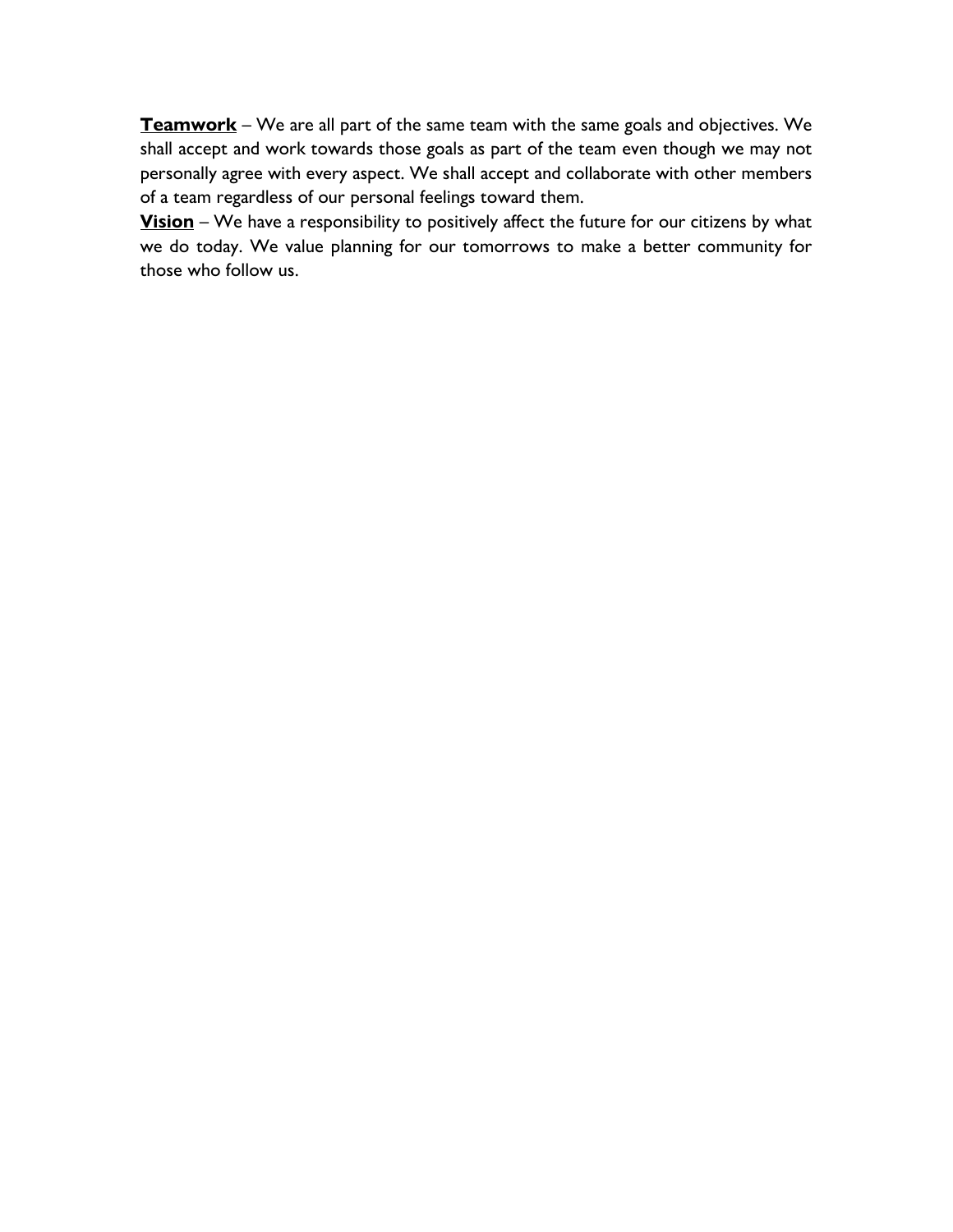**<u>Teamwork</u>** – We are all part of the same team with the same goals and objectives. We shall accept and work towards those goals as part of the team even though we may not personally agree with every aspect. We shall accept and collaborate with other members of a team regardless of our personal feelings toward them.

**<u>Vision</u>** – We have a responsibility to positively affect the future for our citizens by what we do today. We value planning for our tomorrows to make a better community for those who follow us.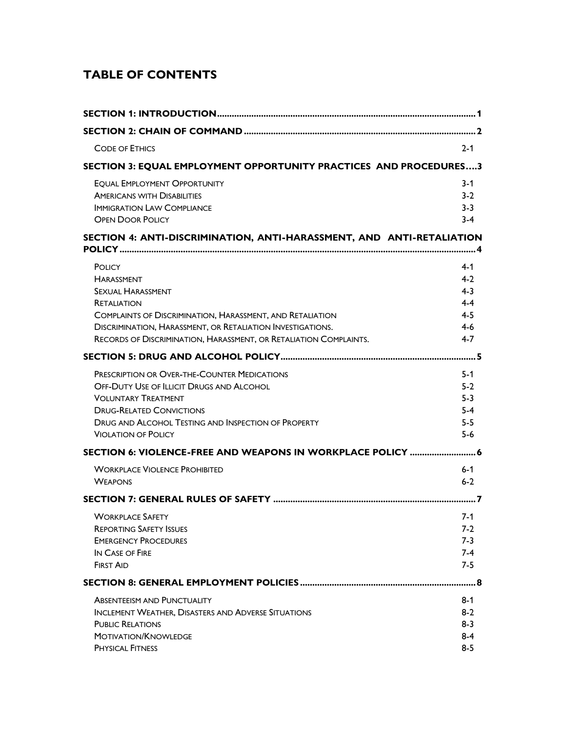## TABLE OF CONTENTS

| | |
|---|---|
| **SECTION 1: INTRODUCTION** | **1** |
| **SECTION 2: CHAIN OF COMMAND** | **2** |
| Code of Ethics | 2-1 |
| **SECTION 3: EQUAL EMPLOYMENT OPPORTUNITY PRACTICES AND PROCEDURES** | **3** |
| Equal Employment Opportunity | 3-1 |
| Americans with Disabilities | 3-2 |
| Immigration Law Compliance | 3-3 |
| Open Door Policy | 3-4 |
| **SECTION 4: ANTI-DISCRIMINATION, ANTI-HARASSMENT, AND ANTI-RETALIATION POLICY** | **4** |
| Policy | 4-1 |
| Harassment | 4-2 |
| Sexual Harassment | 4-3 |
| Retaliation | 4-4 |
| Complaints of Discrimination, Harassment, and Retaliation | 4-5 |
| Discrimination, Harassment, or Retaliation Investigations. | 4-6 |
| Records of Discrimination, Harassment, or Retaliation Complaints. | 4-7 |
| **SECTION 5: DRUG AND ALCOHOL POLICY** | **5** |
| Prescription or Over-the-Counter Medications | 5-1 |
| Off-Duty Use of Illicit Drugs and Alcohol | 5-2 |
| Voluntary Treatment | 5-3 |
| Drug-Related Convictions | 5-4 |
| Drug and Alcohol Testing and Inspection of Property | 5-5 |
| Violation of Policy | 5-6 |
| **SECTION 6: VIOLENCE-FREE AND WEAPONS IN WORKPLACE POLICY** | **6** |
| Workplace Violence Prohibited | 6-1 |
| Weapons | 6-2 |
| **SECTION 7: GENERAL RULES OF SAFETY** | **7** |
| Workplace Safety | 7-1 |
| Reporting Safety Issues | 7-2 |
| Emergency Procedures | 7-3 |
| In Case of Fire | 7-4 |
| First Aid | 7-5 |
| **SECTION 8: GENERAL EMPLOYMENT POLICIES** | **8** |
| Absenteeism and Punctuality | 8-1 |
| Inclement Weather, Disasters and Adverse Situations | 8-2 |
| Public Relations | 8-3 |
| Motivation/Knowledge | 8-4 |
| Physical Fitness | 8-5 |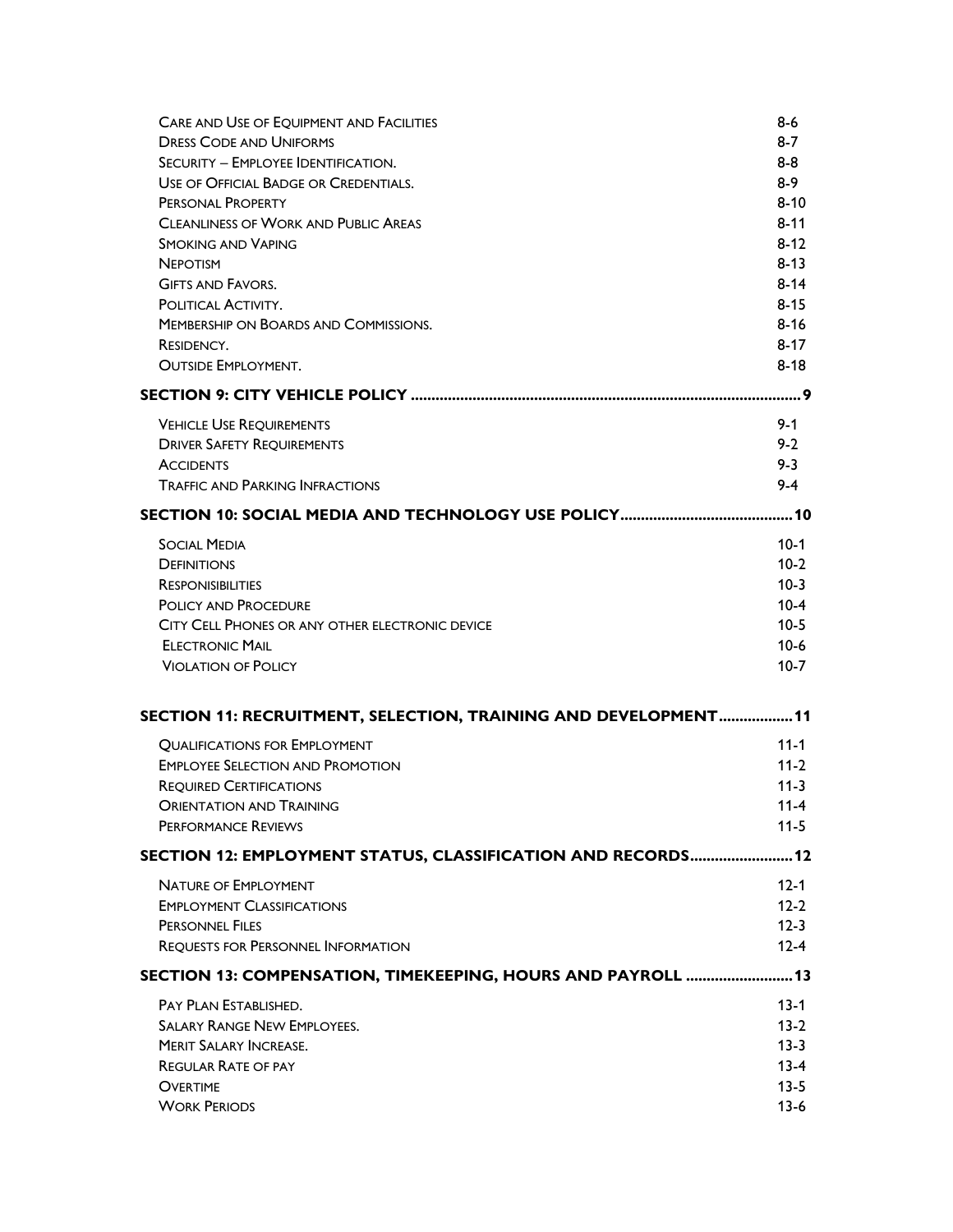| | |
|---|---|
| CARE AND USE OF EQUIPMENT AND FACILITIES | 8-6 |
| DRESS CODE AND UNIFORMS | 8-7 |
| SECURITY – EMPLOYEE IDENTIFICATION. | 8-8 |
| USE OF OFFICIAL BADGE OR CREDENTIALS. | 8-9 |
| PERSONAL PROPERTY | 8-10 |
| CLEANLINESS OF WORK AND PUBLIC AREAS | 8-11 |
| SMOKING AND VAPING | 8-12 |
| NEPOTISM | 8-13 |
| GIFTS AND FAVORS. | 8-14 |
| POLITICAL ACTIVITY. | 8-15 |
| MEMBERSHIP ON BOARDS AND COMMISSIONS. | 8-16 |
| RESIDENCY. | 8-17 |
| OUTSIDE EMPLOYMENT. | 8-18 |

**SECTION 9: CITY VEHICLE POLICY ............................................................................................. 9**

| | |
|---|---|
| VEHICLE USE REQUIREMENTS | 9-1 |
| DRIVER SAFETY REQUIREMENTS | 9-2 |
| ACCIDENTS | 9-3 |
| TRAFFIC AND PARKING INFRACTIONS | 9-4 |

**SECTION 10: SOCIAL MEDIA AND TECHNOLOGY USE POLICY......................................... 10**

| | |
|---|---|
| SOCIAL MEDIA | 10-1 |
| DEFINITIONS | 10-2 |
| RESPONISIBILITIES | 10-3 |
| POLICY AND PROCEDURE | 10-4 |
| CITY CELL PHONES OR ANY OTHER ELECTRONIC DEVICE | 10-5 |
| ELECTRONIC MAIL | 10-6 |
| VIOLATION OF POLICY | 10-7 |

**SECTION 11: RECRUITMENT, SELECTION, TRAINING AND DEVELOPMENT................. 11**

| | |
|---|---|
| QUALIFICATIONS FOR EMPLOYMENT | 11-1 |
| EMPLOYEE SELECTION AND PROMOTION | 11-2 |
| REQUIRED CERTIFICATIONS | 11-3 |
| ORIENTATION AND TRAINING | 11-4 |
| PERFORMANCE REVIEWS | 11-5 |

**SECTION 12: EMPLOYMENT STATUS, CLASSIFICATION AND RECORDS........................ 12**

| | |
|---|---|
| NATURE OF EMPLOYMENT | 12-1 |
| EMPLOYMENT CLASSIFICATIONS | 12-2 |
| PERSONNEL FILES | 12-3 |
| REQUESTS FOR PERSONNEL INFORMATION | 12-4 |

**SECTION 13: COMPENSATION, TIMEKEEPING, HOURS AND PAYROLL ......................... 13**

| | |
|---|---|
| PAY PLAN ESTABLISHED. | 13-1 |
| SALARY RANGE NEW EMPLOYEES. | 13-2 |
| MERIT SALARY INCREASE. | 13-3 |
| REGULAR RATE OF PAY | 13-4 |
| OVERTIME | 13-5 |
| WORK PERIODS | 13-6 |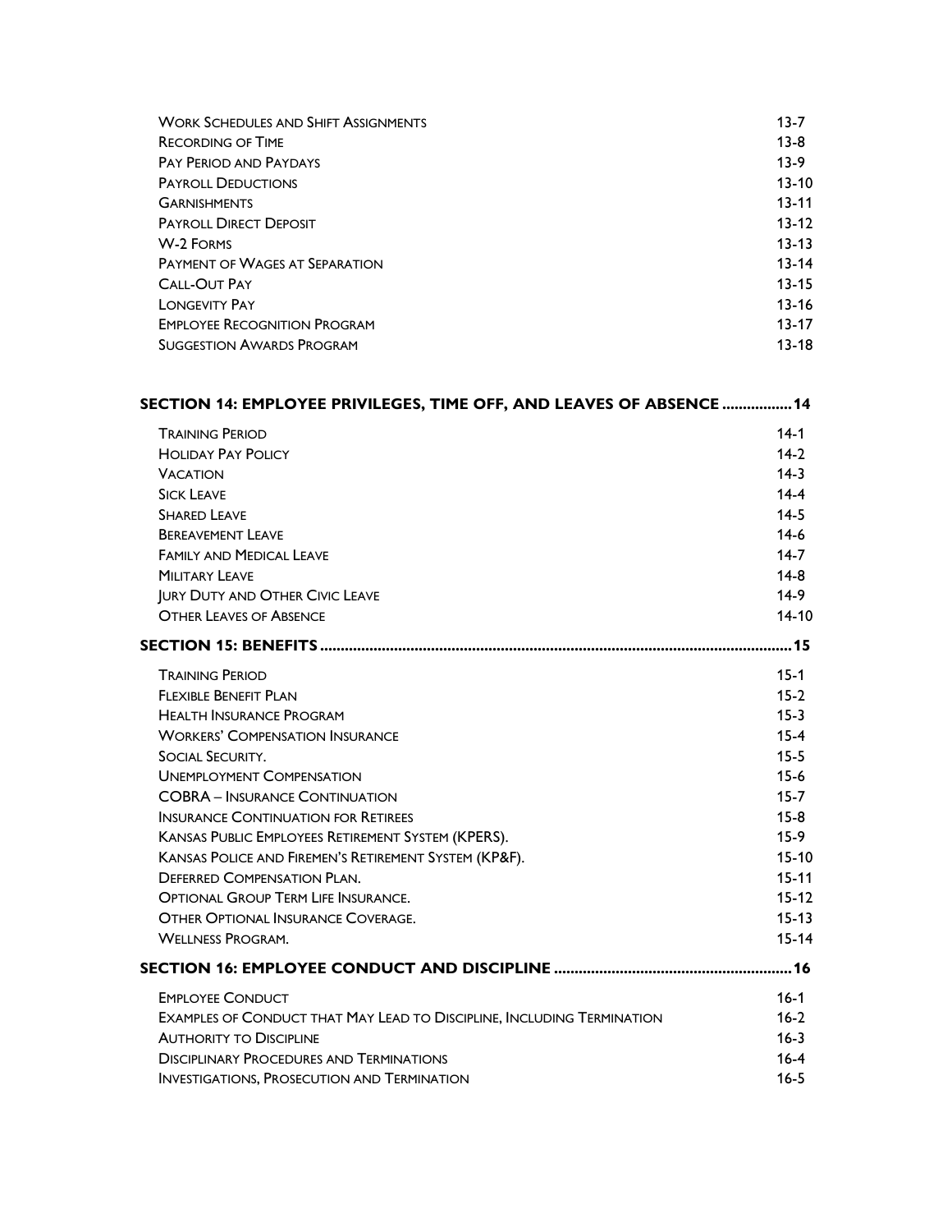| | |
|---|---|
| Work Schedules and Shift Assignments | 13-7 |
| Recording of Time | 13-8 |
| Pay Period and Paydays | 13-9 |
| Payroll Deductions | 13-10 |
| Garnishments | 13-11 |
| Payroll Direct Deposit | 13-12 |
| W-2 Forms | 13-13 |
| Payment of Wages at Separation | 13-14 |
| Call-Out Pay | 13-15 |
| Longevity Pay | 13-16 |
| Employee Recognition Program | 13-17 |
| Suggestion Awards Program | 13-18 |

**SECTION 14: EMPLOYEE PRIVILEGES, TIME OFF, AND LEAVES OF ABSENCE ................ 14**

| | |
|---|---|
| Training Period | 14-1 |
| Holiday Pay Policy | 14-2 |
| Vacation | 14-3 |
| Sick Leave | 14-4 |
| Shared Leave | 14-5 |
| Bereavement Leave | 14-6 |
| Family and Medical Leave | 14-7 |
| Military Leave | 14-8 |
| Jury Duty and Other Civic Leave | 14-9 |
| Other Leaves of Absence | 14-10 |

**SECTION 15: BENEFITS ................................................................................................ 15**

| | |
|---|---|
| Training Period | 15-1 |
| Flexible Benefit Plan | 15-2 |
| Health Insurance Program | 15-3 |
| Workers' Compensation Insurance | 15-4 |
| Social Security. | 15-5 |
| Unemployment Compensation | 15-6 |
| COBRA – Insurance Continuation | 15-7 |
| Insurance Continuation for Retirees | 15-8 |
| Kansas Public Employees Retirement System (KPERS). | 15-9 |
| Kansas Police and Firemen's Retirement System (KP&F). | 15-10 |
| Deferred Compensation Plan. | 15-11 |
| Optional Group Term Life Insurance. | 15-12 |
| Other Optional Insurance Coverage. | 15-13 |
| Wellness Program. | 15-14 |

**SECTION 16: EMPLOYEE CONDUCT AND DISCIPLINE ........................................................ 16**

| | |
|---|---|
| Employee Conduct | 16-1 |
| Examples of Conduct that May Lead to Discipline, Including Termination | 16-2 |
| Authority to Discipline | 16-3 |
| Disciplinary Procedures and Terminations | 16-4 |
| Investigations, Prosecution and Termination | 16-5 |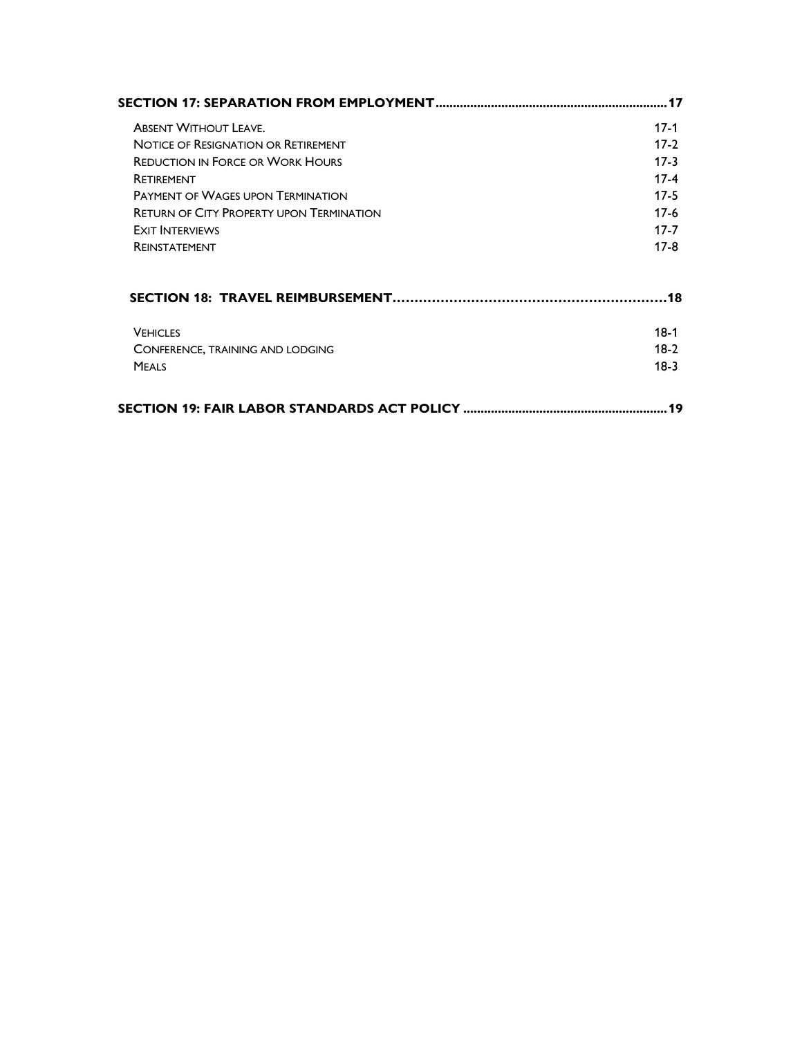**SECTION 17: SEPARATION FROM EMPLOYMENT....................................................................17**

| | |
|---|---|
| ABSENT WITHOUT LEAVE. | 17-1 |
| NOTICE OF RESIGNATION OR RETIREMENT | 17-2 |
| REDUCTION IN FORCE OR WORK HOURS | 17-3 |
| RETIREMENT | 17-4 |
| PAYMENT OF WAGES UPON TERMINATION | 17-5 |
| RETURN OF CITY PROPERTY UPON TERMINATION | 17-6 |
| EXIT INTERVIEWS | 17-7 |
| REINSTATEMENT | 17-8 |

**SECTION 18: TRAVEL REIMBURSEMENT……………………………………………………18**

| | |
|---|---|
| VEHICLES | 18-1 |
| CONFERENCE, TRAINING AND LODGING | 18-2 |
| MEALS | 18-3 |

**SECTION 19: FAIR LABOR STANDARDS ACT POLICY ..........................................................19**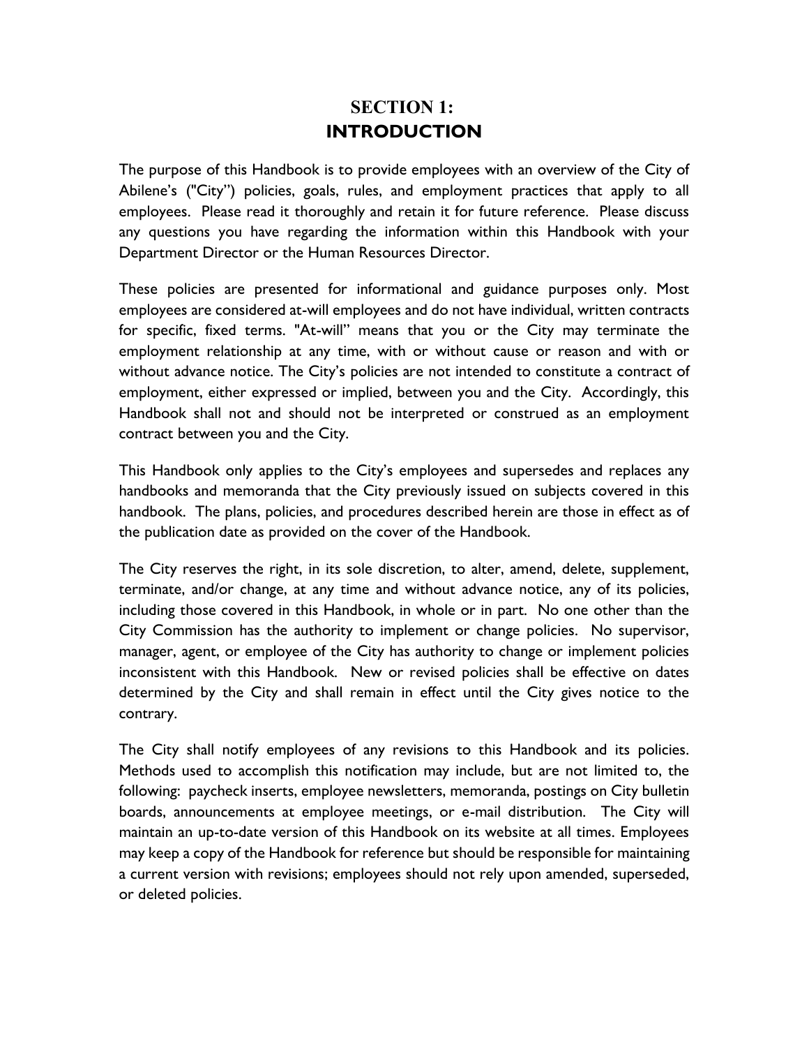# SECTION 1:
# INTRODUCTION

The purpose of this Handbook is to provide employees with an overview of the City of Abilene's ("City") policies, goals, rules, and employment practices that apply to all employees. Please read it thoroughly and retain it for future reference. Please discuss any questions you have regarding the information within this Handbook with your Department Director or the Human Resources Director.

These policies are presented for informational and guidance purposes only. Most employees are considered at-will employees and do not have individual, written contracts for specific, fixed terms. "At-will" means that you or the City may terminate the employment relationship at any time, with or without cause or reason and with or without advance notice. The City's policies are not intended to constitute a contract of employment, either expressed or implied, between you and the City. Accordingly, this Handbook shall not and should not be interpreted or construed as an employment contract between you and the City.

This Handbook only applies to the City's employees and supersedes and replaces any handbooks and memoranda that the City previously issued on subjects covered in this handbook. The plans, policies, and procedures described herein are those in effect as of the publication date as provided on the cover of the Handbook.

The City reserves the right, in its sole discretion, to alter, amend, delete, supplement, terminate, and/or change, at any time and without advance notice, any of its policies, including those covered in this Handbook, in whole or in part. No one other than the City Commission has the authority to implement or change policies. No supervisor, manager, agent, or employee of the City has authority to change or implement policies inconsistent with this Handbook. New or revised policies shall be effective on dates determined by the City and shall remain in effect until the City gives notice to the contrary.

The City shall notify employees of any revisions to this Handbook and its policies. Methods used to accomplish this notification may include, but are not limited to, the following: paycheck inserts, employee newsletters, memoranda, postings on City bulletin boards, announcements at employee meetings, or e-mail distribution. The City will maintain an up-to-date version of this Handbook on its website at all times. Employees may keep a copy of the Handbook for reference but should be responsible for maintaining a current version with revisions; employees should not rely upon amended, superseded, or deleted policies.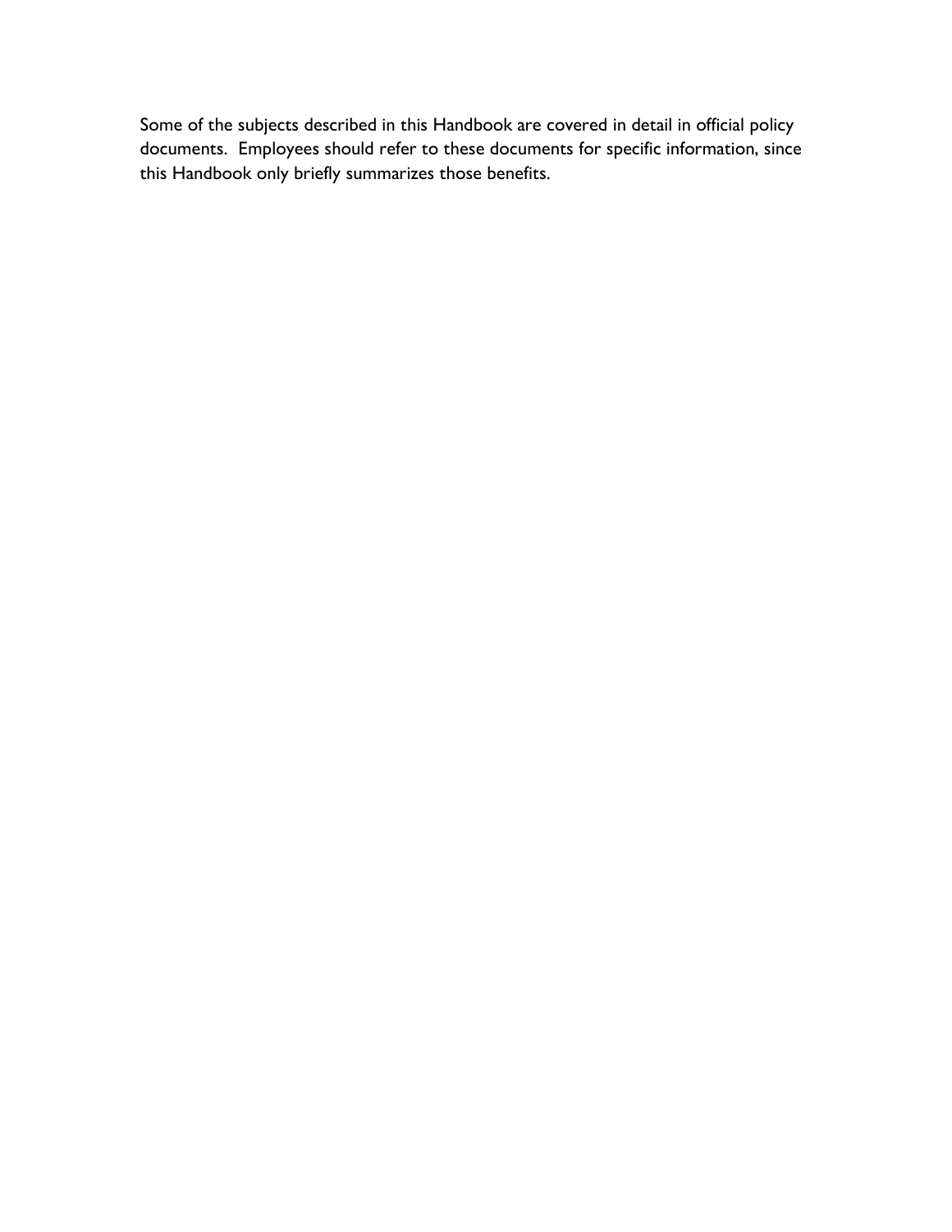Some of the subjects described in this Handbook are covered in detail in official policy documents. Employees should refer to these documents for specific information, since this Handbook only briefly summarizes those benefits.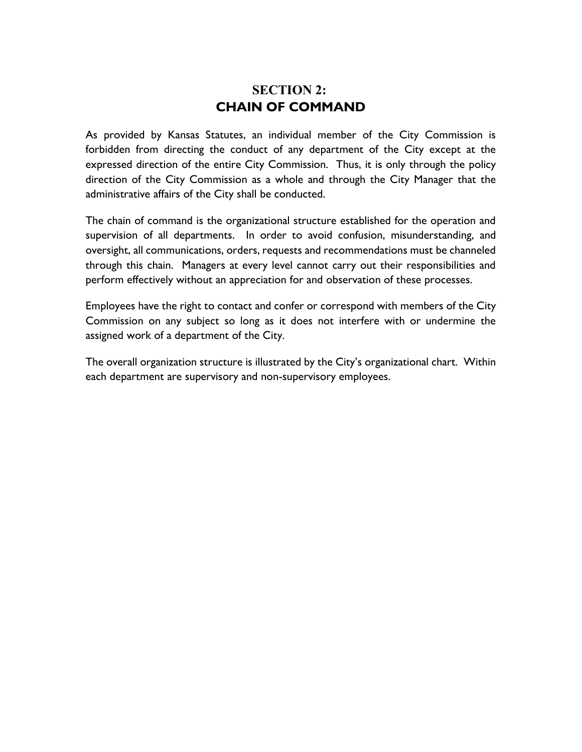# SECTION 2:
# CHAIN OF COMMAND

As provided by Kansas Statutes, an individual member of the City Commission is forbidden from directing the conduct of any department of the City except at the expressed direction of the entire City Commission. Thus, it is only through the policy direction of the City Commission as a whole and through the City Manager that the administrative affairs of the City shall be conducted.

The chain of command is the organizational structure established for the operation and supervision of all departments. In order to avoid confusion, misunderstanding, and oversight, all communications, orders, requests and recommendations must be channeled through this chain. Managers at every level cannot carry out their responsibilities and perform effectively without an appreciation for and observation of these processes.

Employees have the right to contact and confer or correspond with members of the City Commission on any subject so long as it does not interfere with or undermine the assigned work of a department of the City.

The overall organization structure is illustrated by the City's organizational chart. Within each department are supervisory and non-supervisory employees.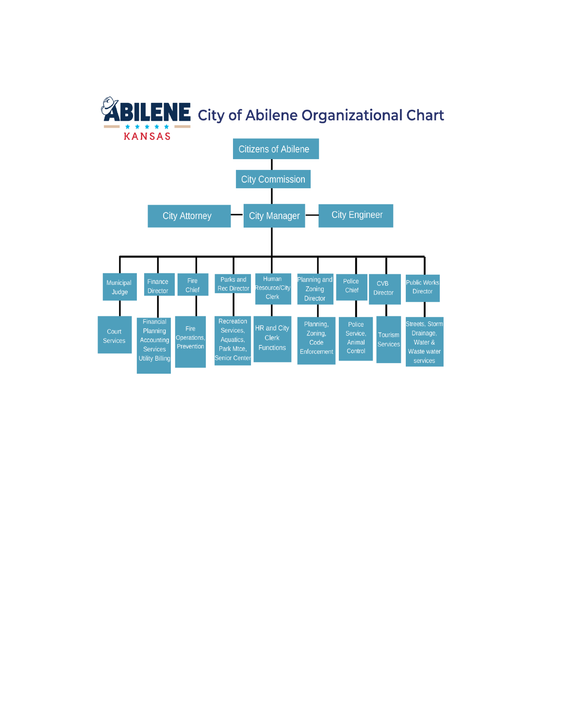# City of Abilene Organizational Chart

ABILENE KANSAS

- Citizens of Abilene
  - City Commission
    - City Manager
      - City Attorney
      - City Engineer
      - Municipal Judge
        - Court Services
      - Finance Director
        - Financial Planning Accounting Services Utility Billing
      - Fire Chief
        - Fire Operations, Prevention
      - Parks and Rec Director
        - Recreation Services, Aquatics, Park Mtce, Senior Center
      - Human Resource/City Clerk
        - HR and City Clerk Functions
      - Planning and Zoning Director
        - Planning, Zoning, Code Enforcement
      - Police Chief
        - Police Service, Animal Control
      - CVB Director
        - Tourism Services
      - Public Works Director
        - Streets, Storm Drainage, Water & Waste water services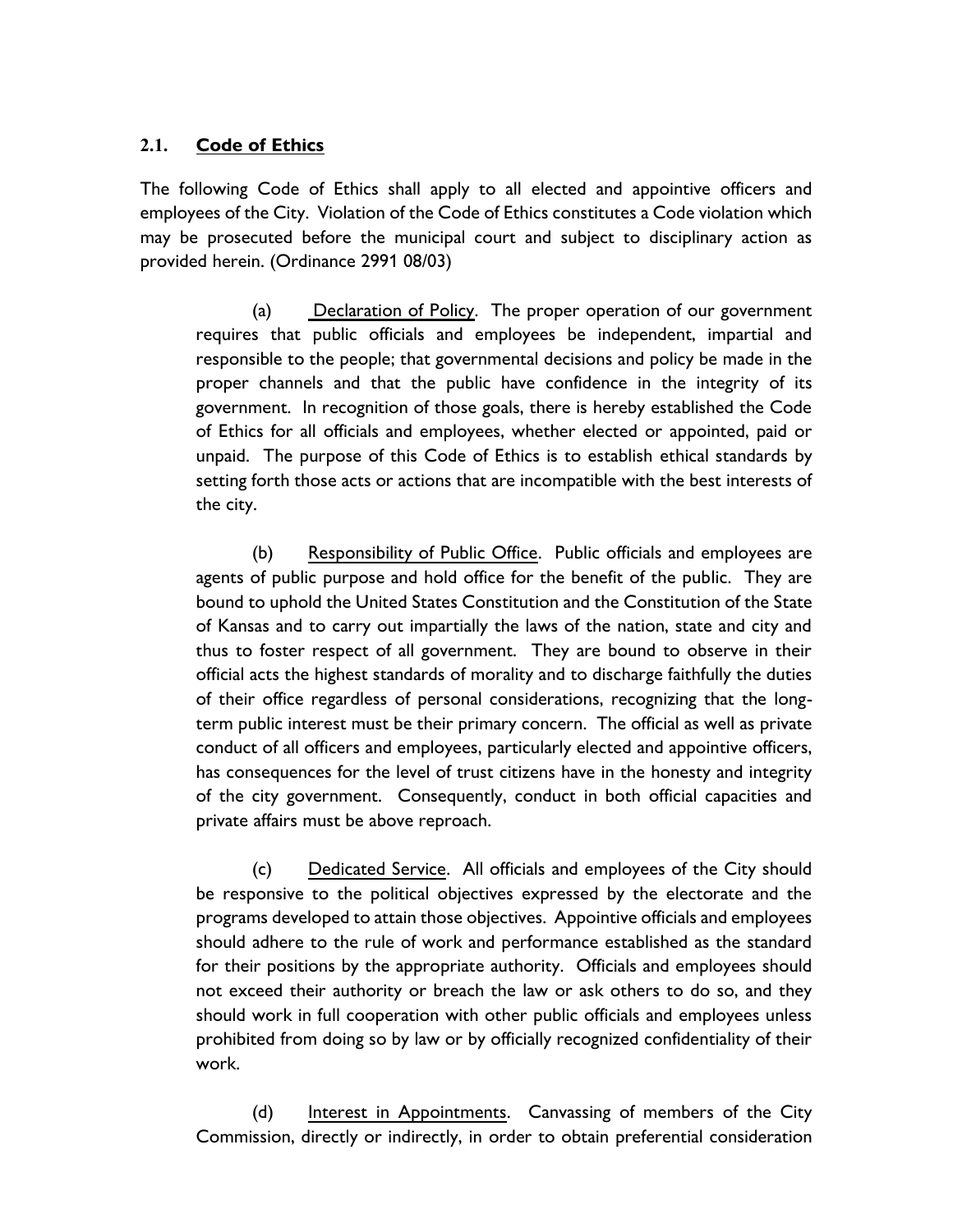## 2.1. <u>Code of Ethics</u>

The following Code of Ethics shall apply to all elected and appointive officers and employees of the City. Violation of the Code of Ethics constitutes a Code violation which may be prosecuted before the municipal court and subject to disciplinary action as provided herein. (Ordinance 2991 08/03)

(a) <u>Declaration of Policy</u>. The proper operation of our government requires that public officials and employees be independent, impartial and responsible to the people; that governmental decisions and policy be made in the proper channels and that the public have confidence in the integrity of its government. In recognition of those goals, there is hereby established the Code of Ethics for all officials and employees, whether elected or appointed, paid or unpaid. The purpose of this Code of Ethics is to establish ethical standards by setting forth those acts or actions that are incompatible with the best interests of the city.

(b) <u>Responsibility of Public Office</u>. Public officials and employees are agents of public purpose and hold office for the benefit of the public. They are bound to uphold the United States Constitution and the Constitution of the State of Kansas and to carry out impartially the laws of the nation, state and city and thus to foster respect of all government. They are bound to observe in their official acts the highest standards of morality and to discharge faithfully the duties of their office regardless of personal considerations, recognizing that the long-term public interest must be their primary concern. The official as well as private conduct of all officers and employees, particularly elected and appointive officers, has consequences for the level of trust citizens have in the honesty and integrity of the city government. Consequently, conduct in both official capacities and private affairs must be above reproach.

(c) <u>Dedicated Service</u>. All officials and employees of the City should be responsive to the political objectives expressed by the electorate and the programs developed to attain those objectives. Appointive officials and employees should adhere to the rule of work and performance established as the standard for their positions by the appropriate authority. Officials and employees should not exceed their authority or breach the law or ask others to do so, and they should work in full cooperation with other public officials and employees unless prohibited from doing so by law or by officially recognized confidentiality of their work.

(d) <u>Interest in Appointments</u>. Canvassing of members of the City Commission, directly or indirectly, in order to obtain preferential consideration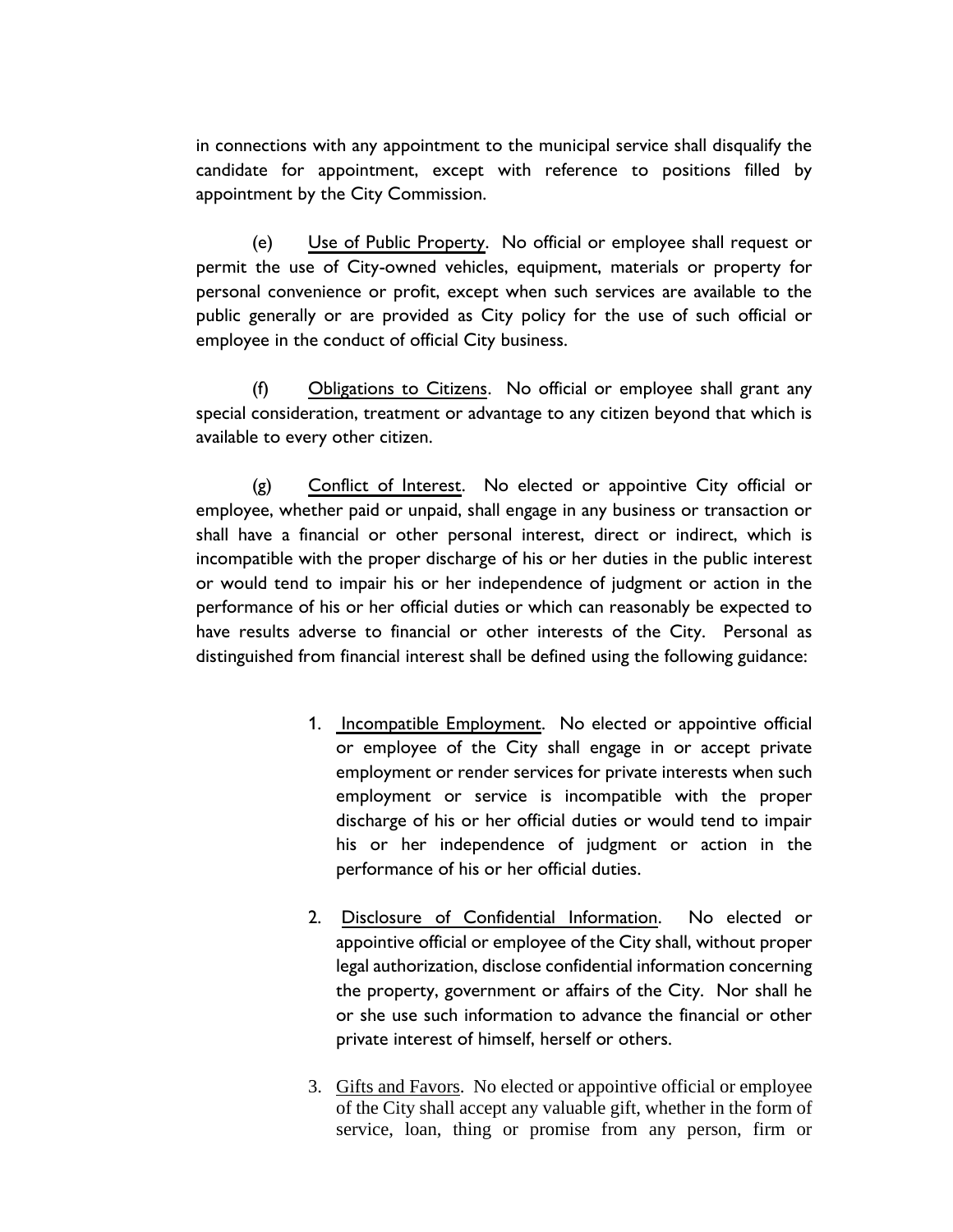in connections with any appointment to the municipal service shall disqualify the candidate for appointment, except with reference to positions filled by appointment by the City Commission.

(e) Use of Public Property. No official or employee shall request or permit the use of City-owned vehicles, equipment, materials or property for personal convenience or profit, except when such services are available to the public generally or are provided as City policy for the use of such official or employee in the conduct of official City business.

(f) Obligations to Citizens. No official or employee shall grant any special consideration, treatment or advantage to any citizen beyond that which is available to every other citizen.

(g) Conflict of Interest. No elected or appointive City official or employee, whether paid or unpaid, shall engage in any business or transaction or shall have a financial or other personal interest, direct or indirect, which is incompatible with the proper discharge of his or her duties in the public interest or would tend to impair his or her independence of judgment or action in the performance of his or her official duties or which can reasonably be expected to have results adverse to financial or other interests of the City. Personal as distinguished from financial interest shall be defined using the following guidance:

1. Incompatible Employment. No elected or appointive official or employee of the City shall engage in or accept private employment or render services for private interests when such employment or service is incompatible with the proper discharge of his or her official duties or would tend to impair his or her independence of judgment or action in the performance of his or her official duties.

2. Disclosure of Confidential Information. No elected or appointive official or employee of the City shall, without proper legal authorization, disclose confidential information concerning the property, government or affairs of the City. Nor shall he or she use such information to advance the financial or other private interest of himself, herself or others.

3. Gifts and Favors. No elected or appointive official or employee of the City shall accept any valuable gift, whether in the form of service, loan, thing or promise from any person, firm or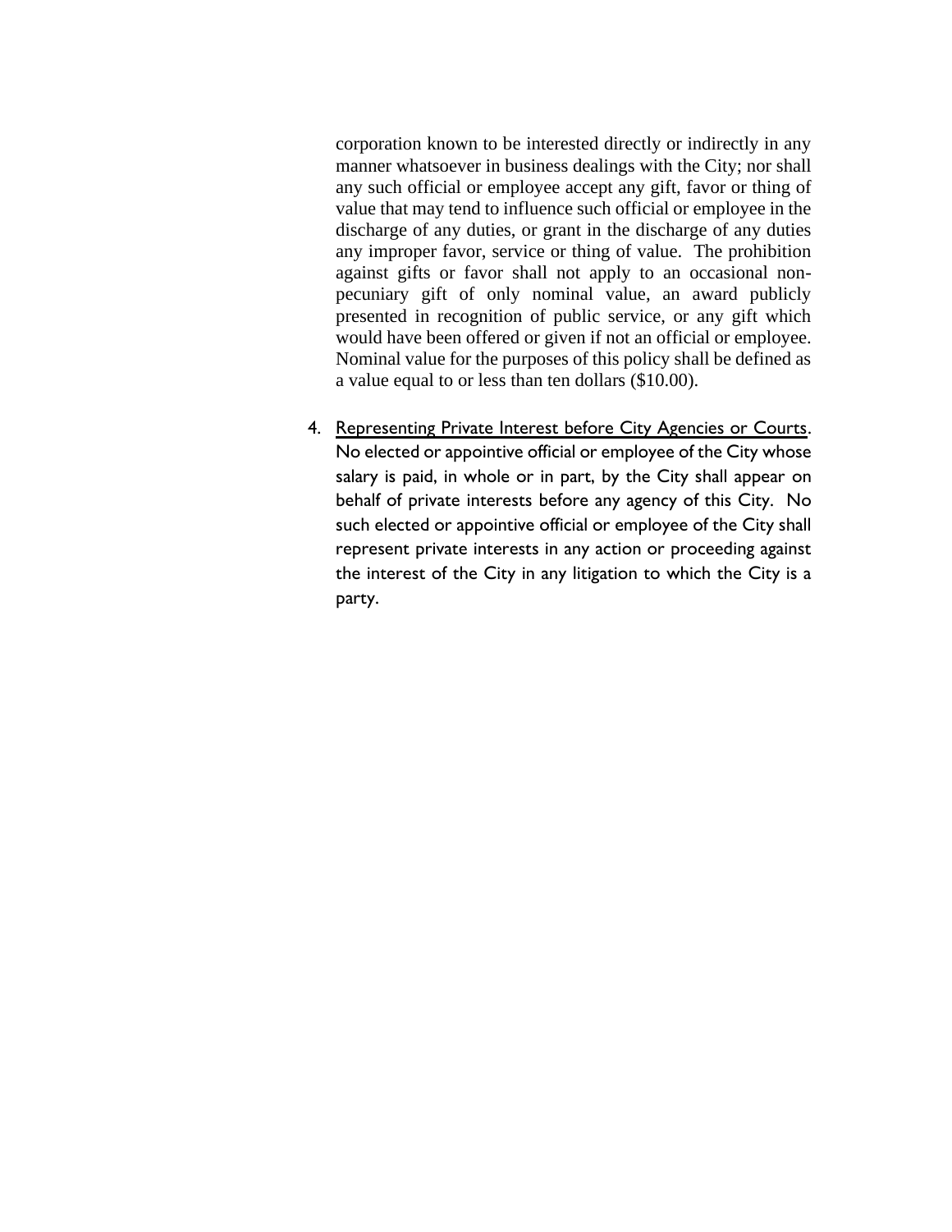corporation known to be interested directly or indirectly in any manner whatsoever in business dealings with the City; nor shall any such official or employee accept any gift, favor or thing of value that may tend to influence such official or employee in the discharge of any duties, or grant in the discharge of any duties any improper favor, service or thing of value. The prohibition against gifts or favor shall not apply to an occasional non-pecuniary gift of only nominal value, an award publicly presented in recognition of public service, or any gift which would have been offered or given if not an official or employee. Nominal value for the purposes of this policy shall be defined as a value equal to or less than ten dollars ($10.00).

4. <u>Representing Private Interest before City Agencies or Courts</u>. No elected or appointive official or employee of the City whose salary is paid, in whole or in part, by the City shall appear on behalf of private interests before any agency of this City. No such elected or appointive official or employee of the City shall represent private interests in any action or proceeding against the interest of the City in any litigation to which the City is a party.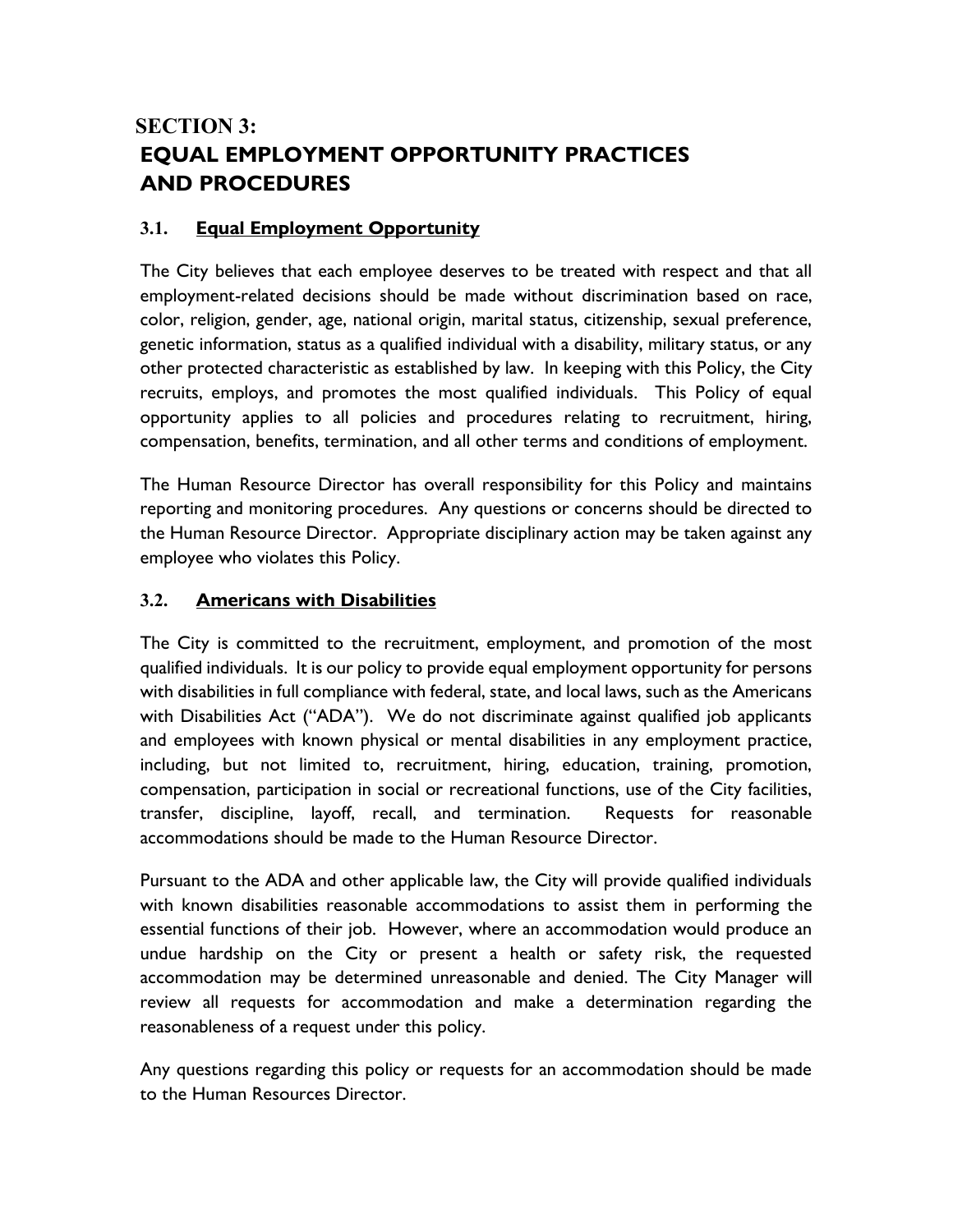# SECTION 3: EQUAL EMPLOYMENT OPPORTUNITY PRACTICES AND PROCEDURES

## 3.1. Equal Employment Opportunity

The City believes that each employee deserves to be treated with respect and that all employment-related decisions should be made without discrimination based on race, color, religion, gender, age, national origin, marital status, citizenship, sexual preference, genetic information, status as a qualified individual with a disability, military status, or any other protected characteristic as established by law. In keeping with this Policy, the City recruits, employs, and promotes the most qualified individuals. This Policy of equal opportunity applies to all policies and procedures relating to recruitment, hiring, compensation, benefits, termination, and all other terms and conditions of employment.

The Human Resource Director has overall responsibility for this Policy and maintains reporting and monitoring procedures. Any questions or concerns should be directed to the Human Resource Director. Appropriate disciplinary action may be taken against any employee who violates this Policy.

## 3.2. Americans with Disabilities

The City is committed to the recruitment, employment, and promotion of the most qualified individuals. It is our policy to provide equal employment opportunity for persons with disabilities in full compliance with federal, state, and local laws, such as the Americans with Disabilities Act ("ADA"). We do not discriminate against qualified job applicants and employees with known physical or mental disabilities in any employment practice, including, but not limited to, recruitment, hiring, education, training, promotion, compensation, participation in social or recreational functions, use of the City facilities, transfer, discipline, layoff, recall, and termination. Requests for reasonable accommodations should be made to the Human Resource Director.

Pursuant to the ADA and other applicable law, the City will provide qualified individuals with known disabilities reasonable accommodations to assist them in performing the essential functions of their job. However, where an accommodation would produce an undue hardship on the City or present a health or safety risk, the requested accommodation may be determined unreasonable and denied. The City Manager will review all requests for accommodation and make a determination regarding the reasonableness of a request under this policy.

Any questions regarding this policy or requests for an accommodation should be made to the Human Resources Director.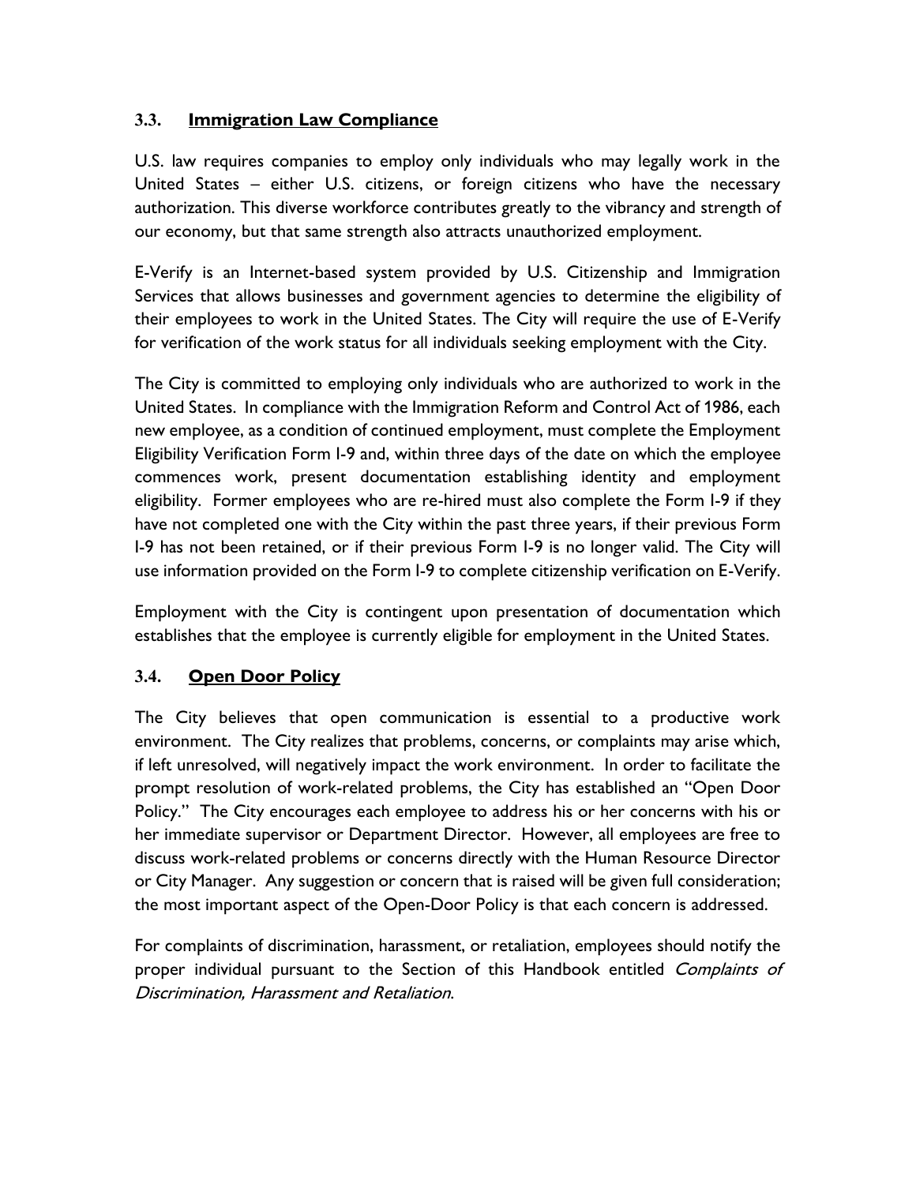### 3.3. **Immigration Law Compliance**

U.S. law requires companies to employ only individuals who may legally work in the United States – either U.S. citizens, or foreign citizens who have the necessary authorization. This diverse workforce contributes greatly to the vibrancy and strength of our economy, but that same strength also attracts unauthorized employment.

E-Verify is an Internet-based system provided by U.S. Citizenship and Immigration Services that allows businesses and government agencies to determine the eligibility of their employees to work in the United States. The City will require the use of E-Verify for verification of the work status for all individuals seeking employment with the City.

The City is committed to employing only individuals who are authorized to work in the United States. In compliance with the Immigration Reform and Control Act of 1986, each new employee, as a condition of continued employment, must complete the Employment Eligibility Verification Form I-9 and, within three days of the date on which the employee commences work, present documentation establishing identity and employment eligibility. Former employees who are re-hired must also complete the Form I-9 if they have not completed one with the City within the past three years, if their previous Form I-9 has not been retained, or if their previous Form I-9 is no longer valid. The City will use information provided on the Form I-9 to complete citizenship verification on E-Verify.

Employment with the City is contingent upon presentation of documentation which establishes that the employee is currently eligible for employment in the United States.

### 3.4. **Open Door Policy**

The City believes that open communication is essential to a productive work environment. The City realizes that problems, concerns, or complaints may arise which, if left unresolved, will negatively impact the work environment. In order to facilitate the prompt resolution of work-related problems, the City has established an "Open Door Policy." The City encourages each employee to address his or her concerns with his or her immediate supervisor or Department Director. However, all employees are free to discuss work-related problems or concerns directly with the Human Resource Director or City Manager. Any suggestion or concern that is raised will be given full consideration; the most important aspect of the Open-Door Policy is that each concern is addressed.

For complaints of discrimination, harassment, or retaliation, employees should notify the proper individual pursuant to the Section of this Handbook entitled *Complaints of Discrimination, Harassment and Retaliation*.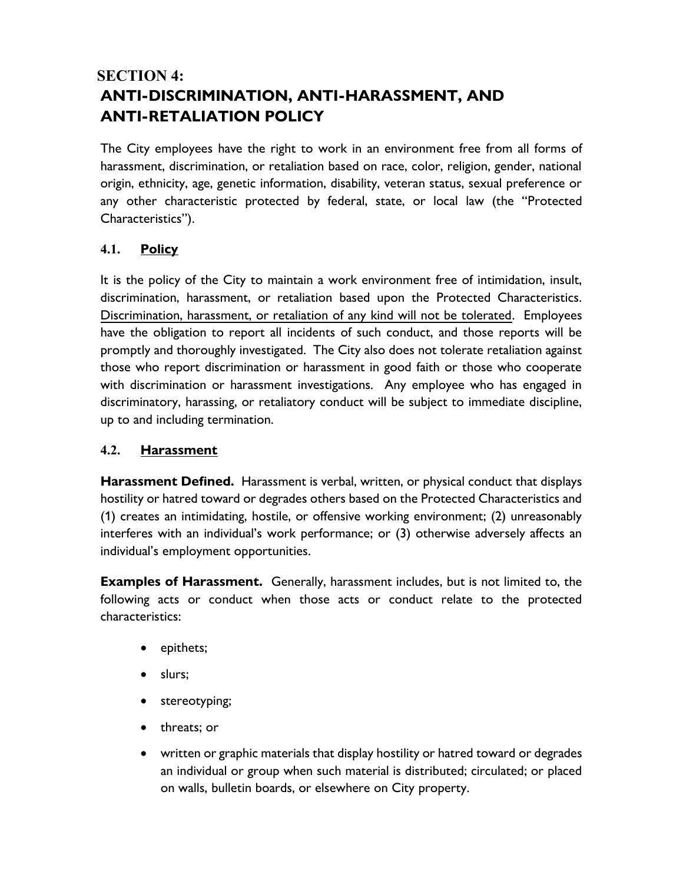# SECTION 4:
# ANTI-DISCRIMINATION, ANTI-HARASSMENT, AND ANTI-RETALIATION POLICY

The City employees have the right to work in an environment free from all forms of harassment, discrimination, or retaliation based on race, color, religion, gender, national origin, ethnicity, age, genetic information, disability, veteran status, sexual preference or any other characteristic protected by federal, state, or local law (the "Protected Characteristics").

## 4.1. Policy

It is the policy of the City to maintain a work environment free of intimidation, insult, discrimination, harassment, or retaliation based upon the Protected Characteristics. <u>Discrimination, harassment, or retaliation of any kind will not be tolerated</u>. Employees have the obligation to report all incidents of such conduct, and those reports will be promptly and thoroughly investigated. The City also does not tolerate retaliation against those who report discrimination or harassment in good faith or those who cooperate with discrimination or harassment investigations. Any employee who has engaged in discriminatory, harassing, or retaliatory conduct will be subject to immediate discipline, up to and including termination.

## 4.2. Harassment

**Harassment Defined.** Harassment is verbal, written, or physical conduct that displays hostility or hatred toward or degrades others based on the Protected Characteristics and (1) creates an intimidating, hostile, or offensive working environment; (2) unreasonably interferes with an individual's work performance; or (3) otherwise adversely affects an individual's employment opportunities.

**Examples of Harassment.** Generally, harassment includes, but is not limited to, the following acts or conduct when those acts or conduct relate to the protected characteristics:

- epithets;
- slurs;
- stereotyping;
- threats; or
- written or graphic materials that display hostility or hatred toward or degrades an individual or group when such material is distributed; circulated; or placed on walls, bulletin boards, or elsewhere on City property.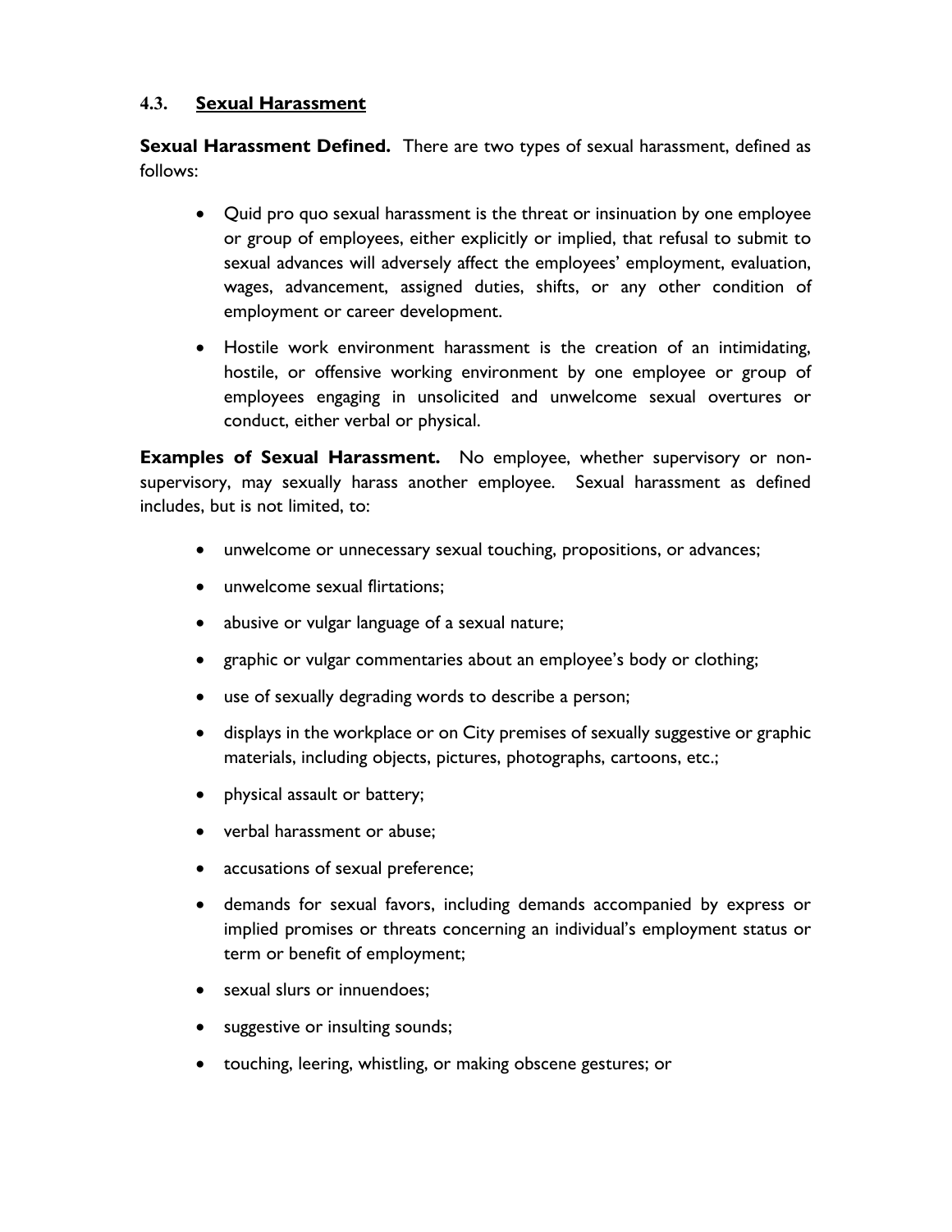### 4.3. Sexual Harassment

**Sexual Harassment Defined.** There are two types of sexual harassment, defined as follows:

- Quid pro quo sexual harassment is the threat or insinuation by one employee or group of employees, either explicitly or implied, that refusal to submit to sexual advances will adversely affect the employees' employment, evaluation, wages, advancement, assigned duties, shifts, or any other condition of employment or career development.
- Hostile work environment harassment is the creation of an intimidating, hostile, or offensive working environment by one employee or group of employees engaging in unsolicited and unwelcome sexual overtures or conduct, either verbal or physical.

**Examples of Sexual Harassment.** No employee, whether supervisory or non-supervisory, may sexually harass another employee. Sexual harassment as defined includes, but is not limited, to:

- unwelcome or unnecessary sexual touching, propositions, or advances;
- unwelcome sexual flirtations;
- abusive or vulgar language of a sexual nature;
- graphic or vulgar commentaries about an employee's body or clothing;
- use of sexually degrading words to describe a person;
- displays in the workplace or on City premises of sexually suggestive or graphic materials, including objects, pictures, photographs, cartoons, etc.;
- physical assault or battery;
- verbal harassment or abuse;
- accusations of sexual preference;
- demands for sexual favors, including demands accompanied by express or implied promises or threats concerning an individual's employment status or term or benefit of employment;
- sexual slurs or innuendoes;
- suggestive or insulting sounds;
- touching, leering, whistling, or making obscene gestures; or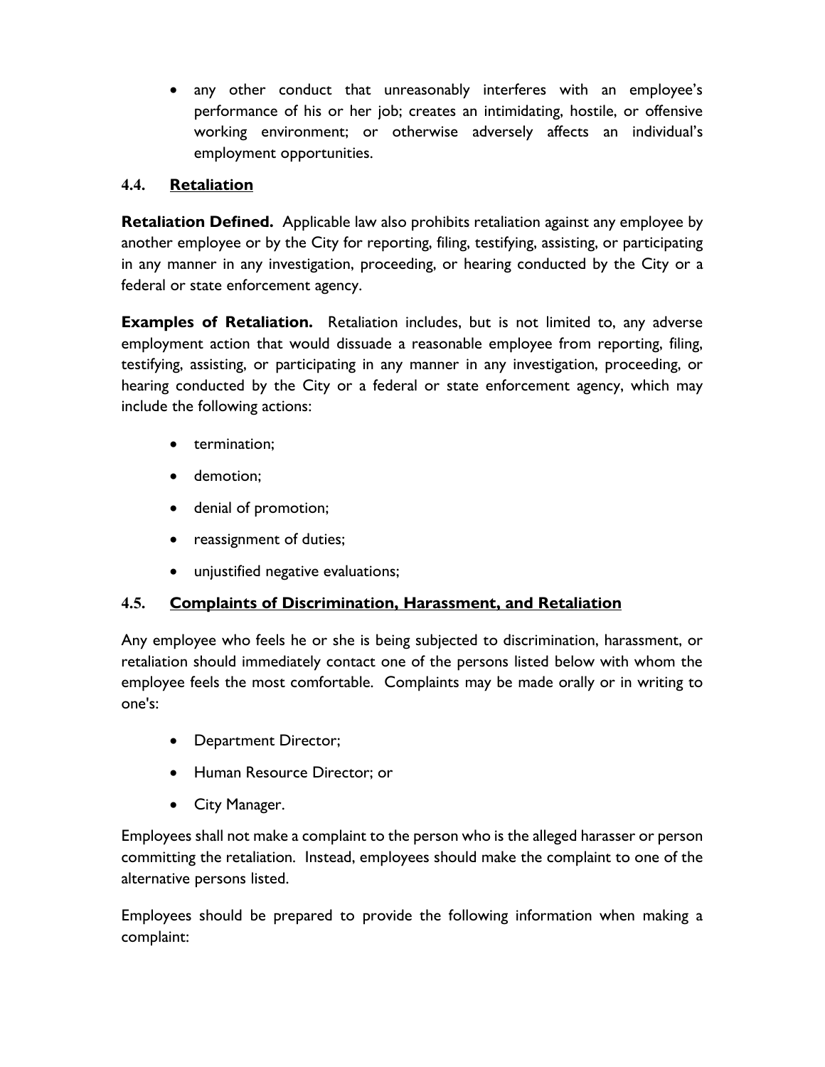- any other conduct that unreasonably interferes with an employee's performance of his or her job; creates an intimidating, hostile, or offensive working environment; or otherwise adversely affects an individual's employment opportunities.

### 4.4. Retaliation

**Retaliation Defined.** Applicable law also prohibits retaliation against any employee by another employee or by the City for reporting, filing, testifying, assisting, or participating in any manner in any investigation, proceeding, or hearing conducted by the City or a federal or state enforcement agency.

**Examples of Retaliation.** Retaliation includes, but is not limited to, any adverse employment action that would dissuade a reasonable employee from reporting, filing, testifying, assisting, or participating in any manner in any investigation, proceeding, or hearing conducted by the City or a federal or state enforcement agency, which may include the following actions:

- termination;
- demotion;
- denial of promotion;
- reassignment of duties;
- unjustified negative evaluations;

### 4.5. Complaints of Discrimination, Harassment, and Retaliation

Any employee who feels he or she is being subjected to discrimination, harassment, or retaliation should immediately contact one of the persons listed below with whom the employee feels the most comfortable. Complaints may be made orally or in writing to one's:

- Department Director;
- Human Resource Director; or
- City Manager.

Employees shall not make a complaint to the person who is the alleged harasser or person committing the retaliation. Instead, employees should make the complaint to one of the alternative persons listed.

Employees should be prepared to provide the following information when making a complaint: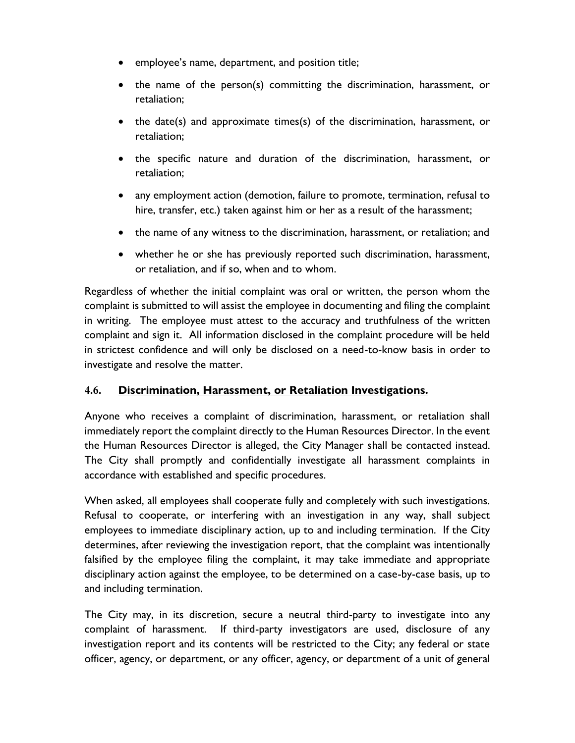- employee's name, department, and position title;
- the name of the person(s) committing the discrimination, harassment, or retaliation;
- the date(s) and approximate times(s) of the discrimination, harassment, or retaliation;
- the specific nature and duration of the discrimination, harassment, or retaliation;
- any employment action (demotion, failure to promote, termination, refusal to hire, transfer, etc.) taken against him or her as a result of the harassment;
- the name of any witness to the discrimination, harassment, or retaliation; and
- whether he or she has previously reported such discrimination, harassment, or retaliation, and if so, when and to whom.

Regardless of whether the initial complaint was oral or written, the person whom the complaint is submitted to will assist the employee in documenting and filing the complaint in writing. The employee must attest to the accuracy and truthfulness of the written complaint and sign it. All information disclosed in the complaint procedure will be held in strictest confidence and will only be disclosed on a need-to-know basis in order to investigate and resolve the matter.

### 4.6. Discrimination, Harassment, or Retaliation Investigations.

Anyone who receives a complaint of discrimination, harassment, or retaliation shall immediately report the complaint directly to the Human Resources Director. In the event the Human Resources Director is alleged, the City Manager shall be contacted instead. The City shall promptly and confidentially investigate all harassment complaints in accordance with established and specific procedures.

When asked, all employees shall cooperate fully and completely with such investigations. Refusal to cooperate, or interfering with an investigation in any way, shall subject employees to immediate disciplinary action, up to and including termination. If the City determines, after reviewing the investigation report, that the complaint was intentionally falsified by the employee filing the complaint, it may take immediate and appropriate disciplinary action against the employee, to be determined on a case-by-case basis, up to and including termination.

The City may, in its discretion, secure a neutral third-party to investigate into any complaint of harassment. If third-party investigators are used, disclosure of any investigation report and its contents will be restricted to the City; any federal or state officer, agency, or department, or any officer, agency, or department of a unit of general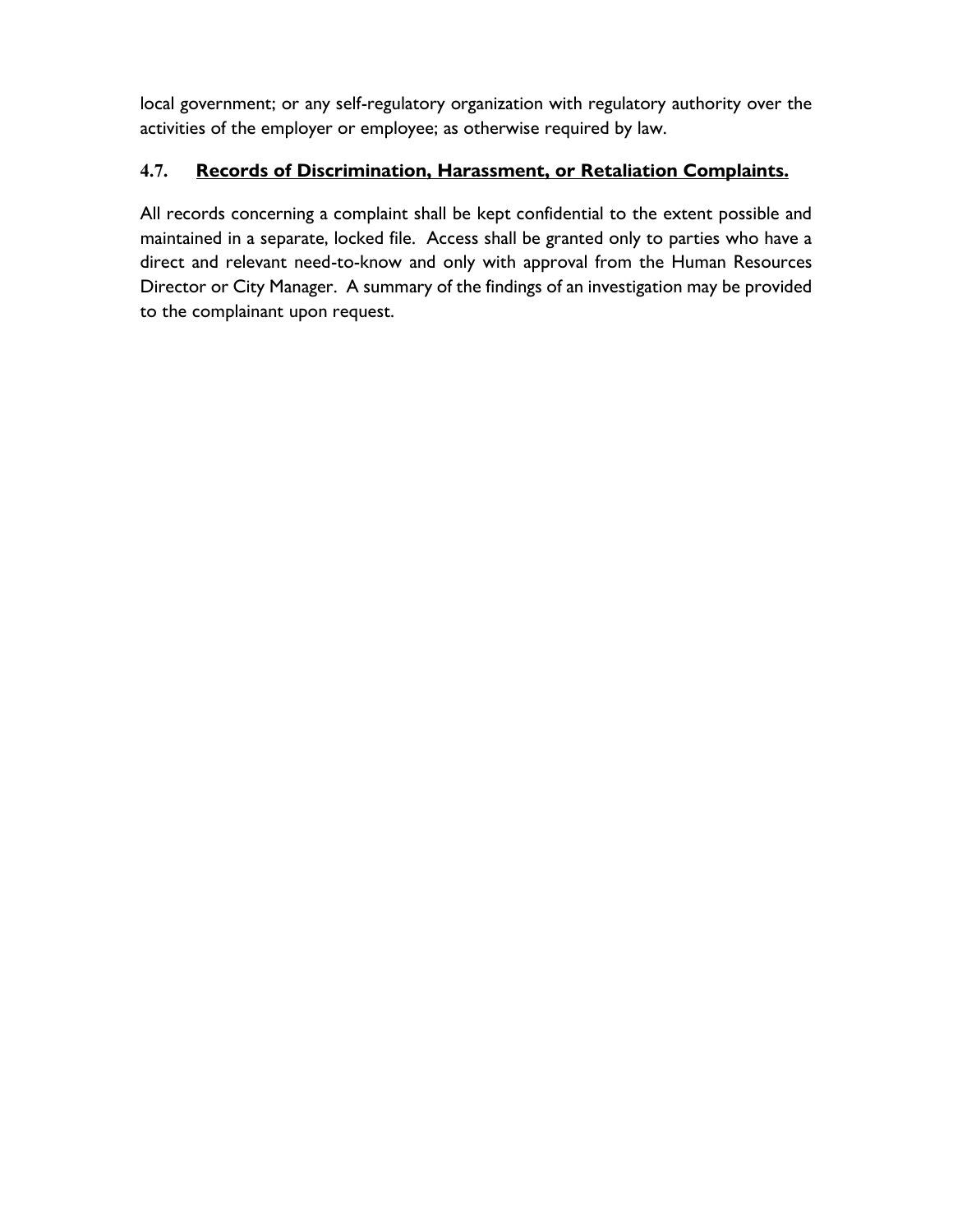local government; or any self-regulatory organization with regulatory authority over the activities of the employer or employee; as otherwise required by law.

### 4.7. <u>**Records of Discrimination, Harassment, or Retaliation Complaints.**</u>

All records concerning a complaint shall be kept confidential to the extent possible and maintained in a separate, locked file. Access shall be granted only to parties who have a direct and relevant need-to-know and only with approval from the Human Resources Director or City Manager. A summary of the findings of an investigation may be provided to the complainant upon request.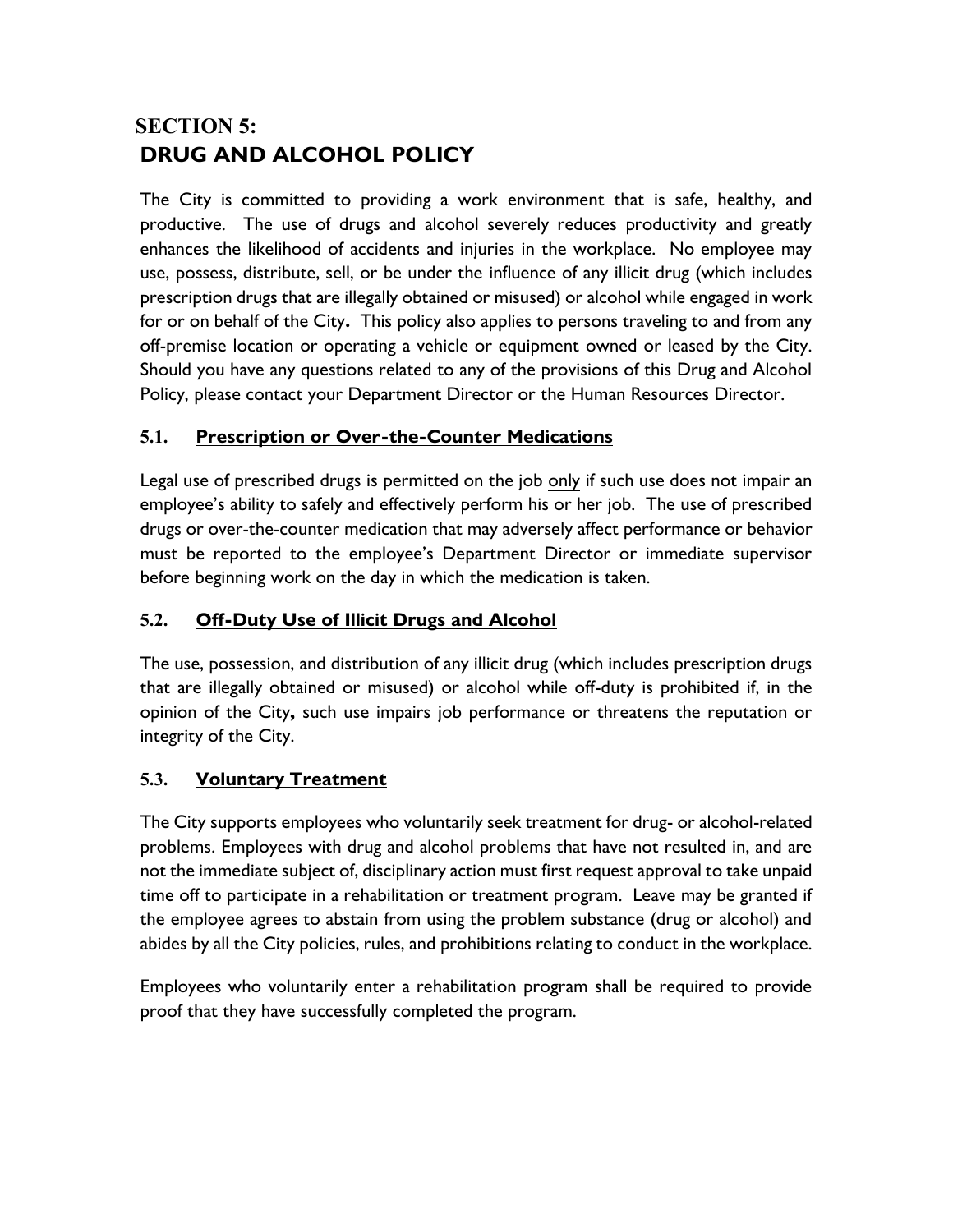# SECTION 5:
# DRUG AND ALCOHOL POLICY

The City is committed to providing a work environment that is safe, healthy, and productive. The use of drugs and alcohol severely reduces productivity and greatly enhances the likelihood of accidents and injuries in the workplace. No employee may use, possess, distribute, sell, or be under the influence of any illicit drug (which includes prescription drugs that are illegally obtained or misused) or alcohol while engaged in work for or on behalf of the City**.** This policy also applies to persons traveling to and from any off-premise location or operating a vehicle or equipment owned or leased by the City. Should you have any questions related to any of the provisions of this Drug and Alcohol Policy, please contact your Department Director or the Human Resources Director.

## 5.1. Prescription or Over-the-Counter Medications

Legal use of prescribed drugs is permitted on the job <u>only</u> if such use does not impair an employee's ability to safely and effectively perform his or her job. The use of prescribed drugs or over-the-counter medication that may adversely affect performance or behavior must be reported to the employee's Department Director or immediate supervisor before beginning work on the day in which the medication is taken.

## 5.2. Off-Duty Use of Illicit Drugs and Alcohol

The use, possession, and distribution of any illicit drug (which includes prescription drugs that are illegally obtained or misused) or alcohol while off-duty is prohibited if, in the opinion of the City**,** such use impairs job performance or threatens the reputation or integrity of the City.

## 5.3. Voluntary Treatment

The City supports employees who voluntarily seek treatment for drug- or alcohol-related problems. Employees with drug and alcohol problems that have not resulted in, and are not the immediate subject of, disciplinary action must first request approval to take unpaid time off to participate in a rehabilitation or treatment program. Leave may be granted if the employee agrees to abstain from using the problem substance (drug or alcohol) and abides by all the City policies, rules, and prohibitions relating to conduct in the workplace.

Employees who voluntarily enter a rehabilitation program shall be required to provide proof that they have successfully completed the program.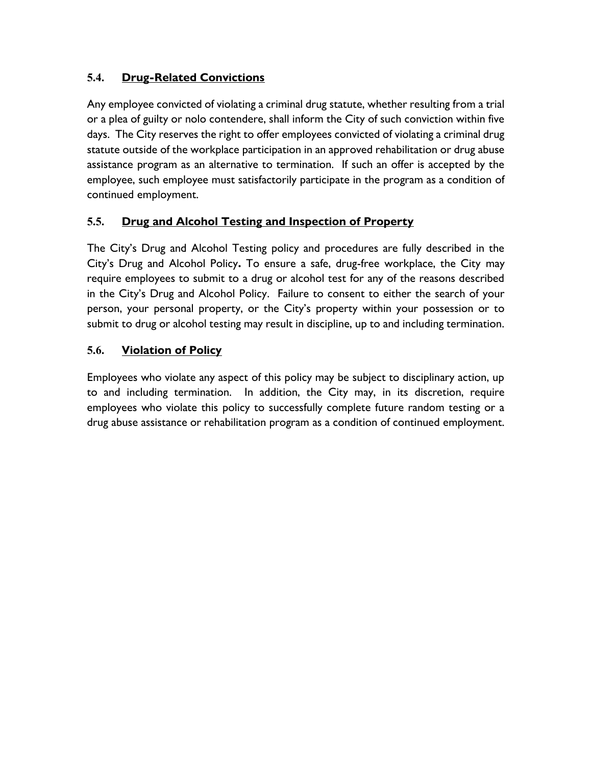### 5.4. Drug-Related Convictions

Any employee convicted of violating a criminal drug statute, whether resulting from a trial or a plea of guilty or nolo contendere, shall inform the City of such conviction within five days. The City reserves the right to offer employees convicted of violating a criminal drug statute outside of the workplace participation in an approved rehabilitation or drug abuse assistance program as an alternative to termination. If such an offer is accepted by the employee, such employee must satisfactorily participate in the program as a condition of continued employment.

### 5.5. Drug and Alcohol Testing and Inspection of Property

The City's Drug and Alcohol Testing policy and procedures are fully described in the City's Drug and Alcohol Policy**.** To ensure a safe, drug-free workplace, the City may require employees to submit to a drug or alcohol test for any of the reasons described in the City's Drug and Alcohol Policy. Failure to consent to either the search of your person, your personal property, or the City's property within your possession or to submit to drug or alcohol testing may result in discipline, up to and including termination.

### 5.6. Violation of Policy

Employees who violate any aspect of this policy may be subject to disciplinary action, up to and including termination. In addition, the City may, in its discretion, require employees who violate this policy to successfully complete future random testing or a drug abuse assistance or rehabilitation program as a condition of continued employment.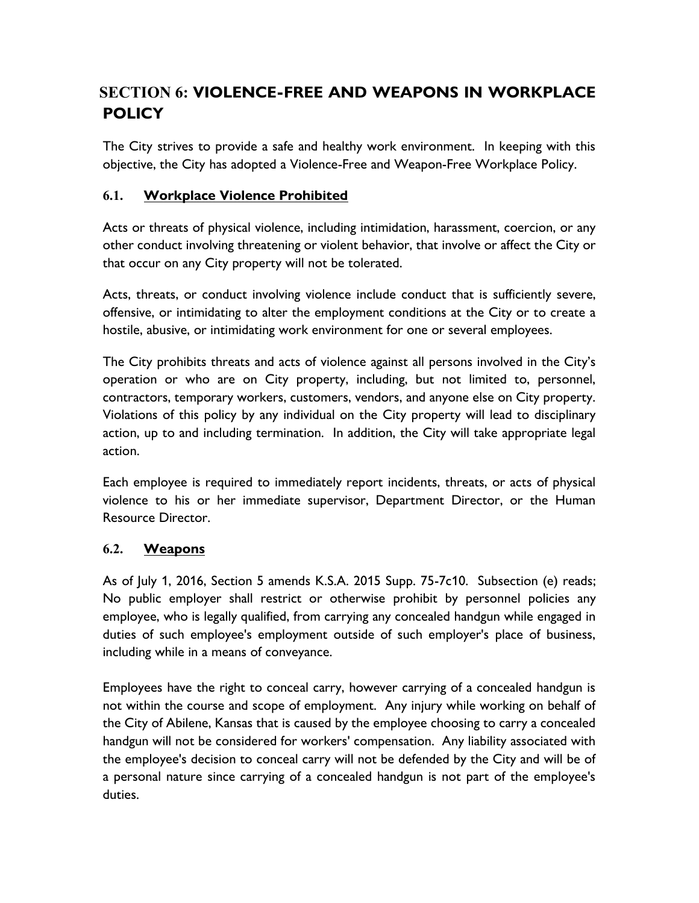# SECTION 6: VIOLENCE-FREE AND WEAPONS IN WORKPLACE POLICY

The City strives to provide a safe and healthy work environment. In keeping with this objective, the City has adopted a Violence-Free and Weapon-Free Workplace Policy.

## 6.1. Workplace Violence Prohibited

Acts or threats of physical violence, including intimidation, harassment, coercion, or any other conduct involving threatening or violent behavior, that involve or affect the City or that occur on any City property will not be tolerated.

Acts, threats, or conduct involving violence include conduct that is sufficiently severe, offensive, or intimidating to alter the employment conditions at the City or to create a hostile, abusive, or intimidating work environment for one or several employees.

The City prohibits threats and acts of violence against all persons involved in the City's operation or who are on City property, including, but not limited to, personnel, contractors, temporary workers, customers, vendors, and anyone else on City property. Violations of this policy by any individual on the City property will lead to disciplinary action, up to and including termination. In addition, the City will take appropriate legal action.

Each employee is required to immediately report incidents, threats, or acts of physical violence to his or her immediate supervisor, Department Director, or the Human Resource Director.

## 6.2. Weapons

As of July 1, 2016, Section 5 amends K.S.A. 2015 Supp. 75-7c10. Subsection (e) reads; No public employer shall restrict or otherwise prohibit by personnel policies any employee, who is legally qualified, from carrying any concealed handgun while engaged in duties of such employee's employment outside of such employer's place of business, including while in a means of conveyance.

Employees have the right to conceal carry, however carrying of a concealed handgun is not within the course and scope of employment. Any injury while working on behalf of the City of Abilene, Kansas that is caused by the employee choosing to carry a concealed handgun will not be considered for workers' compensation. Any liability associated with the employee's decision to conceal carry will not be defended by the City and will be of a personal nature since carrying of a concealed handgun is not part of the employee's duties.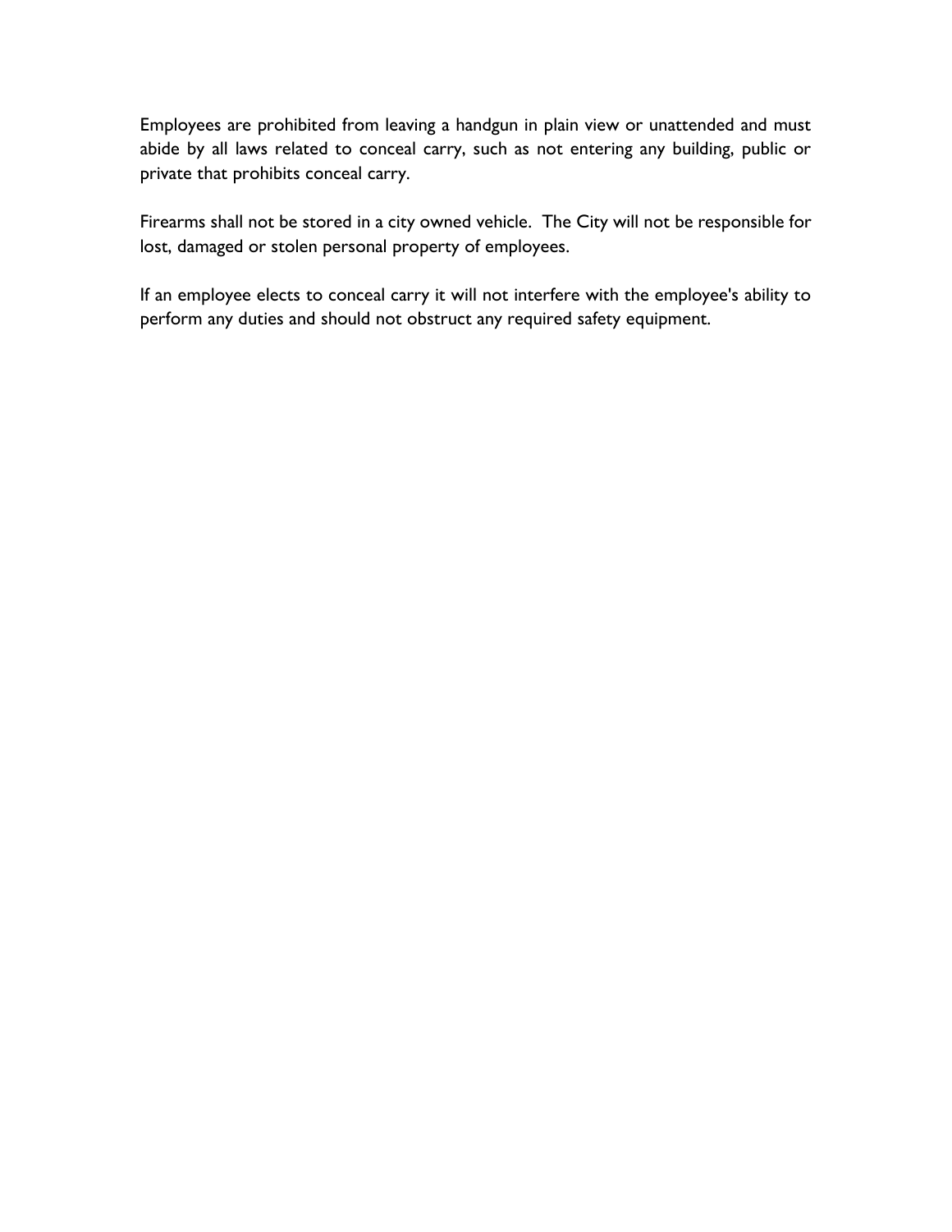Employees are prohibited from leaving a handgun in plain view or unattended and must abide by all laws related to conceal carry, such as not entering any building, public or private that prohibits conceal carry.

Firearms shall not be stored in a city owned vehicle. The City will not be responsible for lost, damaged or stolen personal property of employees.

If an employee elects to conceal carry it will not interfere with the employee's ability to perform any duties and should not obstruct any required safety equipment.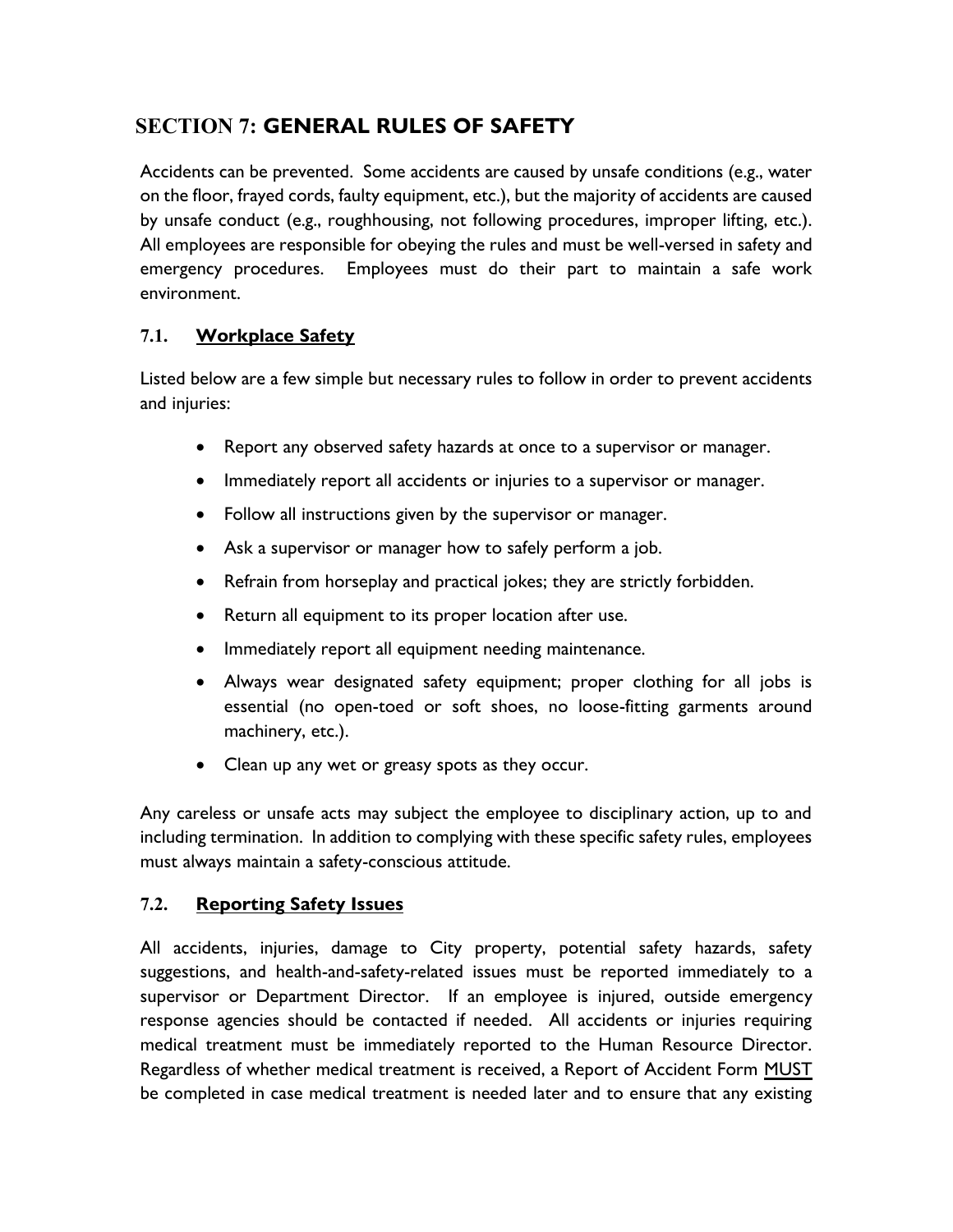## SECTION 7: GENERAL RULES OF SAFETY

Accidents can be prevented. Some accidents are caused by unsafe conditions (e.g., water on the floor, frayed cords, faulty equipment, etc.), but the majority of accidents are caused by unsafe conduct (e.g., roughhousing, not following procedures, improper lifting, etc.). All employees are responsible for obeying the rules and must be well-versed in safety and emergency procedures. Employees must do their part to maintain a safe work environment.

### 7.1. Workplace Safety

Listed below are a few simple but necessary rules to follow in order to prevent accidents and injuries:

- Report any observed safety hazards at once to a supervisor or manager.
- Immediately report all accidents or injuries to a supervisor or manager.
- Follow all instructions given by the supervisor or manager.
- Ask a supervisor or manager how to safely perform a job.
- Refrain from horseplay and practical jokes; they are strictly forbidden.
- Return all equipment to its proper location after use.
- Immediately report all equipment needing maintenance.
- Always wear designated safety equipment; proper clothing for all jobs is essential (no open-toed or soft shoes, no loose-fitting garments around machinery, etc.).
- Clean up any wet or greasy spots as they occur.

Any careless or unsafe acts may subject the employee to disciplinary action, up to and including termination. In addition to complying with these specific safety rules, employees must always maintain a safety-conscious attitude.

### 7.2. Reporting Safety Issues

All accidents, injuries, damage to City property, potential safety hazards, safety suggestions, and health-and-safety-related issues must be reported immediately to a supervisor or Department Director. If an employee is injured, outside emergency response agencies should be contacted if needed. All accidents or injuries requiring medical treatment must be immediately reported to the Human Resource Director. Regardless of whether medical treatment is received, a Report of Accident Form MUST be completed in case medical treatment is needed later and to ensure that any existing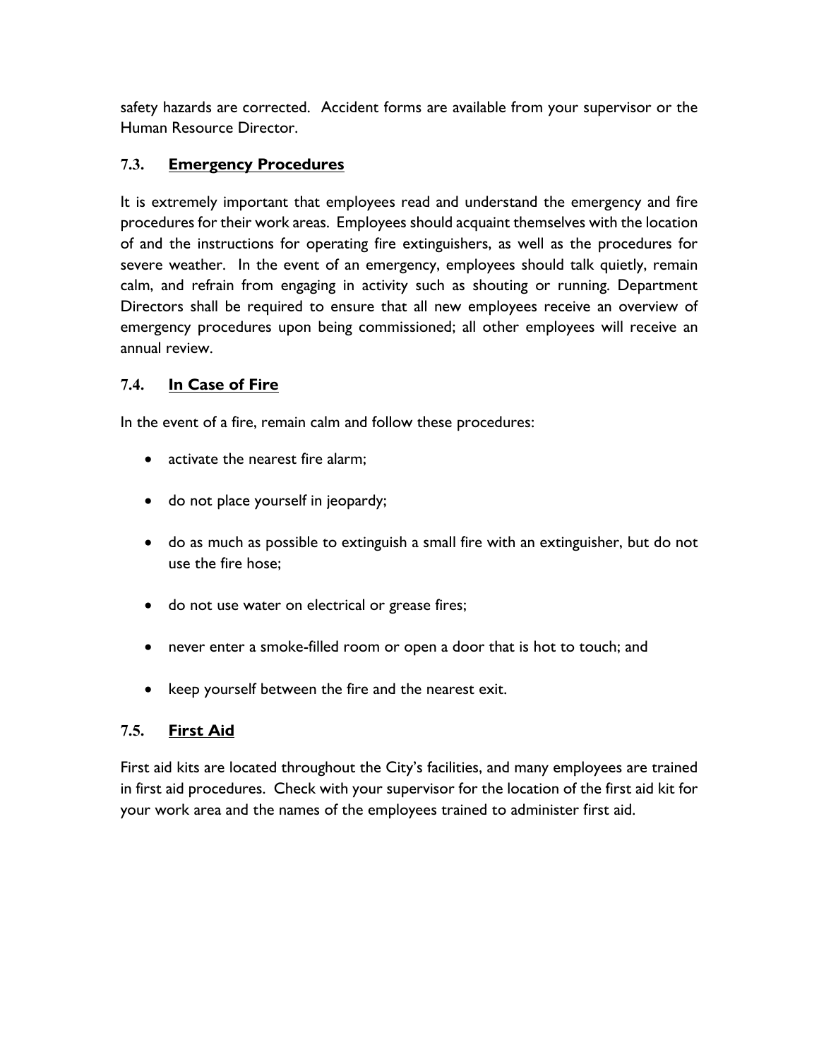safety hazards are corrected. Accident forms are available from your supervisor or the Human Resource Director.

### 7.3. **Emergency Procedures**

It is extremely important that employees read and understand the emergency and fire procedures for their work areas. Employees should acquaint themselves with the location of and the instructions for operating fire extinguishers, as well as the procedures for severe weather. In the event of an emergency, employees should talk quietly, remain calm, and refrain from engaging in activity such as shouting or running. Department Directors shall be required to ensure that all new employees receive an overview of emergency procedures upon being commissioned; all other employees will receive an annual review.

### 7.4. **In Case of Fire**

In the event of a fire, remain calm and follow these procedures:

- activate the nearest fire alarm;
- do not place yourself in jeopardy;
- do as much as possible to extinguish a small fire with an extinguisher, but do not use the fire hose;
- do not use water on electrical or grease fires;
- never enter a smoke-filled room or open a door that is hot to touch; and
- keep yourself between the fire and the nearest exit.

### 7.5. **First Aid**

First aid kits are located throughout the City's facilities, and many employees are trained in first aid procedures. Check with your supervisor for the location of the first aid kit for your work area and the names of the employees trained to administer first aid.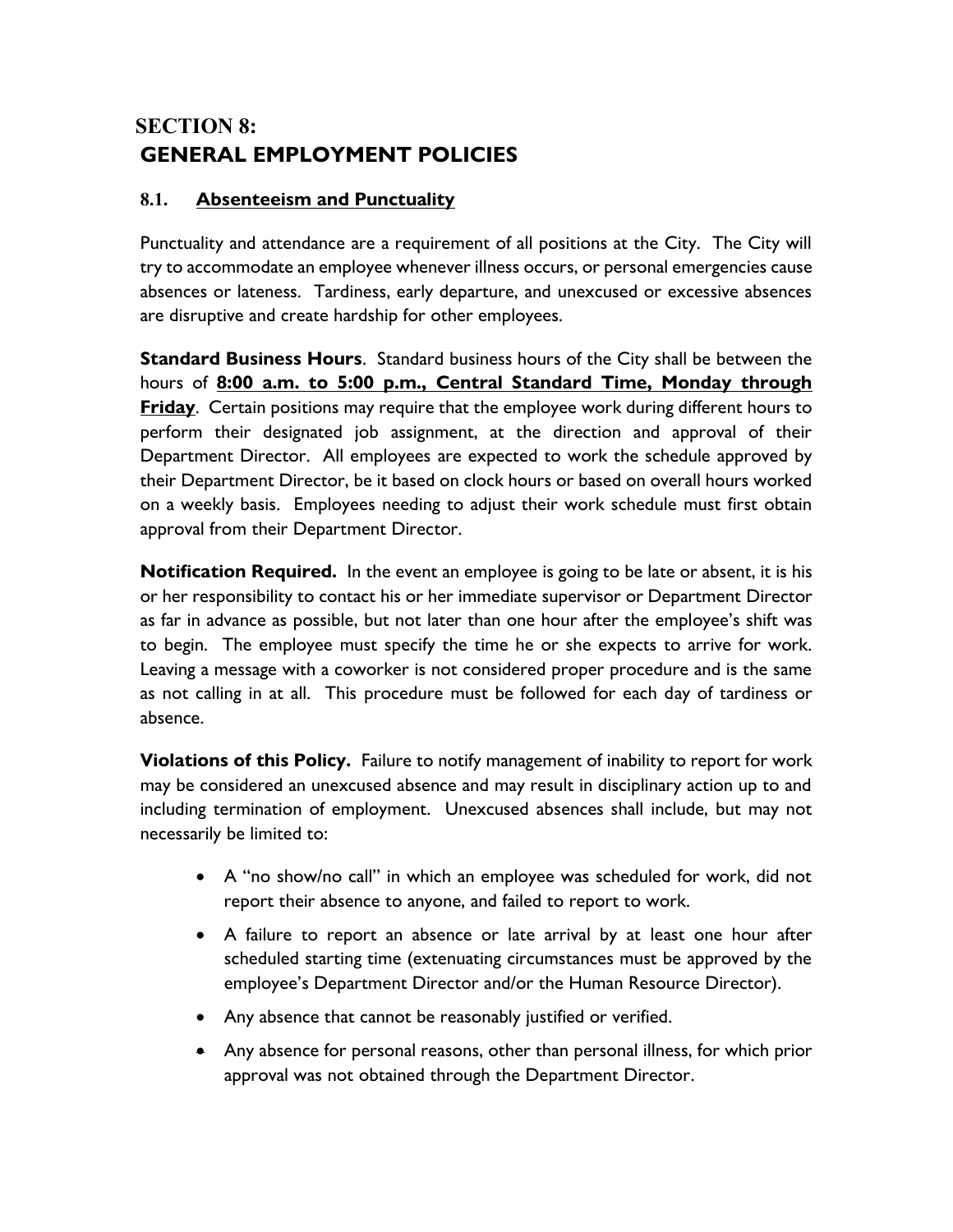# SECTION 8:
# GENERAL EMPLOYMENT POLICIES

## 8.1. Absenteeism and Punctuality

Punctuality and attendance are a requirement of all positions at the City. The City will try to accommodate an employee whenever illness occurs, or personal emergencies cause absences or lateness. Tardiness, early departure, and unexcused or excessive absences are disruptive and create hardship for other employees.

**Standard Business Hours**. Standard business hours of the City shall be between the hours of **8:00 a.m. to 5:00 p.m., Central Standard Time, Monday through Friday**. Certain positions may require that the employee work during different hours to perform their designated job assignment, at the direction and approval of their Department Director. All employees are expected to work the schedule approved by their Department Director, be it based on clock hours or based on overall hours worked on a weekly basis. Employees needing to adjust their work schedule must first obtain approval from their Department Director.

**Notification Required.** In the event an employee is going to be late or absent, it is his or her responsibility to contact his or her immediate supervisor or Department Director as far in advance as possible, but not later than one hour after the employee's shift was to begin. The employee must specify the time he or she expects to arrive for work. Leaving a message with a coworker is not considered proper procedure and is the same as not calling in at all. This procedure must be followed for each day of tardiness or absence.

**Violations of this Policy.** Failure to notify management of inability to report for work may be considered an unexcused absence and may result in disciplinary action up to and including termination of employment. Unexcused absences shall include, but may not necessarily be limited to:

- A "no show/no call" in which an employee was scheduled for work, did not report their absence to anyone, and failed to report to work.
- A failure to report an absence or late arrival by at least one hour after scheduled starting time (extenuating circumstances must be approved by the employee's Department Director and/or the Human Resource Director).
- Any absence that cannot be reasonably justified or verified.
- Any absence for personal reasons, other than personal illness, for which prior approval was not obtained through the Department Director.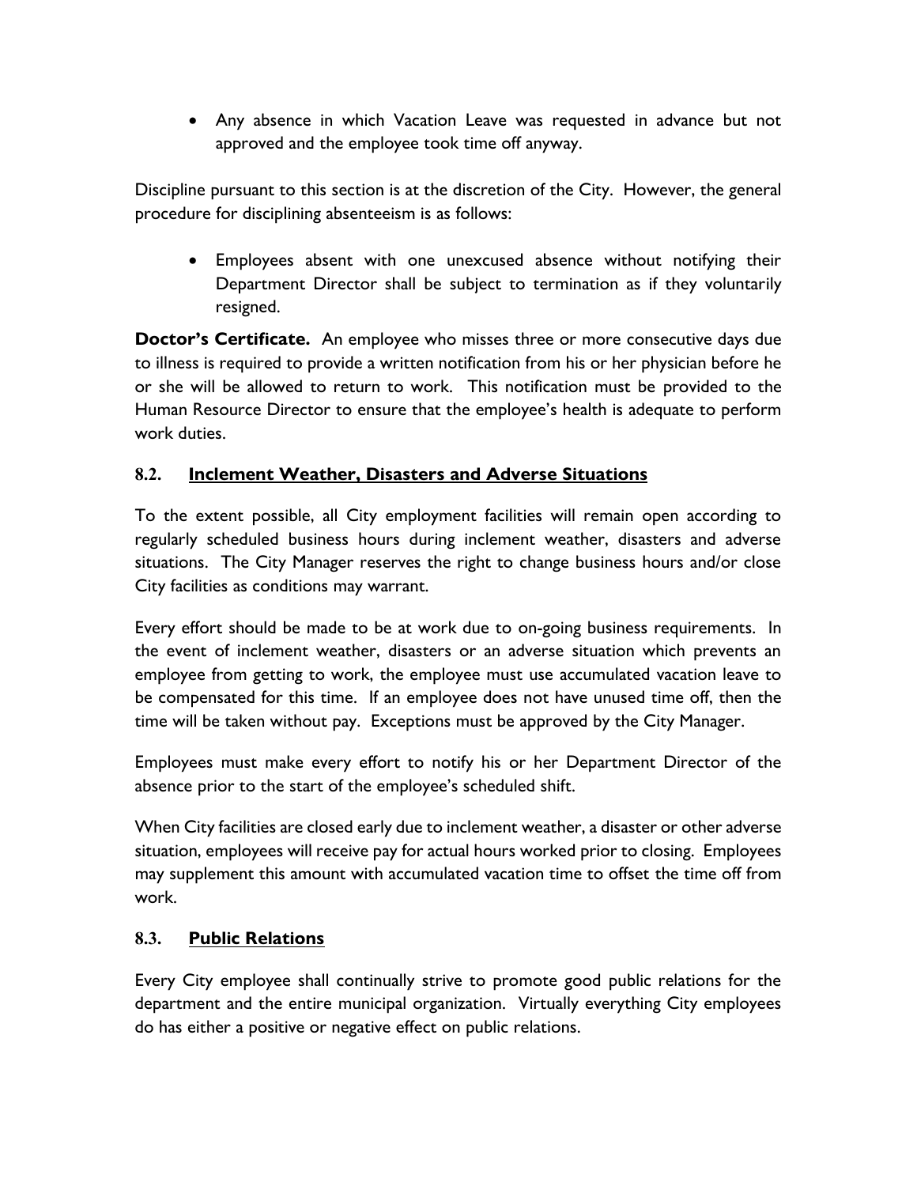- Any absence in which Vacation Leave was requested in advance but not approved and the employee took time off anyway.

Discipline pursuant to this section is at the discretion of the City. However, the general procedure for disciplining absenteeism is as follows:

- Employees absent with one unexcused absence without notifying their Department Director shall be subject to termination as if they voluntarily resigned.

**Doctor's Certificate.** An employee who misses three or more consecutive days due to illness is required to provide a written notification from his or her physician before he or she will be allowed to return to work. This notification must be provided to the Human Resource Director to ensure that the employee's health is adequate to perform work duties.

## 8.2. Inclement Weather, Disasters and Adverse Situations

To the extent possible, all City employment facilities will remain open according to regularly scheduled business hours during inclement weather, disasters and adverse situations. The City Manager reserves the right to change business hours and/or close City facilities as conditions may warrant.

Every effort should be made to be at work due to on-going business requirements. In the event of inclement weather, disasters or an adverse situation which prevents an employee from getting to work, the employee must use accumulated vacation leave to be compensated for this time. If an employee does not have unused time off, then the time will be taken without pay. Exceptions must be approved by the City Manager.

Employees must make every effort to notify his or her Department Director of the absence prior to the start of the employee's scheduled shift.

When City facilities are closed early due to inclement weather, a disaster or other adverse situation, employees will receive pay for actual hours worked prior to closing. Employees may supplement this amount with accumulated vacation time to offset the time off from work.

## 8.3. Public Relations

Every City employee shall continually strive to promote good public relations for the department and the entire municipal organization. Virtually everything City employees do has either a positive or negative effect on public relations.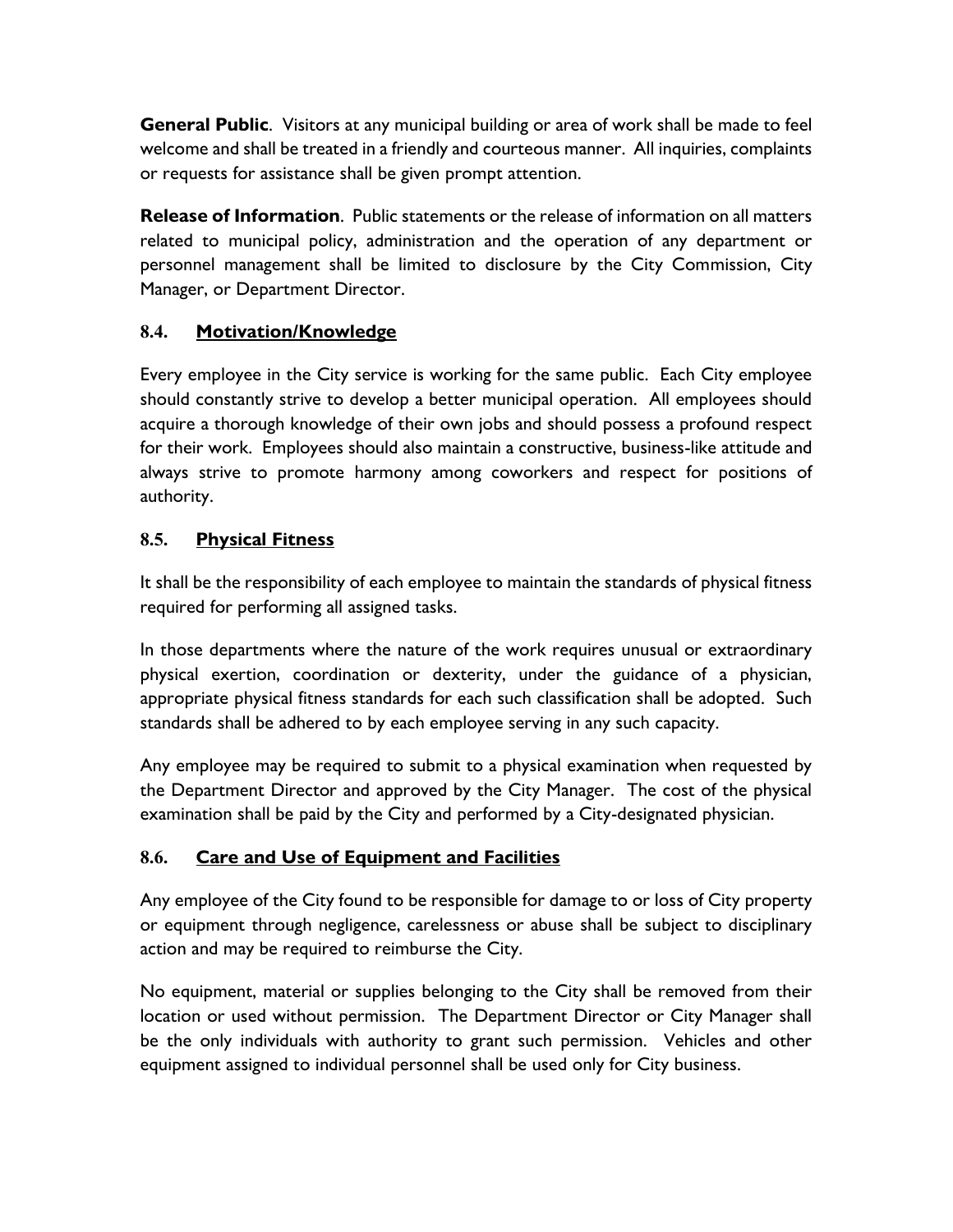**General Public**. Visitors at any municipal building or area of work shall be made to feel welcome and shall be treated in a friendly and courteous manner. All inquiries, complaints or requests for assistance shall be given prompt attention.

**Release of Information**. Public statements or the release of information on all matters related to municipal policy, administration and the operation of any department or personnel management shall be limited to disclosure by the City Commission, City Manager, or Department Director.

### 8.4. Motivation/Knowledge

Every employee in the City service is working for the same public. Each City employee should constantly strive to develop a better municipal operation. All employees should acquire a thorough knowledge of their own jobs and should possess a profound respect for their work. Employees should also maintain a constructive, business-like attitude and always strive to promote harmony among coworkers and respect for positions of authority.

### 8.5. Physical Fitness

It shall be the responsibility of each employee to maintain the standards of physical fitness required for performing all assigned tasks.

In those departments where the nature of the work requires unusual or extraordinary physical exertion, coordination or dexterity, under the guidance of a physician, appropriate physical fitness standards for each such classification shall be adopted. Such standards shall be adhered to by each employee serving in any such capacity.

Any employee may be required to submit to a physical examination when requested by the Department Director and approved by the City Manager. The cost of the physical examination shall be paid by the City and performed by a City-designated physician.

### 8.6. Care and Use of Equipment and Facilities

Any employee of the City found to be responsible for damage to or loss of City property or equipment through negligence, carelessness or abuse shall be subject to disciplinary action and may be required to reimburse the City.

No equipment, material or supplies belonging to the City shall be removed from their location or used without permission. The Department Director or City Manager shall be the only individuals with authority to grant such permission. Vehicles and other equipment assigned to individual personnel shall be used only for City business.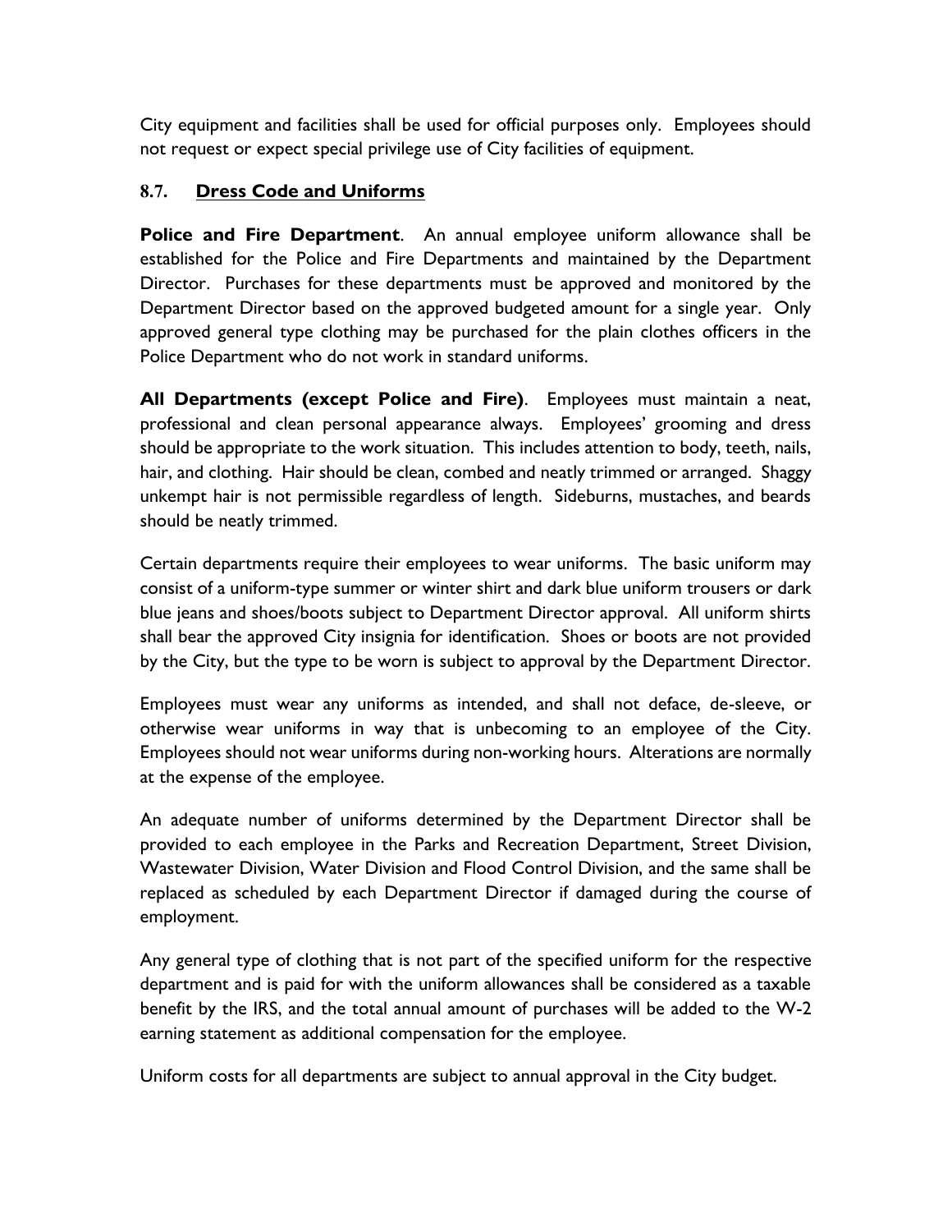City equipment and facilities shall be used for official purposes only. Employees should not request or expect special privilege use of City facilities of equipment.

## 8.7. Dress Code and Uniforms

**Police and Fire Department**. An annual employee uniform allowance shall be established for the Police and Fire Departments and maintained by the Department Director. Purchases for these departments must be approved and monitored by the Department Director based on the approved budgeted amount for a single year. Only approved general type clothing may be purchased for the plain clothes officers in the Police Department who do not work in standard uniforms.

**All Departments (except Police and Fire)**. Employees must maintain a neat, professional and clean personal appearance always. Employees' grooming and dress should be appropriate to the work situation. This includes attention to body, teeth, nails, hair, and clothing. Hair should be clean, combed and neatly trimmed or arranged. Shaggy unkempt hair is not permissible regardless of length. Sideburns, mustaches, and beards should be neatly trimmed.

Certain departments require their employees to wear uniforms. The basic uniform may consist of a uniform-type summer or winter shirt and dark blue uniform trousers or dark blue jeans and shoes/boots subject to Department Director approval. All uniform shirts shall bear the approved City insignia for identification. Shoes or boots are not provided by the City, but the type to be worn is subject to approval by the Department Director.

Employees must wear any uniforms as intended, and shall not deface, de-sleeve, or otherwise wear uniforms in way that is unbecoming to an employee of the City. Employees should not wear uniforms during non-working hours. Alterations are normally at the expense of the employee.

An adequate number of uniforms determined by the Department Director shall be provided to each employee in the Parks and Recreation Department, Street Division, Wastewater Division, Water Division and Flood Control Division, and the same shall be replaced as scheduled by each Department Director if damaged during the course of employment.

Any general type of clothing that is not part of the specified uniform for the respective department and is paid for with the uniform allowances shall be considered as a taxable benefit by the IRS, and the total annual amount of purchases will be added to the W-2 earning statement as additional compensation for the employee.

Uniform costs for all departments are subject to annual approval in the City budget.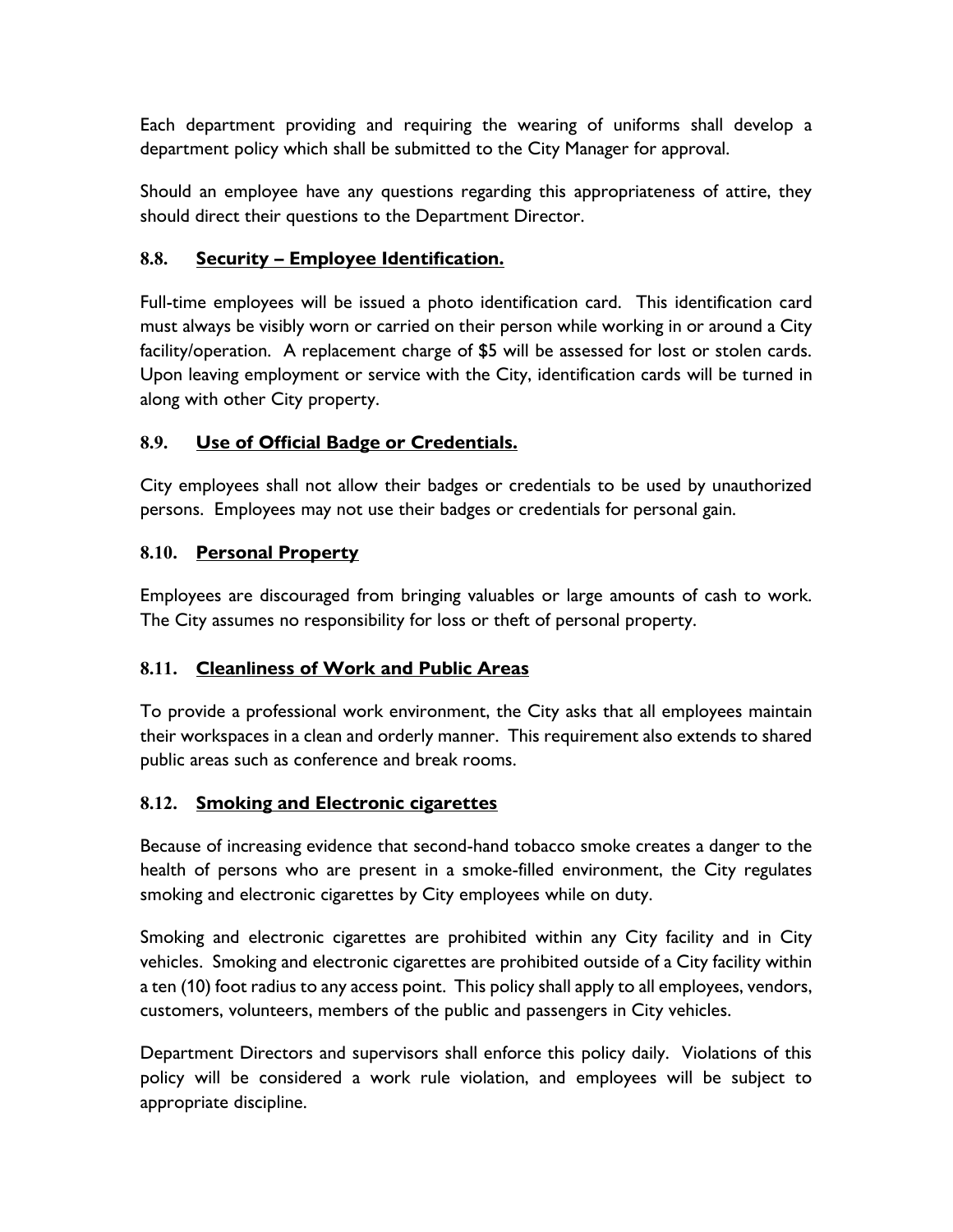Each department providing and requiring the wearing of uniforms shall develop a department policy which shall be submitted to the City Manager for approval.

Should an employee have any questions regarding this appropriateness of attire, they should direct their questions to the Department Director.

### 8.8. <u>Security – Employee Identification.</u>

Full-time employees will be issued a photo identification card. This identification card must always be visibly worn or carried on their person while working in or around a City facility/operation. A replacement charge of $5 will be assessed for lost or stolen cards. Upon leaving employment or service with the City, identification cards will be turned in along with other City property.

### 8.9. <u>Use of Official Badge or Credentials.</u>

City employees shall not allow their badges or credentials to be used by unauthorized persons. Employees may not use their badges or credentials for personal gain.

### 8.10. <u>Personal Property</u>

Employees are discouraged from bringing valuables or large amounts of cash to work. The City assumes no responsibility for loss or theft of personal property.

### 8.11. <u>Cleanliness of Work and Public Areas</u>

To provide a professional work environment, the City asks that all employees maintain their workspaces in a clean and orderly manner. This requirement also extends to shared public areas such as conference and break rooms.

### 8.12. <u>Smoking and Electronic cigarettes</u>

Because of increasing evidence that second-hand tobacco smoke creates a danger to the health of persons who are present in a smoke-filled environment, the City regulates smoking and electronic cigarettes by City employees while on duty.

Smoking and electronic cigarettes are prohibited within any City facility and in City vehicles. Smoking and electronic cigarettes are prohibited outside of a City facility within a ten (10) foot radius to any access point. This policy shall apply to all employees, vendors, customers, volunteers, members of the public and passengers in City vehicles.

Department Directors and supervisors shall enforce this policy daily. Violations of this policy will be considered a work rule violation, and employees will be subject to appropriate discipline.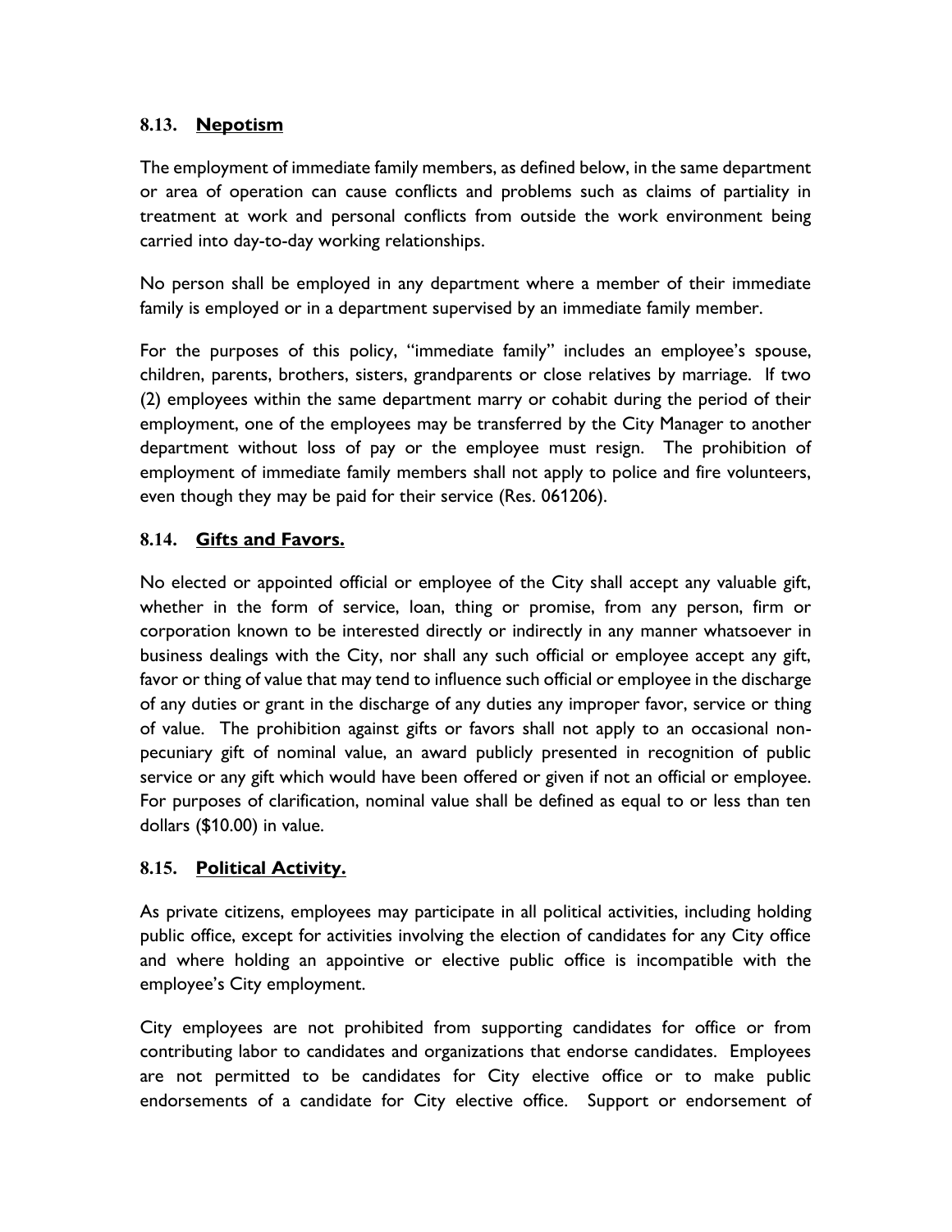### 8.13. Nepotism

The employment of immediate family members, as defined below, in the same department or area of operation can cause conflicts and problems such as claims of partiality in treatment at work and personal conflicts from outside the work environment being carried into day-to-day working relationships.

No person shall be employed in any department where a member of their immediate family is employed or in a department supervised by an immediate family member.

For the purposes of this policy, "immediate family" includes an employee's spouse, children, parents, brothers, sisters, grandparents or close relatives by marriage. If two (2) employees within the same department marry or cohabit during the period of their employment, one of the employees may be transferred by the City Manager to another department without loss of pay or the employee must resign. The prohibition of employment of immediate family members shall not apply to police and fire volunteers, even though they may be paid for their service (Res. 061206).

### 8.14. Gifts and Favors.

No elected or appointed official or employee of the City shall accept any valuable gift, whether in the form of service, loan, thing or promise, from any person, firm or corporation known to be interested directly or indirectly in any manner whatsoever in business dealings with the City, nor shall any such official or employee accept any gift, favor or thing of value that may tend to influence such official or employee in the discharge of any duties or grant in the discharge of any duties any improper favor, service or thing of value. The prohibition against gifts or favors shall not apply to an occasional non-pecuniary gift of nominal value, an award publicly presented in recognition of public service or any gift which would have been offered or given if not an official or employee. For purposes of clarification, nominal value shall be defined as equal to or less than ten dollars ($10.00) in value.

### 8.15. Political Activity.

As private citizens, employees may participate in all political activities, including holding public office, except for activities involving the election of candidates for any City office and where holding an appointive or elective public office is incompatible with the employee's City employment.

City employees are not prohibited from supporting candidates for office or from contributing labor to candidates and organizations that endorse candidates. Employees are not permitted to be candidates for City elective office or to make public endorsements of a candidate for City elective office. Support or endorsement of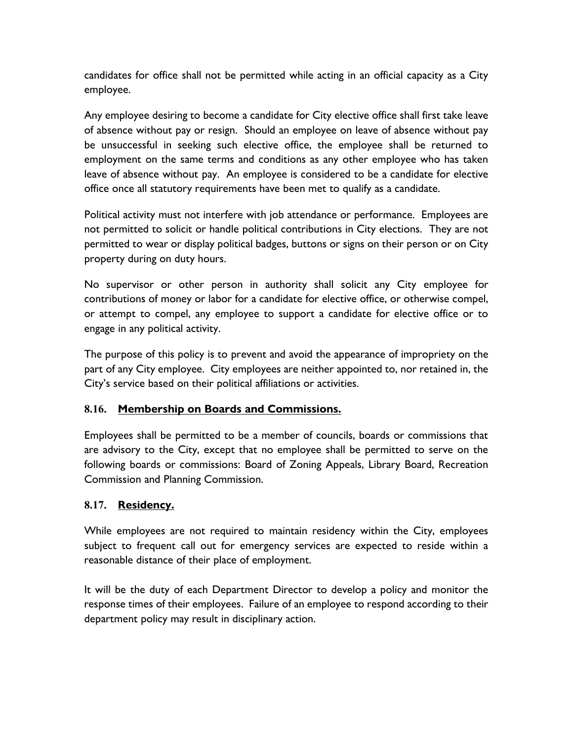candidates for office shall not be permitted while acting in an official capacity as a City employee.

Any employee desiring to become a candidate for City elective office shall first take leave of absence without pay or resign. Should an employee on leave of absence without pay be unsuccessful in seeking such elective office, the employee shall be returned to employment on the same terms and conditions as any other employee who has taken leave of absence without pay. An employee is considered to be a candidate for elective office once all statutory requirements have been met to qualify as a candidate.

Political activity must not interfere with job attendance or performance. Employees are not permitted to solicit or handle political contributions in City elections. They are not permitted to wear or display political badges, buttons or signs on their person or on City property during on duty hours.

No supervisor or other person in authority shall solicit any City employee for contributions of money or labor for a candidate for elective office, or otherwise compel, or attempt to compel, any employee to support a candidate for elective office or to engage in any political activity.

The purpose of this policy is to prevent and avoid the appearance of impropriety on the part of any City employee. City employees are neither appointed to, nor retained in, the City's service based on their political affiliations or activities.

### 8.16. Membership on Boards and Commissions.

Employees shall be permitted to be a member of councils, boards or commissions that are advisory to the City, except that no employee shall be permitted to serve on the following boards or commissions: Board of Zoning Appeals, Library Board, Recreation Commission and Planning Commission.

### 8.17. Residency.

While employees are not required to maintain residency within the City, employees subject to frequent call out for emergency services are expected to reside within a reasonable distance of their place of employment.

It will be the duty of each Department Director to develop a policy and monitor the response times of their employees. Failure of an employee to respond according to their department policy may result in disciplinary action.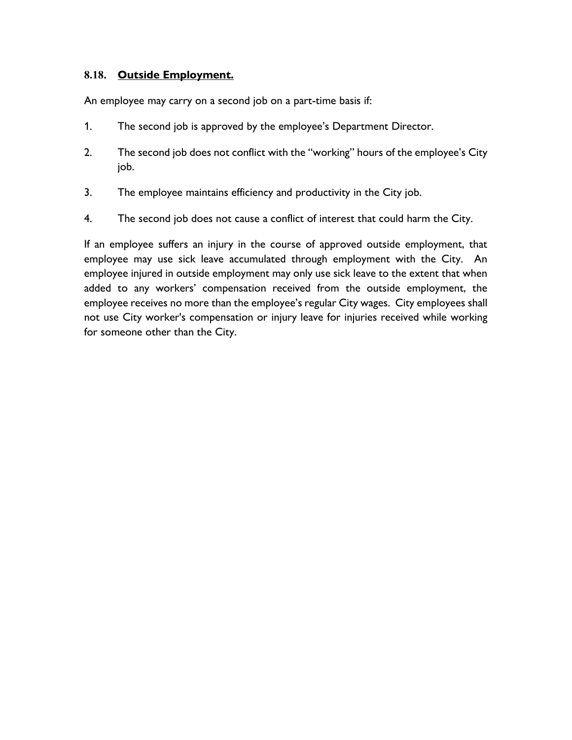### 8.18. **Outside Employment.**

An employee may carry on a second job on a part-time basis if:

1. The second job is approved by the employee’s Department Director.
2. The second job does not conflict with the “working” hours of the employee’s City job.
3. The employee maintains efficiency and productivity in the City job.
4. The second job does not cause a conflict of interest that could harm the City.

If an employee suffers an injury in the course of approved outside employment, that employee may use sick leave accumulated through employment with the City. An employee injured in outside employment may only use sick leave to the extent that when added to any workers’ compensation received from the outside employment, the employee receives no more than the employee’s regular City wages. City employees shall not use City worker's compensation or injury leave for injuries received while working for someone other than the City.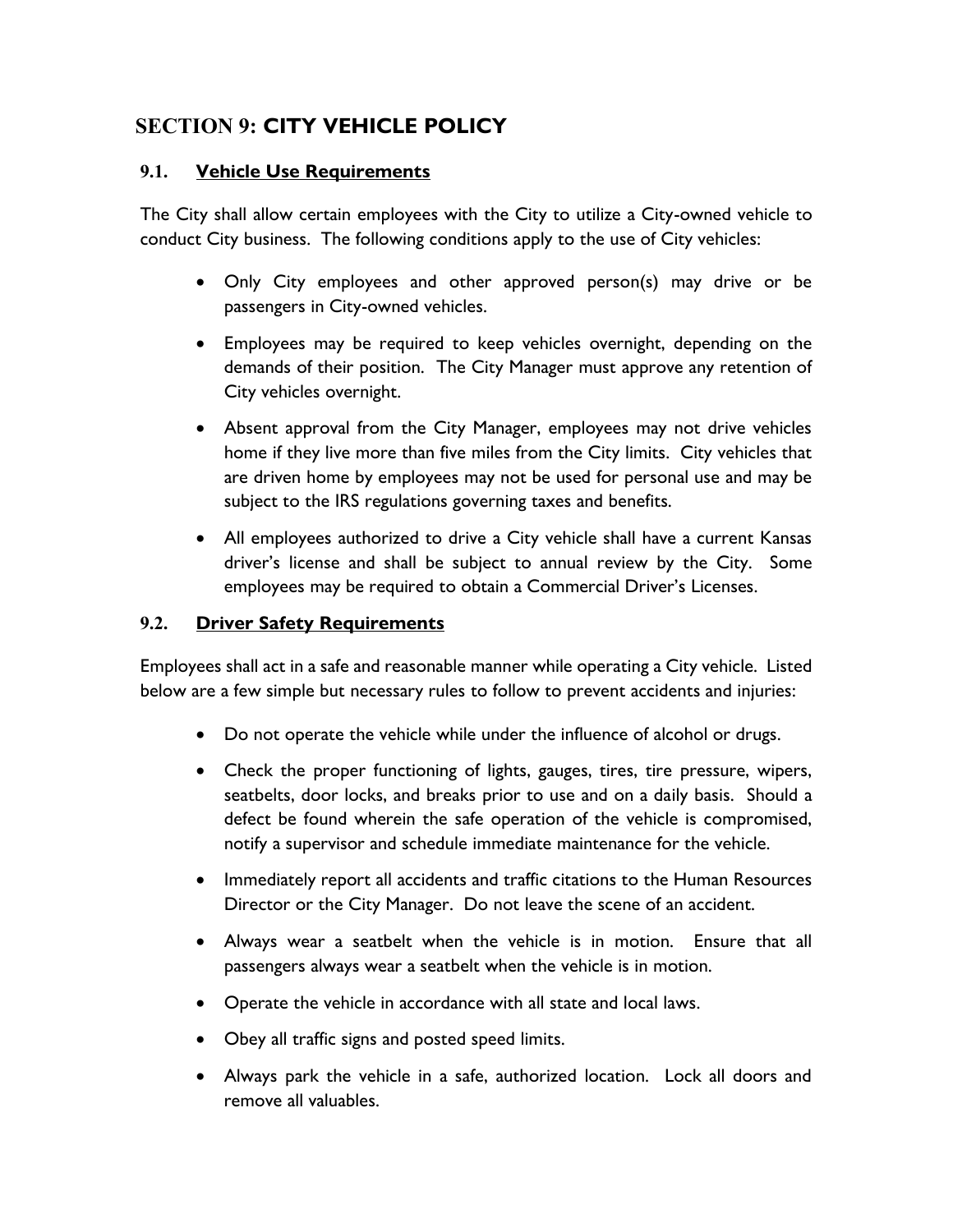# SECTION 9: CITY VEHICLE POLICY

## 9.1. Vehicle Use Requirements

The City shall allow certain employees with the City to utilize a City-owned vehicle to conduct City business. The following conditions apply to the use of City vehicles:

- Only City employees and other approved person(s) may drive or be passengers in City-owned vehicles.
- Employees may be required to keep vehicles overnight, depending on the demands of their position. The City Manager must approve any retention of City vehicles overnight.
- Absent approval from the City Manager, employees may not drive vehicles home if they live more than five miles from the City limits. City vehicles that are driven home by employees may not be used for personal use and may be subject to the IRS regulations governing taxes and benefits.
- All employees authorized to drive a City vehicle shall have a current Kansas driver's license and shall be subject to annual review by the City. Some employees may be required to obtain a Commercial Driver's Licenses.

## 9.2. Driver Safety Requirements

Employees shall act in a safe and reasonable manner while operating a City vehicle. Listed below are a few simple but necessary rules to follow to prevent accidents and injuries:

- Do not operate the vehicle while under the influence of alcohol or drugs.
- Check the proper functioning of lights, gauges, tires, tire pressure, wipers, seatbelts, door locks, and breaks prior to use and on a daily basis. Should a defect be found wherein the safe operation of the vehicle is compromised, notify a supervisor and schedule immediate maintenance for the vehicle.
- Immediately report all accidents and traffic citations to the Human Resources Director or the City Manager. Do not leave the scene of an accident.
- Always wear a seatbelt when the vehicle is in motion. Ensure that all passengers always wear a seatbelt when the vehicle is in motion.
- Operate the vehicle in accordance with all state and local laws.
- Obey all traffic signs and posted speed limits.
- Always park the vehicle in a safe, authorized location. Lock all doors and remove all valuables.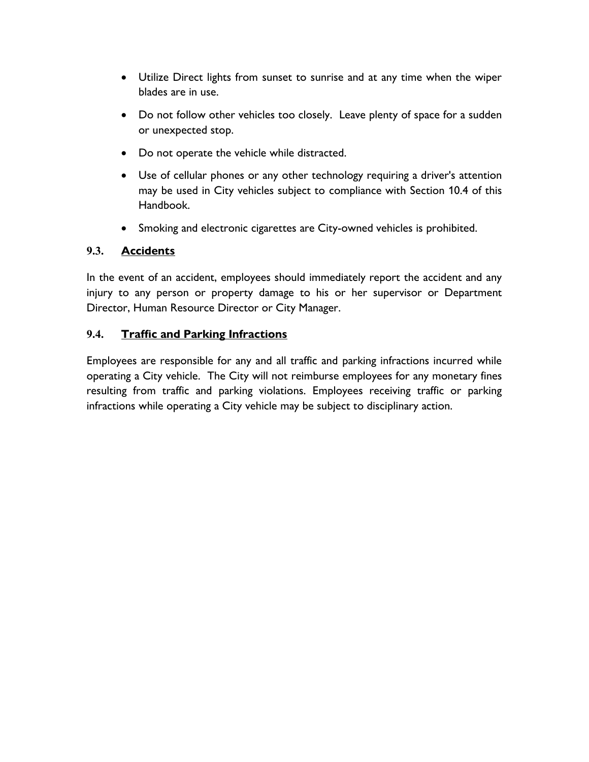- Utilize Direct lights from sunset to sunrise and at any time when the wiper blades are in use.
- Do not follow other vehicles too closely. Leave plenty of space for a sudden or unexpected stop.
- Do not operate the vehicle while distracted.
- Use of cellular phones or any other technology requiring a driver's attention may be used in City vehicles subject to compliance with Section 10.4 of this Handbook.
- Smoking and electronic cigarettes are City-owned vehicles is prohibited.

### 9.3. Accidents

In the event of an accident, employees should immediately report the accident and any injury to any person or property damage to his or her supervisor or Department Director, Human Resource Director or City Manager.

### 9.4. Traffic and Parking Infractions

Employees are responsible for any and all traffic and parking infractions incurred while operating a City vehicle. The City will not reimburse employees for any monetary fines resulting from traffic and parking violations. Employees receiving traffic or parking infractions while operating a City vehicle may be subject to disciplinary action.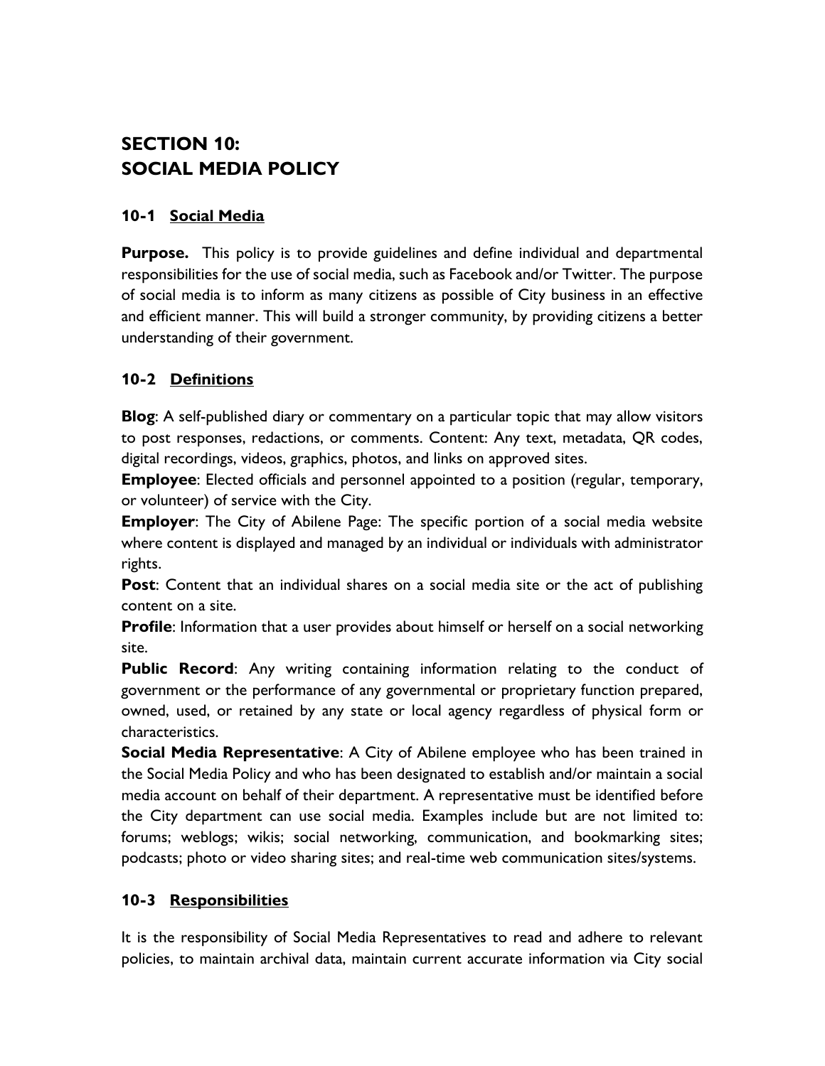# SECTION 10:
# SOCIAL MEDIA POLICY

## 10-1 Social Media

**Purpose.** This policy is to provide guidelines and define individual and departmental responsibilities for the use of social media, such as Facebook and/or Twitter. The purpose of social media is to inform as many citizens as possible of City business in an effective and efficient manner. This will build a stronger community, by providing citizens a better understanding of their government.

## 10-2 Definitions

**Blog**: A self-published diary or commentary on a particular topic that may allow visitors to post responses, redactions, or comments. Content: Any text, metadata, QR codes, digital recordings, videos, graphics, photos, and links on approved sites.

**Employee**: Elected officials and personnel appointed to a position (regular, temporary, or volunteer) of service with the City.

**Employer**: The City of Abilene Page: The specific portion of a social media website where content is displayed and managed by an individual or individuals with administrator rights.

**Post**: Content that an individual shares on a social media site or the act of publishing content on a site.

**Profile**: Information that a user provides about himself or herself on a social networking site.

**Public Record**: Any writing containing information relating to the conduct of government or the performance of any governmental or proprietary function prepared, owned, used, or retained by any state or local agency regardless of physical form or characteristics.

**Social Media Representative**: A City of Abilene employee who has been trained in the Social Media Policy and who has been designated to establish and/or maintain a social media account on behalf of their department. A representative must be identified before the City department can use social media. Examples include but are not limited to: forums; weblogs; wikis; social networking, communication, and bookmarking sites; podcasts; photo or video sharing sites; and real-time web communication sites/systems.

## 10-3 Responsibilities

It is the responsibility of Social Media Representatives to read and adhere to relevant policies, to maintain archival data, maintain current accurate information via City social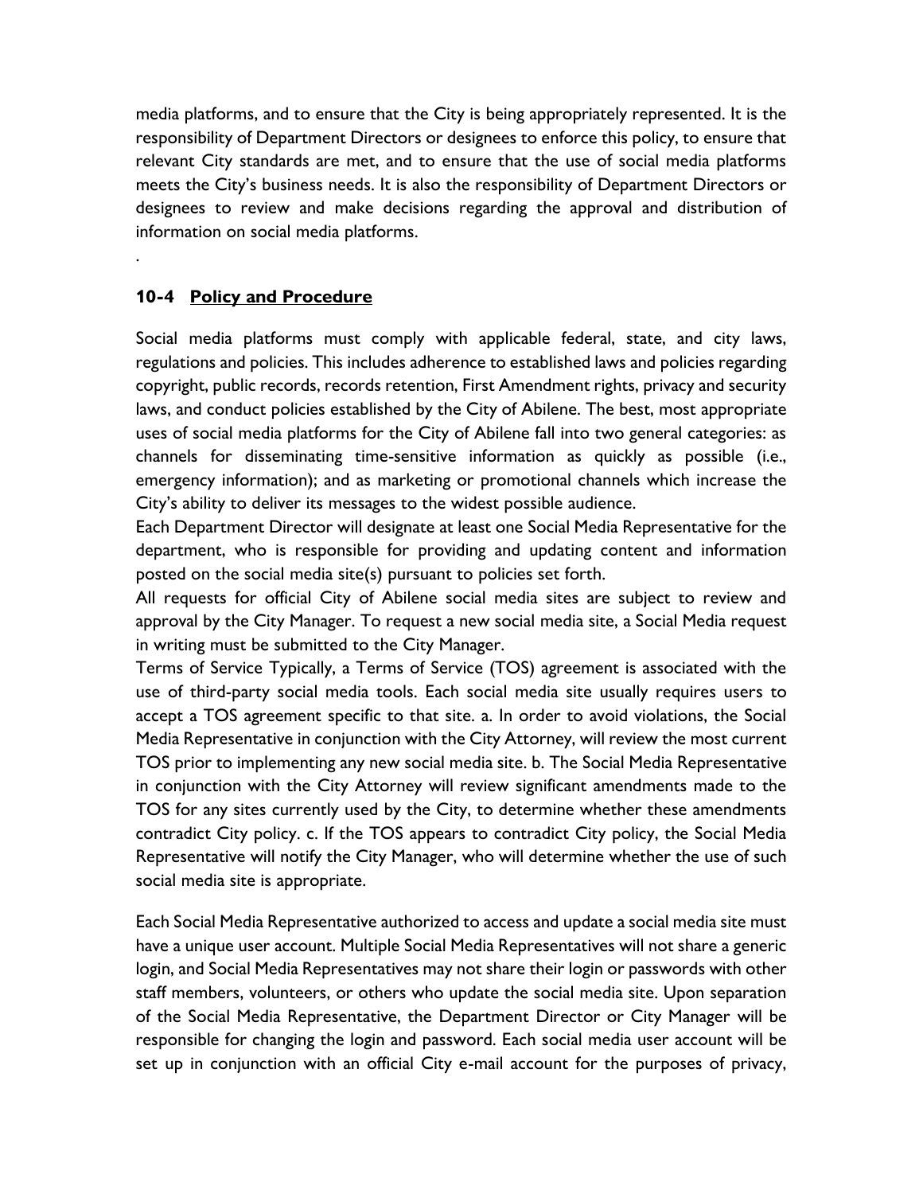media platforms, and to ensure that the City is being appropriately represented. It is the responsibility of Department Directors or designees to enforce this policy, to ensure that relevant City standards are met, and to ensure that the use of social media platforms meets the City's business needs. It is also the responsibility of Department Directors or designees to review and make decisions regarding the approval and distribution of information on social media platforms.

.

## 10-4 Policy and Procedure

Social media platforms must comply with applicable federal, state, and city laws, regulations and policies. This includes adherence to established laws and policies regarding copyright, public records, records retention, First Amendment rights, privacy and security laws, and conduct policies established by the City of Abilene. The best, most appropriate uses of social media platforms for the City of Abilene fall into two general categories: as channels for disseminating time-sensitive information as quickly as possible (i.e., emergency information); and as marketing or promotional channels which increase the City's ability to deliver its messages to the widest possible audience.

Each Department Director will designate at least one Social Media Representative for the department, who is responsible for providing and updating content and information posted on the social media site(s) pursuant to policies set forth.

All requests for official City of Abilene social media sites are subject to review and approval by the City Manager. To request a new social media site, a Social Media request in writing must be submitted to the City Manager.

Terms of Service Typically, a Terms of Service (TOS) agreement is associated with the use of third-party social media tools. Each social media site usually requires users to accept a TOS agreement specific to that site. a. In order to avoid violations, the Social Media Representative in conjunction with the City Attorney, will review the most current TOS prior to implementing any new social media site. b. The Social Media Representative in conjunction with the City Attorney will review significant amendments made to the TOS for any sites currently used by the City, to determine whether these amendments contradict City policy. c. If the TOS appears to contradict City policy, the Social Media Representative will notify the City Manager, who will determine whether the use of such social media site is appropriate.

Each Social Media Representative authorized to access and update a social media site must have a unique user account. Multiple Social Media Representatives will not share a generic login, and Social Media Representatives may not share their login or passwords with other staff members, volunteers, or others who update the social media site. Upon separation of the Social Media Representative, the Department Director or City Manager will be responsible for changing the login and password. Each social media user account will be set up in conjunction with an official City e-mail account for the purposes of privacy,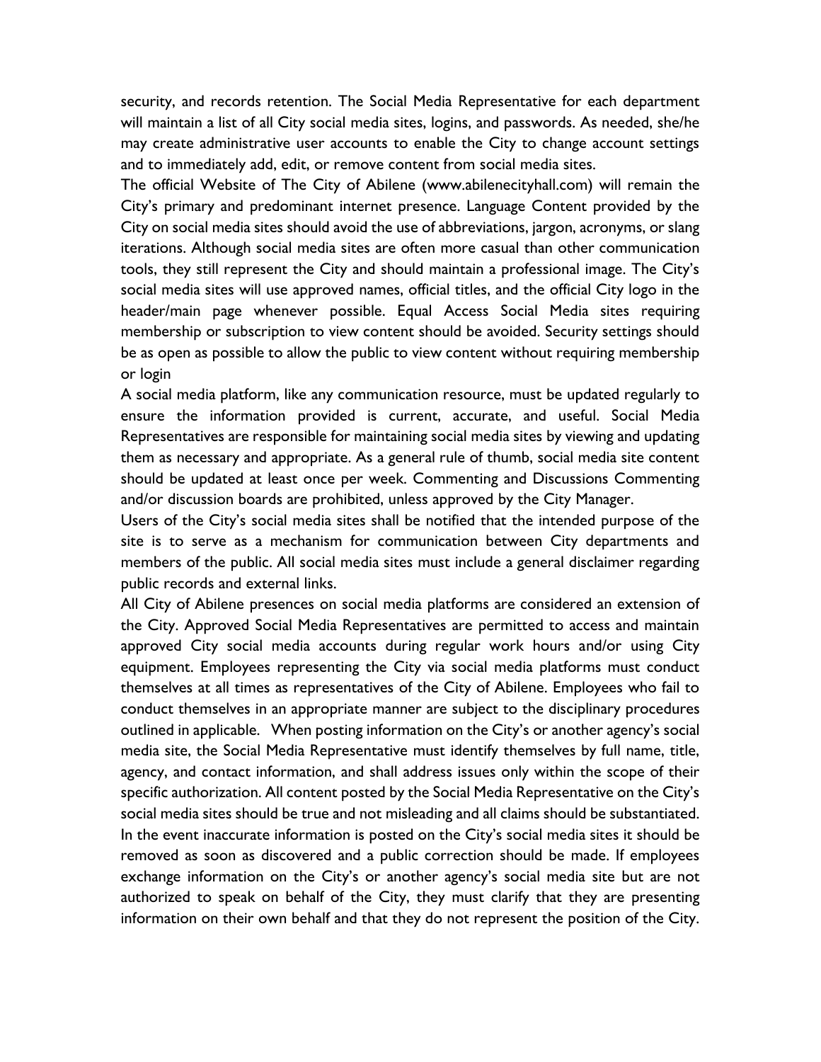security, and records retention. The Social Media Representative for each department will maintain a list of all City social media sites, logins, and passwords. As needed, she/he may create administrative user accounts to enable the City to change account settings and to immediately add, edit, or remove content from social media sites.

The official Website of The City of Abilene (www.abilenecityhall.com) will remain the City's primary and predominant internet presence. Language Content provided by the City on social media sites should avoid the use of abbreviations, jargon, acronyms, or slang iterations. Although social media sites are often more casual than other communication tools, they still represent the City and should maintain a professional image. The City's social media sites will use approved names, official titles, and the official City logo in the header/main page whenever possible. Equal Access Social Media sites requiring membership or subscription to view content should be avoided. Security settings should be as open as possible to allow the public to view content without requiring membership or login

A social media platform, like any communication resource, must be updated regularly to ensure the information provided is current, accurate, and useful. Social Media Representatives are responsible for maintaining social media sites by viewing and updating them as necessary and appropriate. As a general rule of thumb, social media site content should be updated at least once per week. Commenting and Discussions Commenting and/or discussion boards are prohibited, unless approved by the City Manager.

Users of the City's social media sites shall be notified that the intended purpose of the site is to serve as a mechanism for communication between City departments and members of the public. All social media sites must include a general disclaimer regarding public records and external links.

All City of Abilene presences on social media platforms are considered an extension of the City. Approved Social Media Representatives are permitted to access and maintain approved City social media accounts during regular work hours and/or using City equipment. Employees representing the City via social media platforms must conduct themselves at all times as representatives of the City of Abilene. Employees who fail to conduct themselves in an appropriate manner are subject to the disciplinary procedures outlined in applicable. When posting information on the City's or another agency's social media site, the Social Media Representative must identify themselves by full name, title, agency, and contact information, and shall address issues only within the scope of their specific authorization. All content posted by the Social Media Representative on the City's social media sites should be true and not misleading and all claims should be substantiated. In the event inaccurate information is posted on the City's social media sites it should be removed as soon as discovered and a public correction should be made. If employees exchange information on the City's or another agency's social media site but are not authorized to speak on behalf of the City, they must clarify that they are presenting information on their own behalf and that they do not represent the position of the City.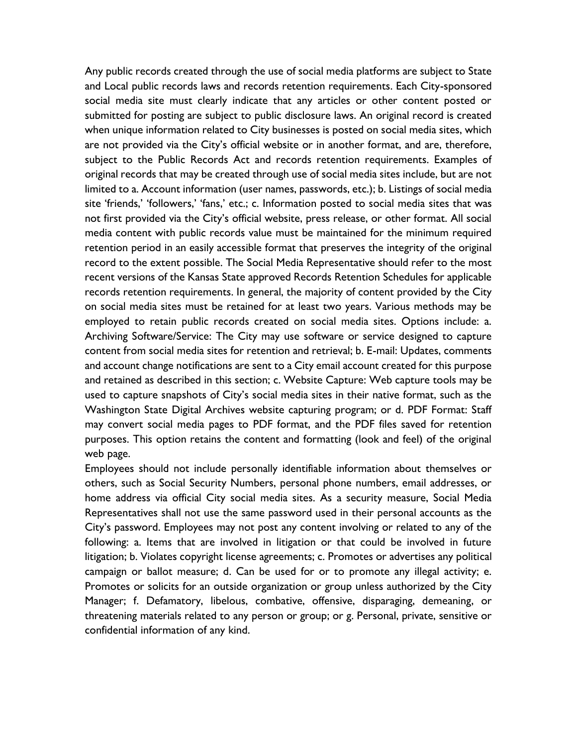Any public records created through the use of social media platforms are subject to State and Local public records laws and records retention requirements. Each City-sponsored social media site must clearly indicate that any articles or other content posted or submitted for posting are subject to public disclosure laws. An original record is created when unique information related to City businesses is posted on social media sites, which are not provided via the City's official website or in another format, and are, therefore, subject to the Public Records Act and records retention requirements. Examples of original records that may be created through use of social media sites include, but are not limited to a. Account information (user names, passwords, etc.); b. Listings of social media site 'friends,' 'followers,' 'fans,' etc.; c. Information posted to social media sites that was not first provided via the City's official website, press release, or other format. All social media content with public records value must be maintained for the minimum required retention period in an easily accessible format that preserves the integrity of the original record to the extent possible. The Social Media Representative should refer to the most recent versions of the Kansas State approved Records Retention Schedules for applicable records retention requirements. In general, the majority of content provided by the City on social media sites must be retained for at least two years. Various methods may be employed to retain public records created on social media sites. Options include: a. Archiving Software/Service: The City may use software or service designed to capture content from social media sites for retention and retrieval; b. E-mail: Updates, comments and account change notifications are sent to a City email account created for this purpose and retained as described in this section; c. Website Capture: Web capture tools may be used to capture snapshots of City's social media sites in their native format, such as the Washington State Digital Archives website capturing program; or d. PDF Format: Staff may convert social media pages to PDF format, and the PDF files saved for retention purposes. This option retains the content and formatting (look and feel) of the original web page.

Employees should not include personally identifiable information about themselves or others, such as Social Security Numbers, personal phone numbers, email addresses, or home address via official City social media sites. As a security measure, Social Media Representatives shall not use the same password used in their personal accounts as the City's password. Employees may not post any content involving or related to any of the following: a. Items that are involved in litigation or that could be involved in future litigation; b. Violates copyright license agreements; c. Promotes or advertises any political campaign or ballot measure; d. Can be used for or to promote any illegal activity; e. Promotes or solicits for an outside organization or group unless authorized by the City Manager; f. Defamatory, libelous, combative, offensive, disparaging, demeaning, or threatening materials related to any person or group; or g. Personal, private, sensitive or confidential information of any kind.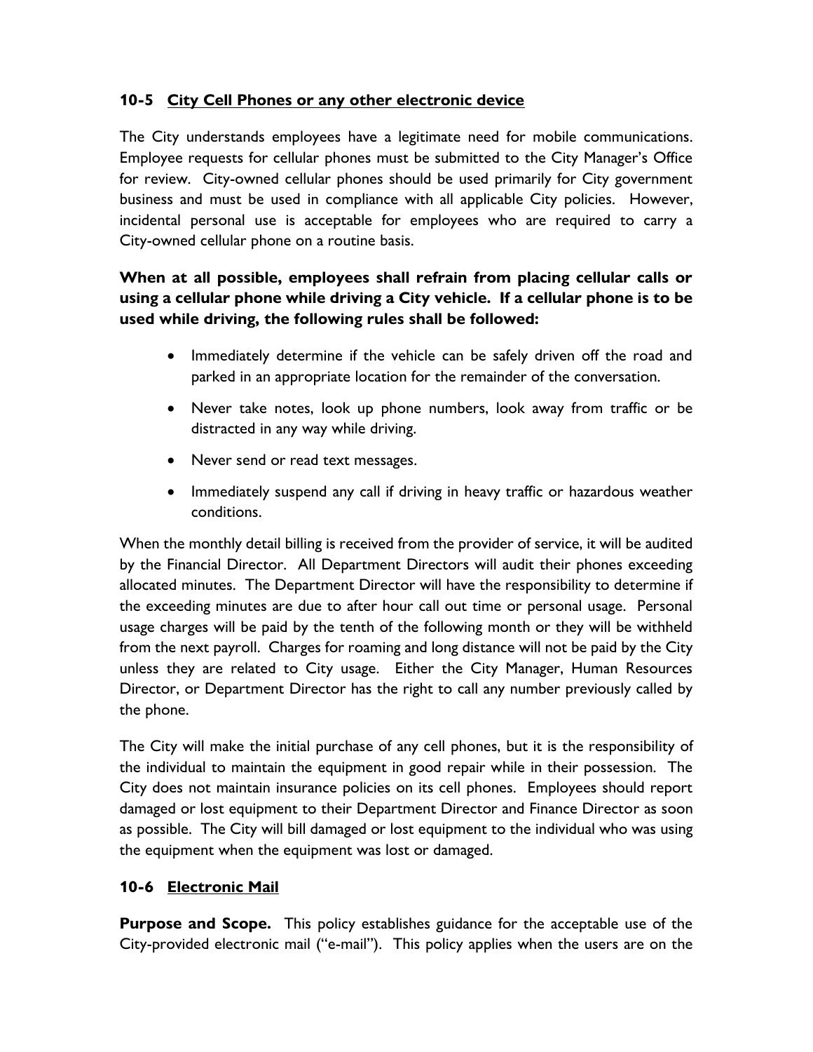### 10-5 City Cell Phones or any other electronic device

The City understands employees have a legitimate need for mobile communications. Employee requests for cellular phones must be submitted to the City Manager's Office for review. City-owned cellular phones should be used primarily for City government business and must be used in compliance with all applicable City policies. However, incidental personal use is acceptable for employees who are required to carry a City-owned cellular phone on a routine basis.

**When at all possible, employees shall refrain from placing cellular calls or using a cellular phone while driving a City vehicle. If a cellular phone is to be used while driving, the following rules shall be followed:**

- Immediately determine if the vehicle can be safely driven off the road and parked in an appropriate location for the remainder of the conversation.
- Never take notes, look up phone numbers, look away from traffic or be distracted in any way while driving.
- Never send or read text messages.
- Immediately suspend any call if driving in heavy traffic or hazardous weather conditions.

When the monthly detail billing is received from the provider of service, it will be audited by the Financial Director. All Department Directors will audit their phones exceeding allocated minutes. The Department Director will have the responsibility to determine if the exceeding minutes are due to after hour call out time or personal usage. Personal usage charges will be paid by the tenth of the following month or they will be withheld from the next payroll. Charges for roaming and long distance will not be paid by the City unless they are related to City usage. Either the City Manager, Human Resources Director, or Department Director has the right to call any number previously called by the phone.

The City will make the initial purchase of any cell phones, but it is the responsibility of the individual to maintain the equipment in good repair while in their possession. The City does not maintain insurance policies on its cell phones. Employees should report damaged or lost equipment to their Department Director and Finance Director as soon as possible. The City will bill damaged or lost equipment to the individual who was using the equipment when the equipment was lost or damaged.

### 10-6 Electronic Mail

**Purpose and Scope.** This policy establishes guidance for the acceptable use of the City-provided electronic mail ("e-mail"). This policy applies when the users are on the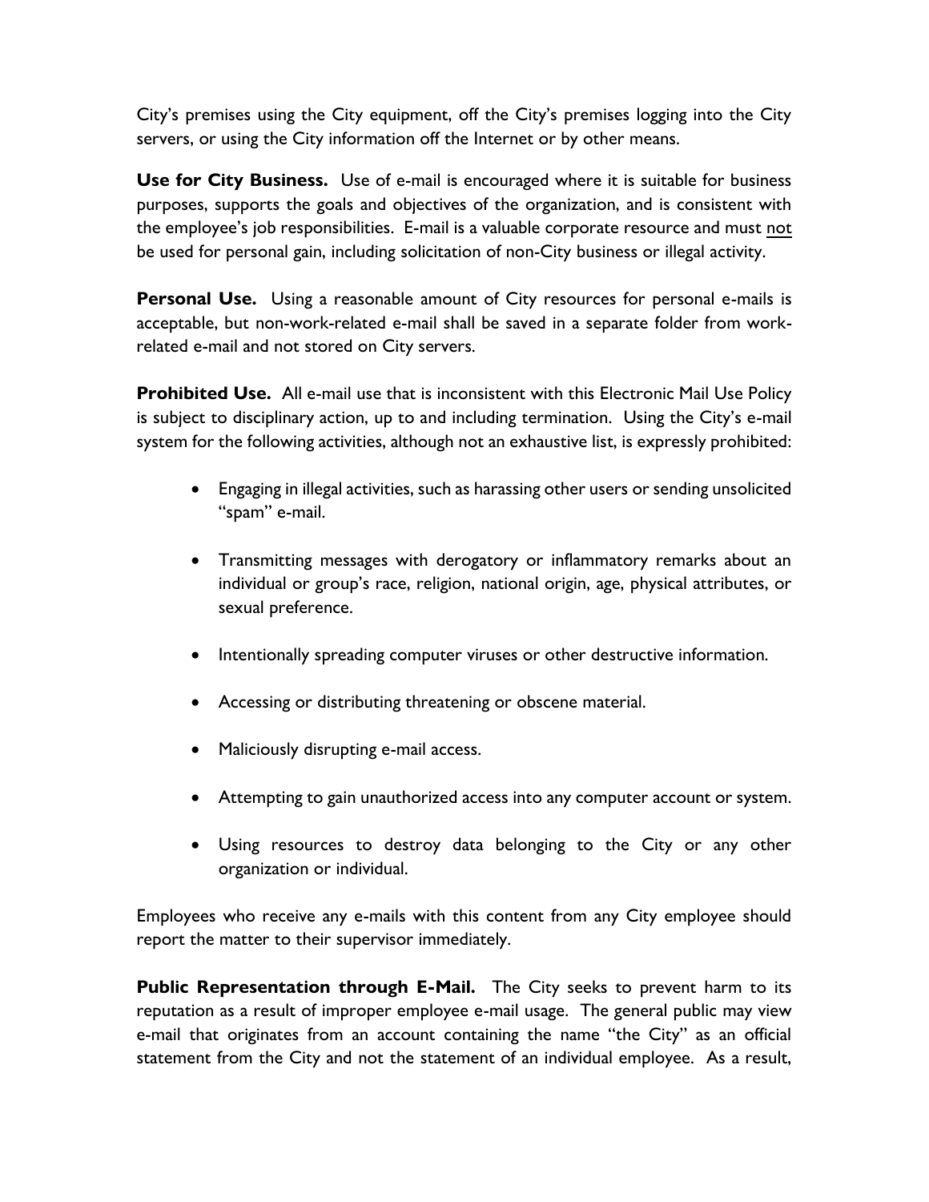City's premises using the City equipment, off the City's premises logging into the City servers, or using the City information off the Internet or by other means.

**Use for City Business.** Use of e-mail is encouraged where it is suitable for business purposes, supports the goals and objectives of the organization, and is consistent with the employee's job responsibilities. E-mail is a valuable corporate resource and must <u>not</u> be used for personal gain, including solicitation of non-City business or illegal activity.

**Personal Use.** Using a reasonable amount of City resources for personal e-mails is acceptable, but non-work-related e-mail shall be saved in a separate folder from work-related e-mail and not stored on City servers.

**Prohibited Use.** All e-mail use that is inconsistent with this Electronic Mail Use Policy is subject to disciplinary action, up to and including termination. Using the City's e-mail system for the following activities, although not an exhaustive list, is expressly prohibited:

- Engaging in illegal activities, such as harassing other users or sending unsolicited "spam" e-mail.
- Transmitting messages with derogatory or inflammatory remarks about an individual or group's race, religion, national origin, age, physical attributes, or sexual preference.
- Intentionally spreading computer viruses or other destructive information.
- Accessing or distributing threatening or obscene material.
- Maliciously disrupting e-mail access.
- Attempting to gain unauthorized access into any computer account or system.
- Using resources to destroy data belonging to the City or any other organization or individual.

Employees who receive any e-mails with this content from any City employee should report the matter to their supervisor immediately.

**Public Representation through E-Mail.** The City seeks to prevent harm to its reputation as a result of improper employee e-mail usage. The general public may view e-mail that originates from an account containing the name "the City" as an official statement from the City and not the statement of an individual employee. As a result,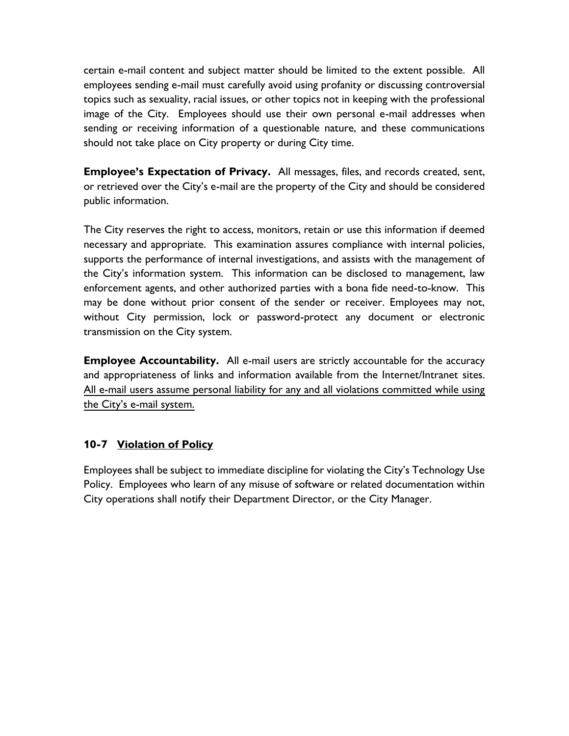certain e-mail content and subject matter should be limited to the extent possible. All employees sending e-mail must carefully avoid using profanity or discussing controversial topics such as sexuality, racial issues, or other topics not in keeping with the professional image of the City. Employees should use their own personal e-mail addresses when sending or receiving information of a questionable nature, and these communications should not take place on City property or during City time.

**Employee's Expectation of Privacy.** All messages, files, and records created, sent, or retrieved over the City's e-mail are the property of the City and should be considered public information.

The City reserves the right to access, monitors, retain or use this information if deemed necessary and appropriate. This examination assures compliance with internal policies, supports the performance of internal investigations, and assists with the management of the City's information system. This information can be disclosed to management, law enforcement agents, and other authorized parties with a bona fide need-to-know. This may be done without prior consent of the sender or receiver. Employees may not, without City permission, lock or password-protect any document or electronic transmission on the City system.

**Employee Accountability.** All e-mail users are strictly accountable for the accuracy and appropriateness of links and information available from the Internet/Intranet sites. <u>All e-mail users assume personal liability for any and all violations committed while using the City's e-mail system.</u>

### 10-7 <u>Violation of Policy</u>

Employees shall be subject to immediate discipline for violating the City's Technology Use Policy. Employees who learn of any misuse of software or related documentation within City operations shall notify their Department Director, or the City Manager.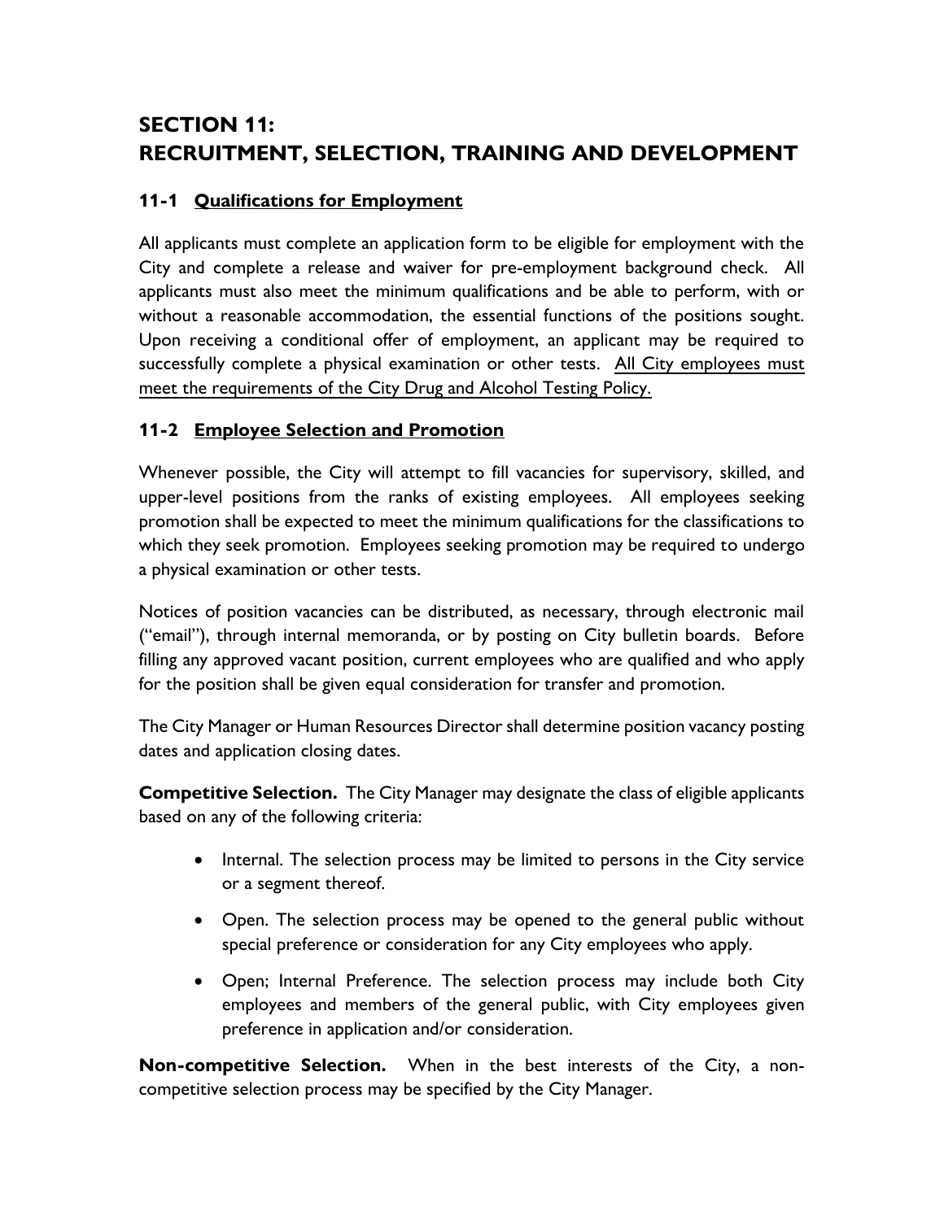# SECTION 11: RECRUITMENT, SELECTION, TRAINING AND DEVELOPMENT

## 11-1 Qualifications for Employment

All applicants must complete an application form to be eligible for employment with the City and complete a release and waiver for pre-employment background check. All applicants must also meet the minimum qualifications and be able to perform, with or without a reasonable accommodation, the essential functions of the positions sought. Upon receiving a conditional offer of employment, an applicant may be required to successfully complete a physical examination or other tests. <u>All City employees must meet the requirements of the City Drug and Alcohol Testing Policy.</u>

## 11-2 Employee Selection and Promotion

Whenever possible, the City will attempt to fill vacancies for supervisory, skilled, and upper-level positions from the ranks of existing employees. All employees seeking promotion shall be expected to meet the minimum qualifications for the classifications to which they seek promotion. Employees seeking promotion may be required to undergo a physical examination or other tests.

Notices of position vacancies can be distributed, as necessary, through electronic mail ("email"), through internal memoranda, or by posting on City bulletin boards. Before filling any approved vacant position, current employees who are qualified and who apply for the position shall be given equal consideration for transfer and promotion.

The City Manager or Human Resources Director shall determine position vacancy posting dates and application closing dates.

**Competitive Selection.** The City Manager may designate the class of eligible applicants based on any of the following criteria:

- Internal. The selection process may be limited to persons in the City service or a segment thereof.
- Open. The selection process may be opened to the general public without special preference or consideration for any City employees who apply.
- Open; Internal Preference. The selection process may include both City employees and members of the general public, with City employees given preference in application and/or consideration.

**Non-competitive Selection.** When in the best interests of the City, a non-competitive selection process may be specified by the City Manager.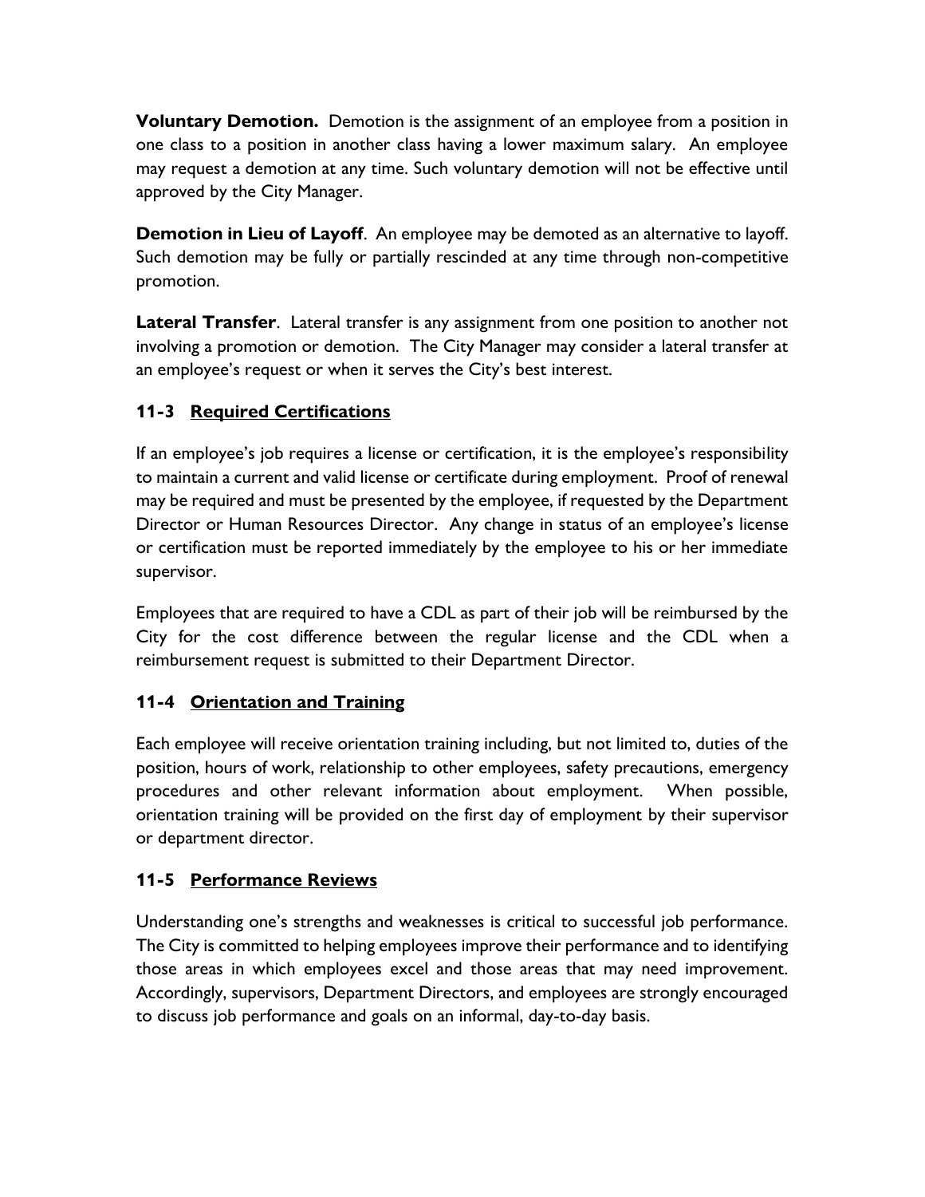**Voluntary Demotion.** Demotion is the assignment of an employee from a position in one class to a position in another class having a lower maximum salary. An employee may request a demotion at any time. Such voluntary demotion will not be effective until approved by the City Manager.

**Demotion in Lieu of Layoff**. An employee may be demoted as an alternative to layoff. Such demotion may be fully or partially rescinded at any time through non-competitive promotion.

**Lateral Transfer**. Lateral transfer is any assignment from one position to another not involving a promotion or demotion. The City Manager may consider a lateral transfer at an employee's request or when it serves the City's best interest.

### 11-3 Required Certifications

If an employee's job requires a license or certification, it is the employee's responsibility to maintain a current and valid license or certificate during employment. Proof of renewal may be required and must be presented by the employee, if requested by the Department Director or Human Resources Director. Any change in status of an employee's license or certification must be reported immediately by the employee to his or her immediate supervisor.

Employees that are required to have a CDL as part of their job will be reimbursed by the City for the cost difference between the regular license and the CDL when a reimbursement request is submitted to their Department Director.

### 11-4 Orientation and Training

Each employee will receive orientation training including, but not limited to, duties of the position, hours of work, relationship to other employees, safety precautions, emergency procedures and other relevant information about employment. When possible, orientation training will be provided on the first day of employment by their supervisor or department director.

### 11-5 Performance Reviews

Understanding one's strengths and weaknesses is critical to successful job performance. The City is committed to helping employees improve their performance and to identifying those areas in which employees excel and those areas that may need improvement. Accordingly, supervisors, Department Directors, and employees are strongly encouraged to discuss job performance and goals on an informal, day-to-day basis.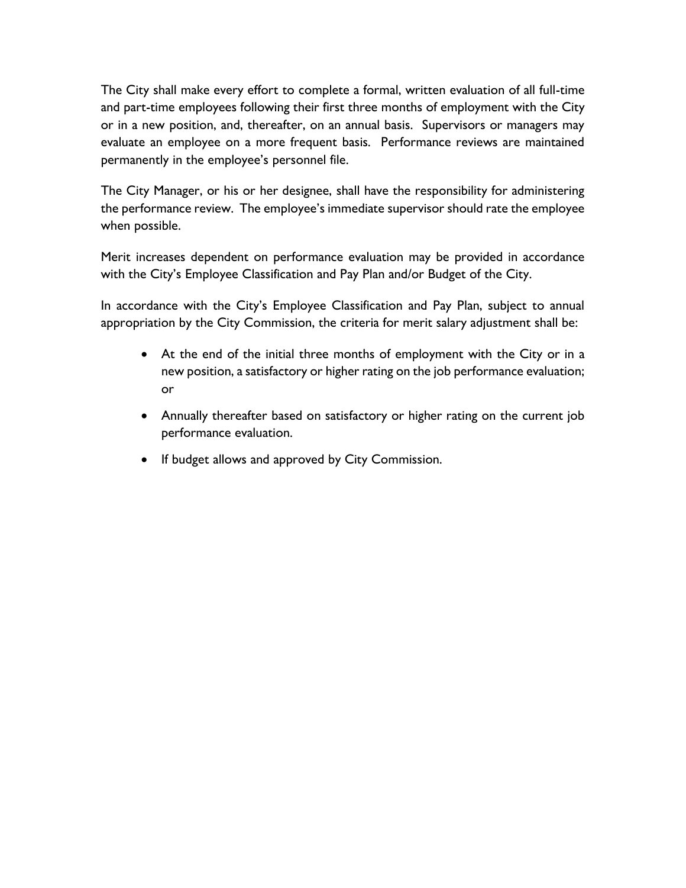The City shall make every effort to complete a formal, written evaluation of all full-time and part-time employees following their first three months of employment with the City or in a new position, and, thereafter, on an annual basis. Supervisors or managers may evaluate an employee on a more frequent basis. Performance reviews are maintained permanently in the employee's personnel file.

The City Manager, or his or her designee, shall have the responsibility for administering the performance review. The employee's immediate supervisor should rate the employee when possible.

Merit increases dependent on performance evaluation may be provided in accordance with the City's Employee Classification and Pay Plan and/or Budget of the City.

In accordance with the City's Employee Classification and Pay Plan, subject to annual appropriation by the City Commission, the criteria for merit salary adjustment shall be:

- At the end of the initial three months of employment with the City or in a new position, a satisfactory or higher rating on the job performance evaluation; or
- Annually thereafter based on satisfactory or higher rating on the current job performance evaluation.
- If budget allows and approved by City Commission.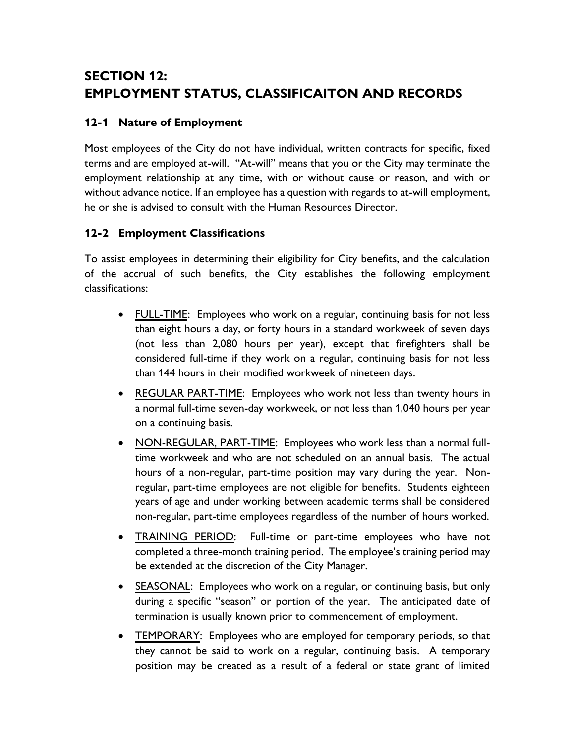# SECTION 12:
# EMPLOYMENT STATUS, CLASSIFICAITON AND RECORDS

## 12-1 <u>Nature of Employment</u>

Most employees of the City do not have individual, written contracts for specific, fixed terms and are employed at-will. "At-will" means that you or the City may terminate the employment relationship at any time, with or without cause or reason, and with or without advance notice. If an employee has a question with regards to at-will employment, he or she is advised to consult with the Human Resources Director.

## 12-2 <u>Employment Classifications</u>

To assist employees in determining their eligibility for City benefits, and the calculation of the accrual of such benefits, the City establishes the following employment classifications:

- <u>FULL-TIME</u>: Employees who work on a regular, continuing basis for not less than eight hours a day, or forty hours in a standard workweek of seven days (not less than 2,080 hours per year), except that firefighters shall be considered full-time if they work on a regular, continuing basis for not less than 144 hours in their modified workweek of nineteen days.
- <u>REGULAR PART-TIME</u>: Employees who work not less than twenty hours in a normal full-time seven-day workweek, or not less than 1,040 hours per year on a continuing basis.
- <u>NON-REGULAR, PART-TIME</u>: Employees who work less than a normal full-time workweek and who are not scheduled on an annual basis. The actual hours of a non-regular, part-time position may vary during the year. Non-regular, part-time employees are not eligible for benefits. Students eighteen years of age and under working between academic terms shall be considered non-regular, part-time employees regardless of the number of hours worked.
- <u>TRAINING PERIOD</u>: Full-time or part-time employees who have not completed a three-month training period. The employee's training period may be extended at the discretion of the City Manager.
- <u>SEASONAL</u>: Employees who work on a regular, or continuing basis, but only during a specific "season" or portion of the year. The anticipated date of termination is usually known prior to commencement of employment.
- <u>TEMPORARY</u>: Employees who are employed for temporary periods, so that they cannot be said to work on a regular, continuing basis. A temporary position may be created as a result of a federal or state grant of limited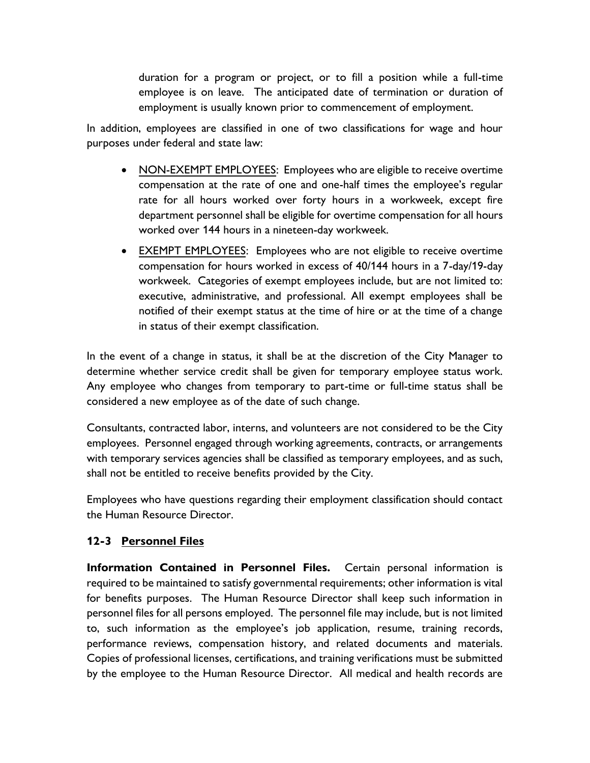duration for a program or project, or to fill a position while a full-time employee is on leave. The anticipated date of termination or duration of employment is usually known prior to commencement of employment.

In addition, employees are classified in one of two classifications for wage and hour purposes under federal and state law:

- NON-EXEMPT EMPLOYEES: Employees who are eligible to receive overtime compensation at the rate of one and one-half times the employee's regular rate for all hours worked over forty hours in a workweek, except fire department personnel shall be eligible for overtime compensation for all hours worked over 144 hours in a nineteen-day workweek.
- EXEMPT EMPLOYEES: Employees who are not eligible to receive overtime compensation for hours worked in excess of 40/144 hours in a 7-day/19-day workweek. Categories of exempt employees include, but are not limited to: executive, administrative, and professional. All exempt employees shall be notified of their exempt status at the time of hire or at the time of a change in status of their exempt classification.

In the event of a change in status, it shall be at the discretion of the City Manager to determine whether service credit shall be given for temporary employee status work. Any employee who changes from temporary to part-time or full-time status shall be considered a new employee as of the date of such change.

Consultants, contracted labor, interns, and volunteers are not considered to be the City employees. Personnel engaged through working agreements, contracts, or arrangements with temporary services agencies shall be classified as temporary employees, and as such, shall not be entitled to receive benefits provided by the City.

Employees who have questions regarding their employment classification should contact the Human Resource Director.

### 12-3 Personnel Files

**Information Contained in Personnel Files.** Certain personal information is required to be maintained to satisfy governmental requirements; other information is vital for benefits purposes. The Human Resource Director shall keep such information in personnel files for all persons employed. The personnel file may include, but is not limited to, such information as the employee's job application, resume, training records, performance reviews, compensation history, and related documents and materials. Copies of professional licenses, certifications, and training verifications must be submitted by the employee to the Human Resource Director. All medical and health records are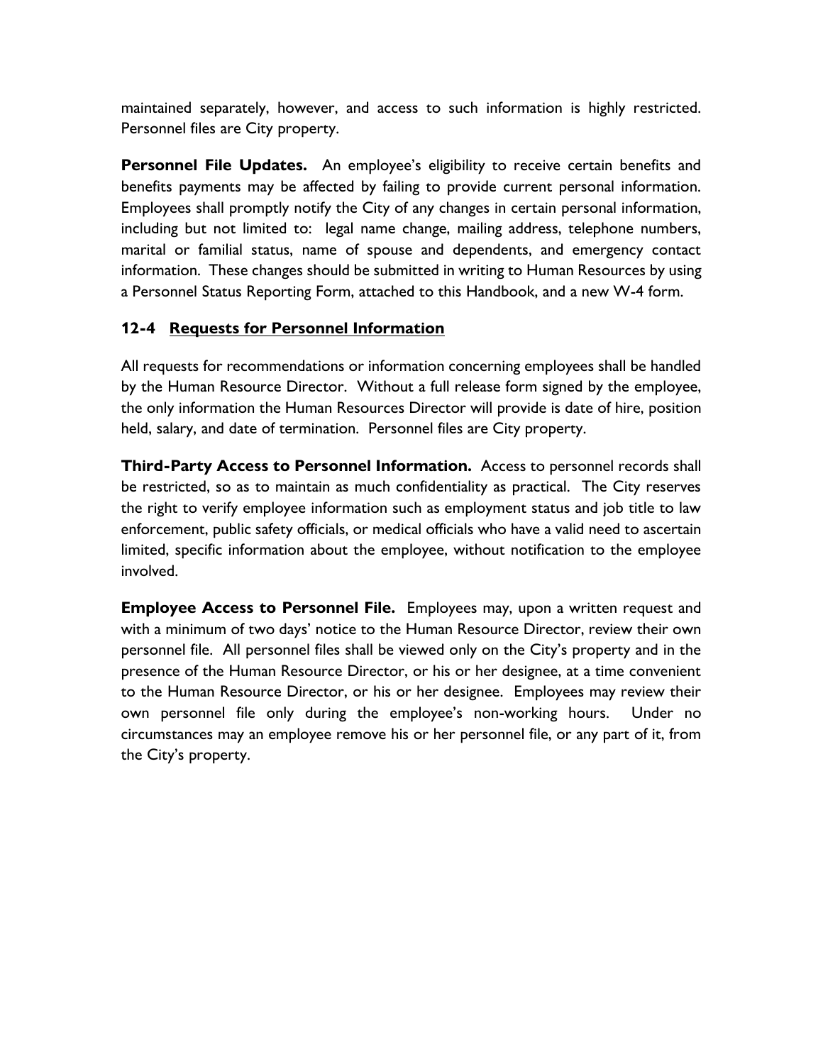maintained separately, however, and access to such information is highly restricted. Personnel files are City property.

**Personnel File Updates.** An employee's eligibility to receive certain benefits and benefits payments may be affected by failing to provide current personal information. Employees shall promptly notify the City of any changes in certain personal information, including but not limited to: legal name change, mailing address, telephone numbers, marital or familial status, name of spouse and dependents, and emergency contact information. These changes should be submitted in writing to Human Resources by using a Personnel Status Reporting Form, attached to this Handbook, and a new W-4 form.

### 12-4 <u>Requests for Personnel Information</u>

All requests for recommendations or information concerning employees shall be handled by the Human Resource Director. Without a full release form signed by the employee, the only information the Human Resources Director will provide is date of hire, position held, salary, and date of termination. Personnel files are City property.

**Third-Party Access to Personnel Information.** Access to personnel records shall be restricted, so as to maintain as much confidentiality as practical. The City reserves the right to verify employee information such as employment status and job title to law enforcement, public safety officials, or medical officials who have a valid need to ascertain limited, specific information about the employee, without notification to the employee involved.

**Employee Access to Personnel File.** Employees may, upon a written request and with a minimum of two days' notice to the Human Resource Director, review their own personnel file. All personnel files shall be viewed only on the City's property and in the presence of the Human Resource Director, or his or her designee, at a time convenient to the Human Resource Director, or his or her designee. Employees may review their own personnel file only during the employee's non-working hours. Under no circumstances may an employee remove his or her personnel file, or any part of it, from the City's property.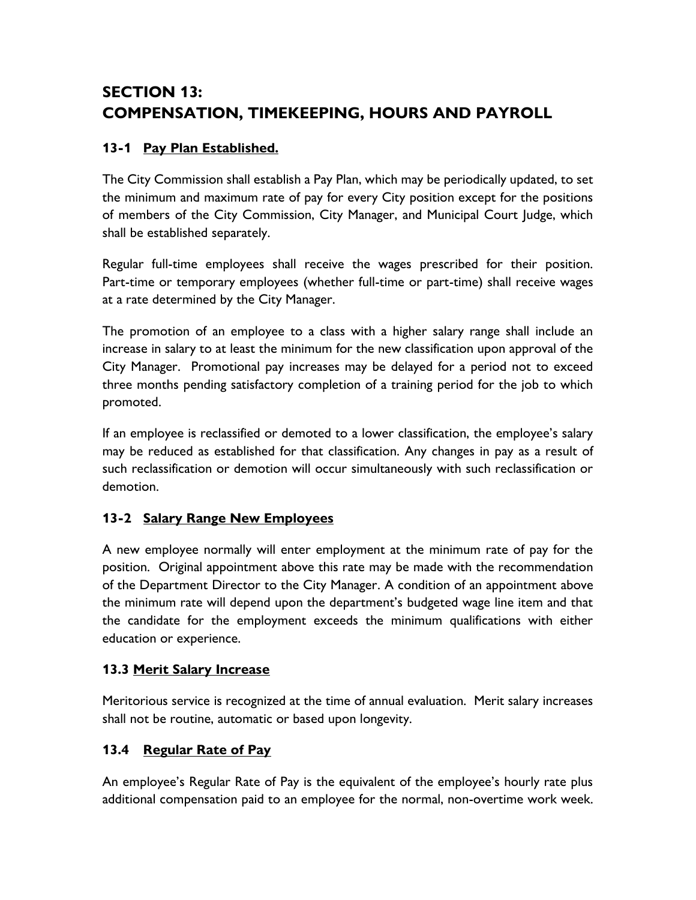# SECTION 13: COMPENSATION, TIMEKEEPING, HOURS AND PAYROLL

## 13-1 Pay Plan Established.

The City Commission shall establish a Pay Plan, which may be periodically updated, to set the minimum and maximum rate of pay for every City position except for the positions of members of the City Commission, City Manager, and Municipal Court Judge, which shall be established separately.

Regular full-time employees shall receive the wages prescribed for their position. Part-time or temporary employees (whether full-time or part-time) shall receive wages at a rate determined by the City Manager.

The promotion of an employee to a class with a higher salary range shall include an increase in salary to at least the minimum for the new classification upon approval of the City Manager. Promotional pay increases may be delayed for a period not to exceed three months pending satisfactory completion of a training period for the job to which promoted.

If an employee is reclassified or demoted to a lower classification, the employee's salary may be reduced as established for that classification. Any changes in pay as a result of such reclassification or demotion will occur simultaneously with such reclassification or demotion.

## 13-2 Salary Range New Employees

A new employee normally will enter employment at the minimum rate of pay for the position. Original appointment above this rate may be made with the recommendation of the Department Director to the City Manager. A condition of an appointment above the minimum rate will depend upon the department's budgeted wage line item and that the candidate for the employment exceeds the minimum qualifications with either education or experience.

## 13.3 Merit Salary Increase

Meritorious service is recognized at the time of annual evaluation. Merit salary increases shall not be routine, automatic or based upon longevity.

## 13.4 Regular Rate of Pay

An employee's Regular Rate of Pay is the equivalent of the employee's hourly rate plus additional compensation paid to an employee for the normal, non-overtime work week.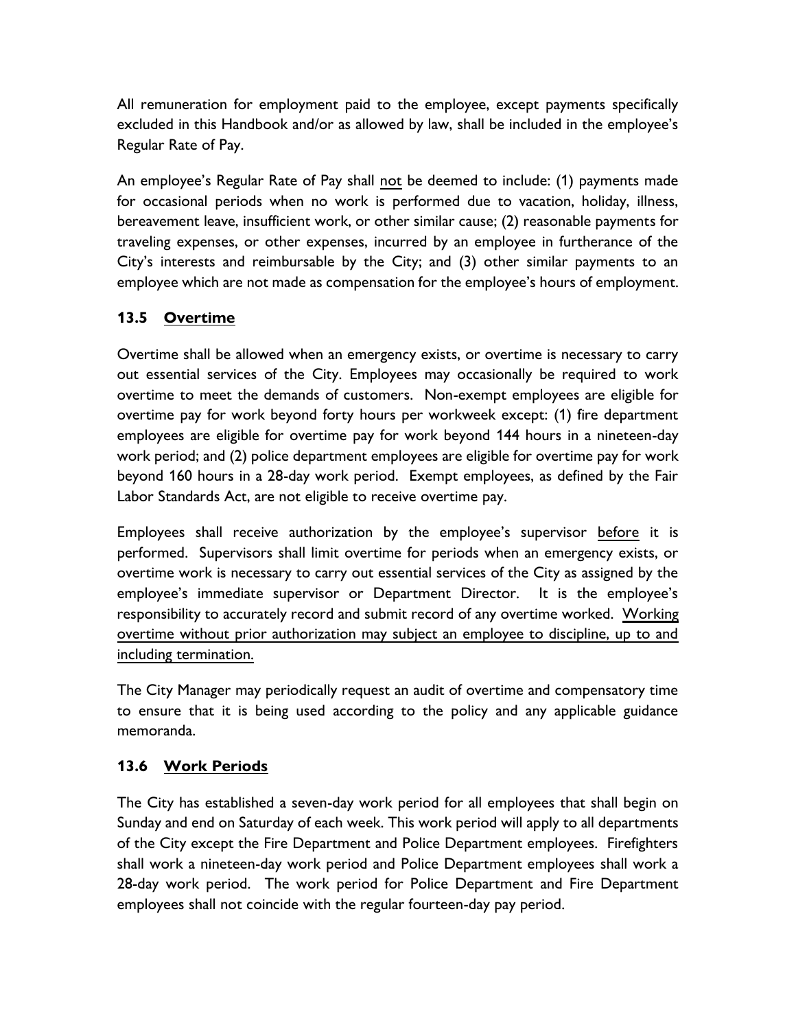All remuneration for employment paid to the employee, except payments specifically excluded in this Handbook and/or as allowed by law, shall be included in the employee's Regular Rate of Pay.

An employee's Regular Rate of Pay shall <u>not</u> be deemed to include: (1) payments made for occasional periods when no work is performed due to vacation, holiday, illness, bereavement leave, insufficient work, or other similar cause; (2) reasonable payments for traveling expenses, or other expenses, incurred by an employee in furtherance of the City's interests and reimbursable by the City; and (3) other similar payments to an employee which are not made as compensation for the employee's hours of employment.

### 13.5 Overtime

Overtime shall be allowed when an emergency exists, or overtime is necessary to carry out essential services of the City. Employees may occasionally be required to work overtime to meet the demands of customers. Non-exempt employees are eligible for overtime pay for work beyond forty hours per workweek except: (1) fire department employees are eligible for overtime pay for work beyond 144 hours in a nineteen-day work period; and (2) police department employees are eligible for overtime pay for work beyond 160 hours in a 28-day work period. Exempt employees, as defined by the Fair Labor Standards Act, are not eligible to receive overtime pay.

Employees shall receive authorization by the employee's supervisor <u>before</u> it is performed. Supervisors shall limit overtime for periods when an emergency exists, or overtime work is necessary to carry out essential services of the City as assigned by the employee's immediate supervisor or Department Director. It is the employee's responsibility to accurately record and submit record of any overtime worked. <u>Working overtime without prior authorization may subject an employee to discipline, up to and including termination.</u>

The City Manager may periodically request an audit of overtime and compensatory time to ensure that it is being used according to the policy and any applicable guidance memoranda.

### 13.6 Work Periods

The City has established a seven-day work period for all employees that shall begin on Sunday and end on Saturday of each week. This work period will apply to all departments of the City except the Fire Department and Police Department employees. Firefighters shall work a nineteen-day work period and Police Department employees shall work a 28-day work period. The work period for Police Department and Fire Department employees shall not coincide with the regular fourteen-day pay period.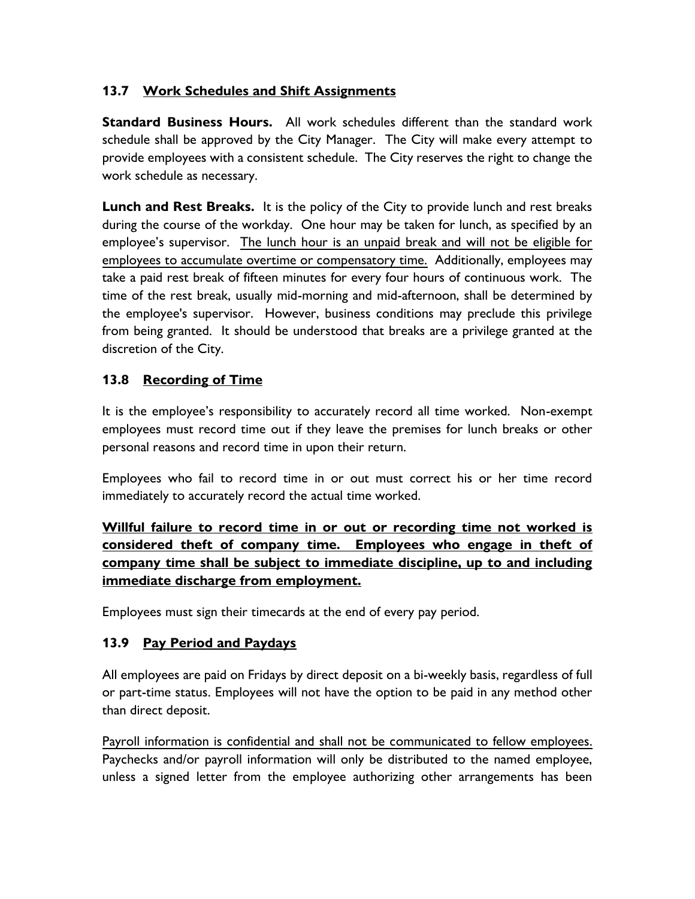### 13.7 Work Schedules and Shift Assignments

**Standard Business Hours.** All work schedules different than the standard work schedule shall be approved by the City Manager. The City will make every attempt to provide employees with a consistent schedule. The City reserves the right to change the work schedule as necessary.

**Lunch and Rest Breaks.** It is the policy of the City to provide lunch and rest breaks during the course of the workday. One hour may be taken for lunch, as specified by an employee's supervisor. The lunch hour is an unpaid break and will not be eligible for employees to accumulate overtime or compensatory time. Additionally, employees may take a paid rest break of fifteen minutes for every four hours of continuous work. The time of the rest break, usually mid-morning and mid-afternoon, shall be determined by the employee's supervisor. However, business conditions may preclude this privilege from being granted. It should be understood that breaks are a privilege granted at the discretion of the City.

### 13.8 Recording of Time

It is the employee's responsibility to accurately record all time worked. Non-exempt employees must record time out if they leave the premises for lunch breaks or other personal reasons and record time in upon their return.

Employees who fail to record time in or out must correct his or her time record immediately to accurately record the actual time worked.

**Willful failure to record time in or out or recording time not worked is considered theft of company time. Employees who engage in theft of company time shall be subject to immediate discipline, up to and including immediate discharge from employment.**

Employees must sign their timecards at the end of every pay period.

### 13.9 Pay Period and Paydays

All employees are paid on Fridays by direct deposit on a bi-weekly basis, regardless of full or part-time status. Employees will not have the option to be paid in any method other than direct deposit.

Payroll information is confidential and shall not be communicated to fellow employees. Paychecks and/or payroll information will only be distributed to the named employee, unless a signed letter from the employee authorizing other arrangements has been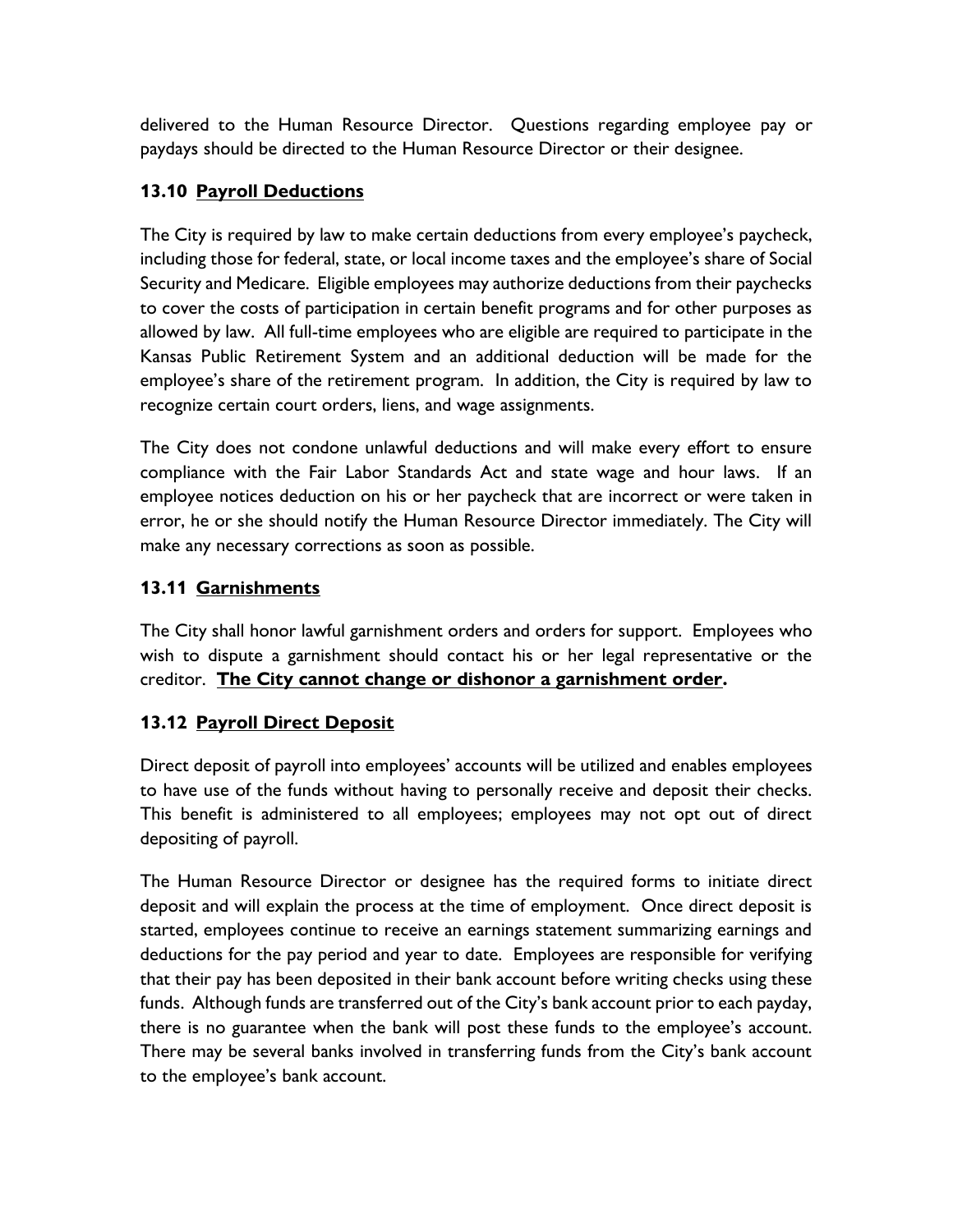delivered to the Human Resource Director. Questions regarding employee pay or paydays should be directed to the Human Resource Director or their designee.

### 13.10 Payroll Deductions

The City is required by law to make certain deductions from every employee's paycheck, including those for federal, state, or local income taxes and the employee's share of Social Security and Medicare. Eligible employees may authorize deductions from their paychecks to cover the costs of participation in certain benefit programs and for other purposes as allowed by law. All full-time employees who are eligible are required to participate in the Kansas Public Retirement System and an additional deduction will be made for the employee's share of the retirement program. In addition, the City is required by law to recognize certain court orders, liens, and wage assignments.

The City does not condone unlawful deductions and will make every effort to ensure compliance with the Fair Labor Standards Act and state wage and hour laws. If an employee notices deduction on his or her paycheck that are incorrect or were taken in error, he or she should notify the Human Resource Director immediately. The City will make any necessary corrections as soon as possible.

### 13.11 Garnishments

The City shall honor lawful garnishment orders and orders for support. Employees who wish to dispute a garnishment should contact his or her legal representative or the creditor. **The City cannot change or dishonor a garnishment order.**

### 13.12 Payroll Direct Deposit

Direct deposit of payroll into employees' accounts will be utilized and enables employees to have use of the funds without having to personally receive and deposit their checks. This benefit is administered to all employees; employees may not opt out of direct depositing of payroll.

The Human Resource Director or designee has the required forms to initiate direct deposit and will explain the process at the time of employment. Once direct deposit is started, employees continue to receive an earnings statement summarizing earnings and deductions for the pay period and year to date. Employees are responsible for verifying that their pay has been deposited in their bank account before writing checks using these funds. Although funds are transferred out of the City's bank account prior to each payday, there is no guarantee when the bank will post these funds to the employee's account. There may be several banks involved in transferring funds from the City's bank account to the employee's bank account.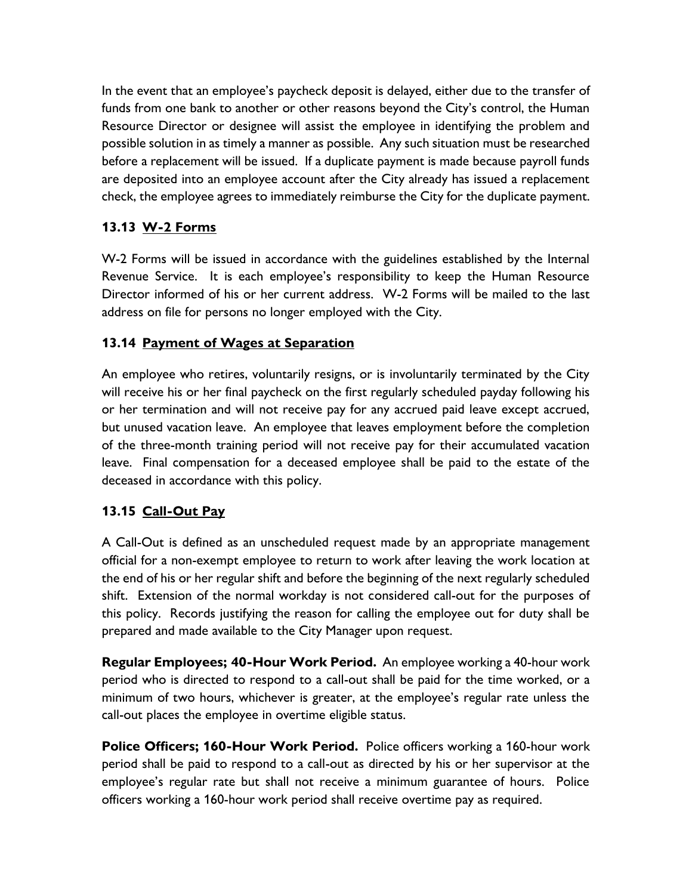In the event that an employee's paycheck deposit is delayed, either due to the transfer of funds from one bank to another or other reasons beyond the City's control, the Human Resource Director or designee will assist the employee in identifying the problem and possible solution in as timely a manner as possible. Any such situation must be researched before a replacement will be issued. If a duplicate payment is made because payroll funds are deposited into an employee account after the City already has issued a replacement check, the employee agrees to immediately reimburse the City for the duplicate payment.

### 13.13 W-2 Forms

W-2 Forms will be issued in accordance with the guidelines established by the Internal Revenue Service. It is each employee's responsibility to keep the Human Resource Director informed of his or her current address. W-2 Forms will be mailed to the last address on file for persons no longer employed with the City.

### 13.14 Payment of Wages at Separation

An employee who retires, voluntarily resigns, or is involuntarily terminated by the City will receive his or her final paycheck on the first regularly scheduled payday following his or her termination and will not receive pay for any accrued paid leave except accrued, but unused vacation leave. An employee that leaves employment before the completion of the three-month training period will not receive pay for their accumulated vacation leave. Final compensation for a deceased employee shall be paid to the estate of the deceased in accordance with this policy.

### 13.15 Call-Out Pay

A Call-Out is defined as an unscheduled request made by an appropriate management official for a non-exempt employee to return to work after leaving the work location at the end of his or her regular shift and before the beginning of the next regularly scheduled shift. Extension of the normal workday is not considered call-out for the purposes of this policy. Records justifying the reason for calling the employee out for duty shall be prepared and made available to the City Manager upon request.

**Regular Employees; 40-Hour Work Period.** An employee working a 40-hour work period who is directed to respond to a call-out shall be paid for the time worked, or a minimum of two hours, whichever is greater, at the employee's regular rate unless the call-out places the employee in overtime eligible status.

**Police Officers; 160-Hour Work Period.** Police officers working a 160-hour work period shall be paid to respond to a call-out as directed by his or her supervisor at the employee's regular rate but shall not receive a minimum guarantee of hours. Police officers working a 160-hour work period shall receive overtime pay as required.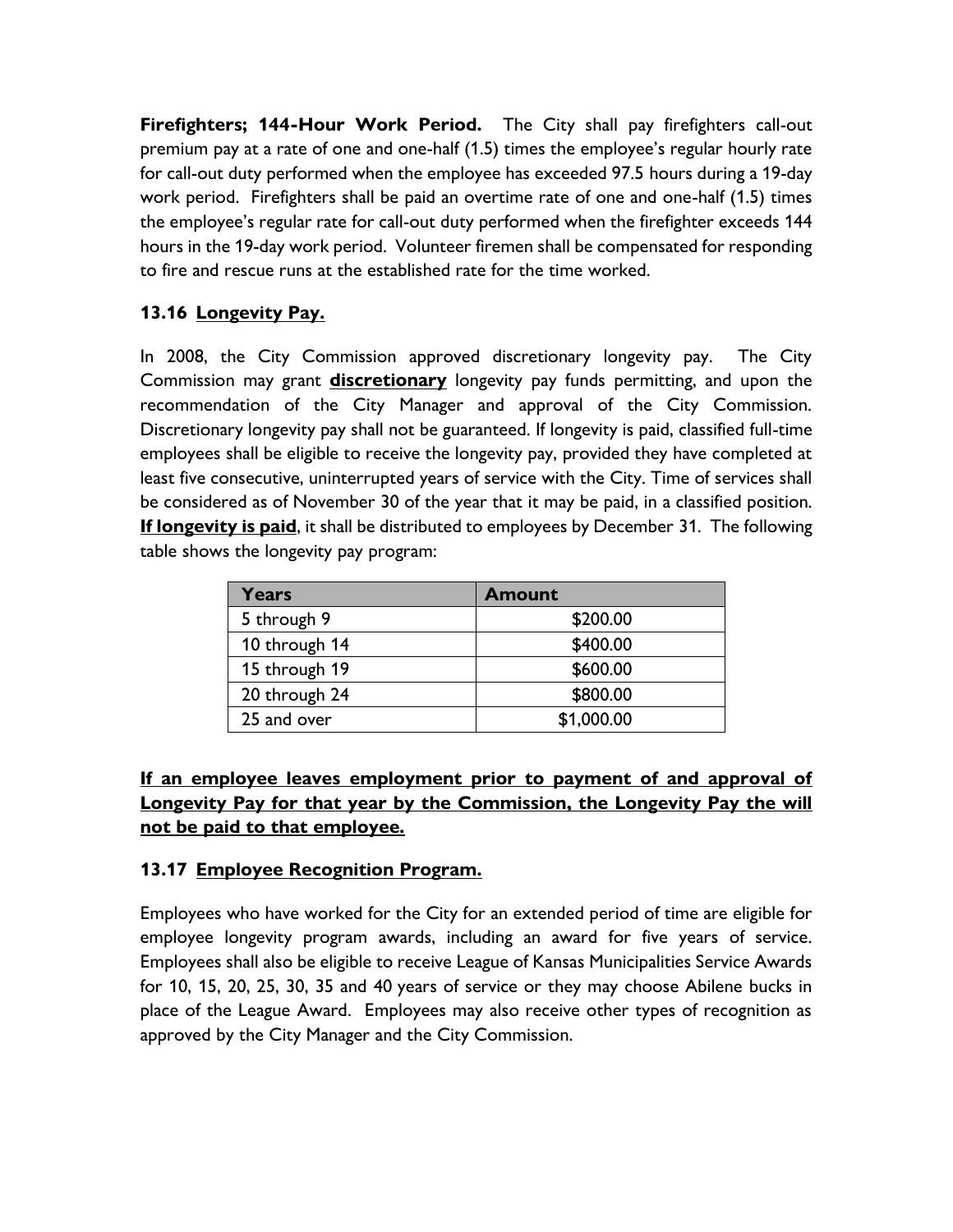**Firefighters; 144-Hour Work Period.** The City shall pay firefighters call-out premium pay at a rate of one and one-half (1.5) times the employee's regular hourly rate for call-out duty performed when the employee has exceeded 97.5 hours during a 19-day work period. Firefighters shall be paid an overtime rate of one and one-half (1.5) times the employee's regular rate for call-out duty performed when the firefighter exceeds 144 hours in the 19-day work period. Volunteer firemen shall be compensated for responding to fire and rescue runs at the established rate for the time worked.

### 13.16 Longevity Pay.

In 2008, the City Commission approved discretionary longevity pay. The City Commission may grant **discretionary** longevity pay funds permitting, and upon the recommendation of the City Manager and approval of the City Commission. Discretionary longevity pay shall not be guaranteed. If longevity is paid, classified full-time employees shall be eligible to receive the longevity pay, provided they have completed at least five consecutive, uninterrupted years of service with the City. Time of services shall be considered as of November 30 of the year that it may be paid, in a classified position. **If longevity is paid**, it shall be distributed to employees by December 31. The following table shows the longevity pay program:

| Years | Amount |
|---|---|
| 5 through 9 | $200.00 |
| 10 through 14 | $400.00 |
| 15 through 19 | $600.00 |
| 20 through 24 | $800.00 |
| 25 and over | $1,000.00 |

**If an employee leaves employment prior to payment of and approval of Longevity Pay for that year by the Commission, the Longevity Pay the will not be paid to that employee.**

### 13.17 Employee Recognition Program.

Employees who have worked for the City for an extended period of time are eligible for employee longevity program awards, including an award for five years of service. Employees shall also be eligible to receive League of Kansas Municipalities Service Awards for 10, 15, 20, 25, 30, 35 and 40 years of service or they may choose Abilene bucks in place of the League Award. Employees may also receive other types of recognition as approved by the City Manager and the City Commission.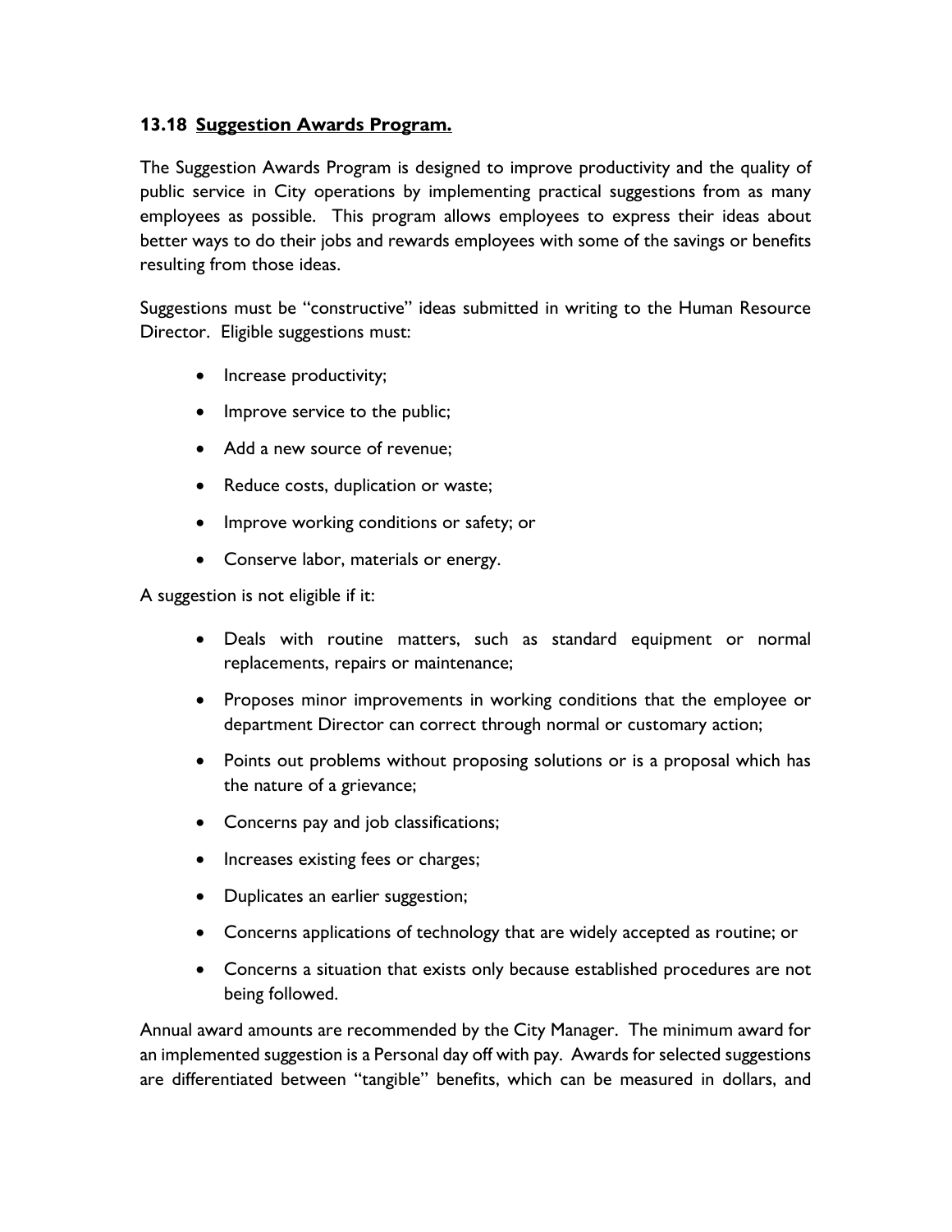### 13.18 <u>Suggestion Awards Program.</u>

The Suggestion Awards Program is designed to improve productivity and the quality of public service in City operations by implementing practical suggestions from as many employees as possible. This program allows employees to express their ideas about better ways to do their jobs and rewards employees with some of the savings or benefits resulting from those ideas.

Suggestions must be "constructive" ideas submitted in writing to the Human Resource Director. Eligible suggestions must:

- Increase productivity;
- Improve service to the public;
- Add a new source of revenue;
- Reduce costs, duplication or waste;
- Improve working conditions or safety; or
- Conserve labor, materials or energy.

A suggestion is not eligible if it:

- Deals with routine matters, such as standard equipment or normal replacements, repairs or maintenance;
- Proposes minor improvements in working conditions that the employee or department Director can correct through normal or customary action;
- Points out problems without proposing solutions or is a proposal which has the nature of a grievance;
- Concerns pay and job classifications;
- Increases existing fees or charges;
- Duplicates an earlier suggestion;
- Concerns applications of technology that are widely accepted as routine; or
- Concerns a situation that exists only because established procedures are not being followed.

Annual award amounts are recommended by the City Manager. The minimum award for an implemented suggestion is a Personal day off with pay. Awards for selected suggestions are differentiated between "tangible" benefits, which can be measured in dollars, and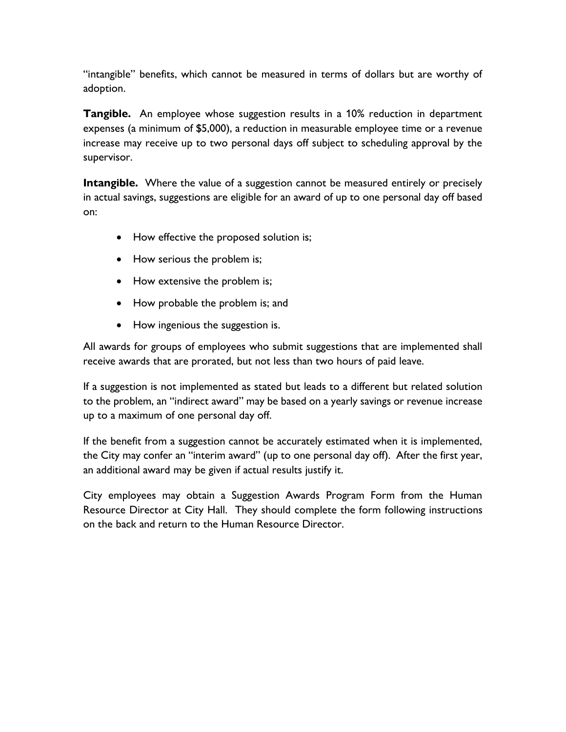"intangible" benefits, which cannot be measured in terms of dollars but are worthy of adoption.

**Tangible.** An employee whose suggestion results in a 10% reduction in department expenses (a minimum of $5,000), a reduction in measurable employee time or a revenue increase may receive up to two personal days off subject to scheduling approval by the supervisor.

**Intangible.** Where the value of a suggestion cannot be measured entirely or precisely in actual savings, suggestions are eligible for an award of up to one personal day off based on:

- How effective the proposed solution is;
- How serious the problem is;
- How extensive the problem is;
- How probable the problem is; and
- How ingenious the suggestion is.

All awards for groups of employees who submit suggestions that are implemented shall receive awards that are prorated, but not less than two hours of paid leave.

If a suggestion is not implemented as stated but leads to a different but related solution to the problem, an "indirect award" may be based on a yearly savings or revenue increase up to a maximum of one personal day off.

If the benefit from a suggestion cannot be accurately estimated when it is implemented, the City may confer an "interim award" (up to one personal day off). After the first year, an additional award may be given if actual results justify it.

City employees may obtain a Suggestion Awards Program Form from the Human Resource Director at City Hall. They should complete the form following instructions on the back and return to the Human Resource Director.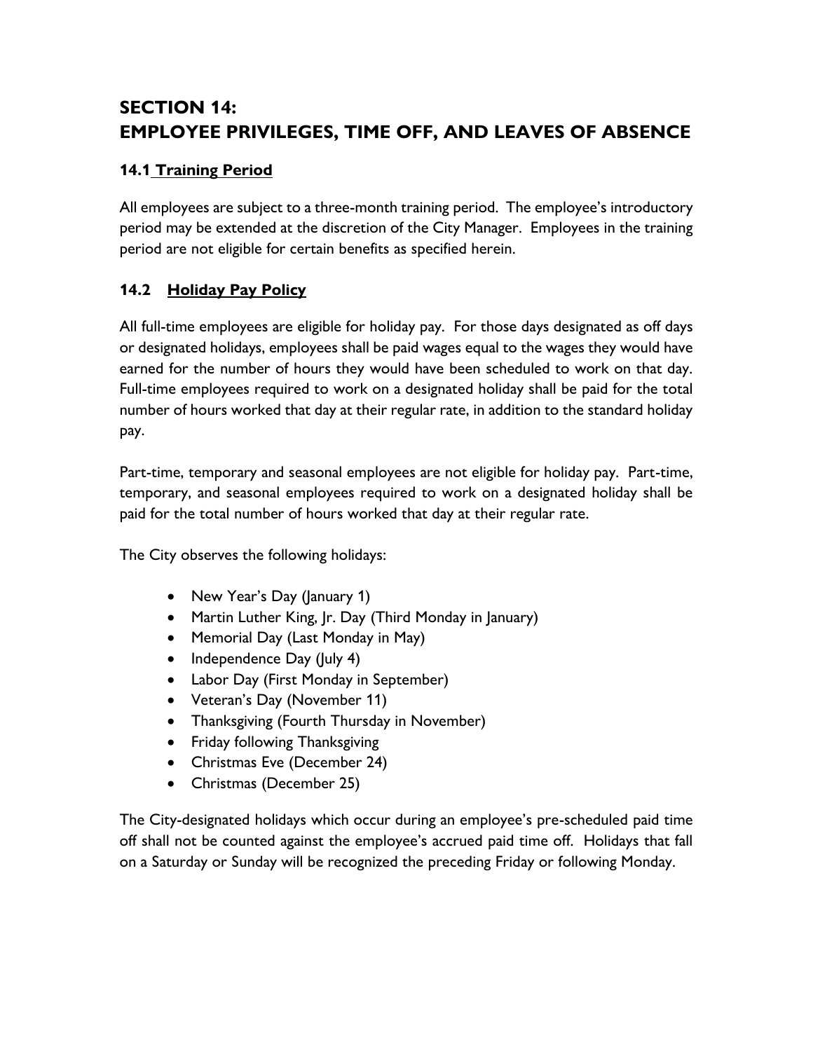# SECTION 14: EMPLOYEE PRIVILEGES, TIME OFF, AND LEAVES OF ABSENCE

## 14.1 Training Period

All employees are subject to a three-month training period. The employee's introductory period may be extended at the discretion of the City Manager. Employees in the training period are not eligible for certain benefits as specified herein.

## 14.2 Holiday Pay Policy

All full-time employees are eligible for holiday pay. For those days designated as off days or designated holidays, employees shall be paid wages equal to the wages they would have earned for the number of hours they would have been scheduled to work on that day. Full-time employees required to work on a designated holiday shall be paid for the total number of hours worked that day at their regular rate, in addition to the standard holiday pay.

Part-time, temporary and seasonal employees are not eligible for holiday pay. Part-time, temporary, and seasonal employees required to work on a designated holiday shall be paid for the total number of hours worked that day at their regular rate.

The City observes the following holidays:

- New Year's Day (January 1)
- Martin Luther King, Jr. Day (Third Monday in January)
- Memorial Day (Last Monday in May)
- Independence Day (July 4)
- Labor Day (First Monday in September)
- Veteran's Day (November 11)
- Thanksgiving (Fourth Thursday in November)
- Friday following Thanksgiving
- Christmas Eve (December 24)
- Christmas (December 25)

The City-designated holidays which occur during an employee's pre-scheduled paid time off shall not be counted against the employee's accrued paid time off. Holidays that fall on a Saturday or Sunday will be recognized the preceding Friday or following Monday.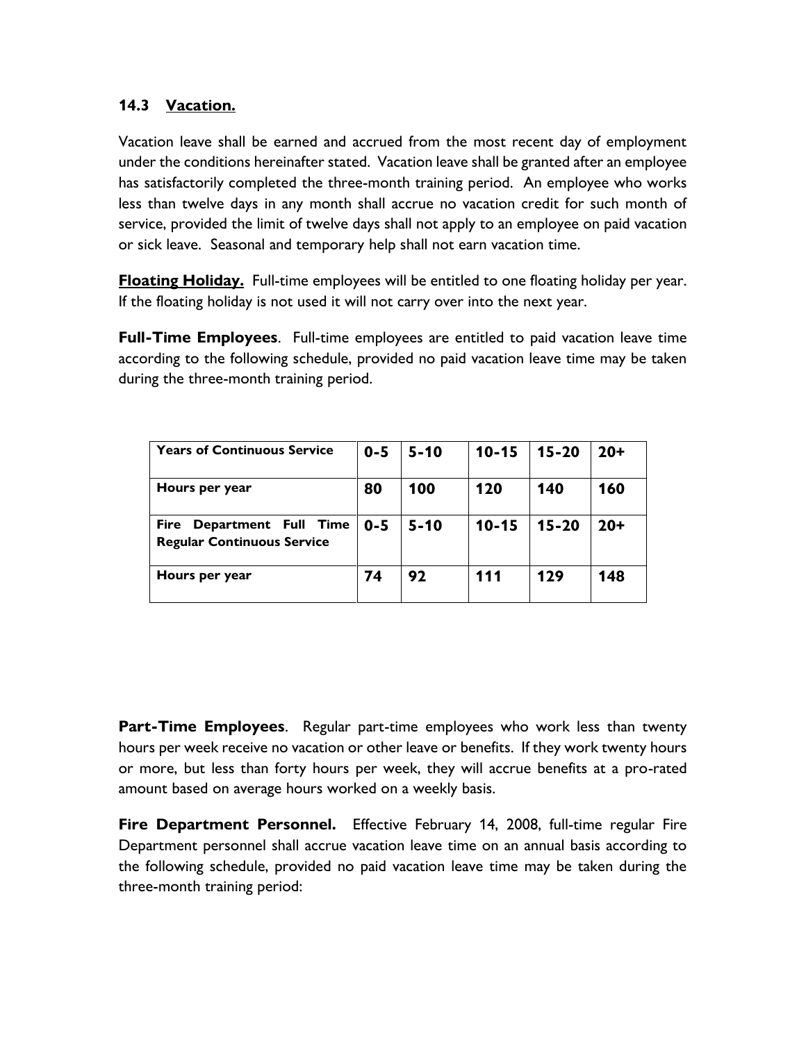### 14.3 Vacation.

Vacation leave shall be earned and accrued from the most recent day of employment under the conditions hereinafter stated. Vacation leave shall be granted after an employee has satisfactorily completed the three-month training period. An employee who works less than twelve days in any month shall accrue no vacation credit for such month of service, provided the limit of twelve days shall not apply to an employee on paid vacation or sick leave. Seasonal and temporary help shall not earn vacation time.

**Floating Holiday.** Full-time employees will be entitled to one floating holiday per year. If the floating holiday is not used it will not carry over into the next year.

**Full-Time Employees**. Full-time employees are entitled to paid vacation leave time according to the following schedule, provided no paid vacation leave time may be taken during the three-month training period.

| **Years of Continuous Service** | **0-5** | **5-10** | **10-15** | **15-20** | **20+** |
|---|---|---|---|---|---|
| **Hours per year** | **80** | **100** | **120** | **140** | **160** |
| **Fire Department Full Time Regular Continuous Service** | **0-5** | **5-10** | **10-15** | **15-20** | **20+** |
| **Hours per year** | **74** | **92** | **111** | **129** | **148** |

**Part-Time Employees**. Regular part-time employees who work less than twenty hours per week receive no vacation or other leave or benefits. If they work twenty hours or more, but less than forty hours per week, they will accrue benefits at a pro-rated amount based on average hours worked on a weekly basis.

**Fire Department Personnel.** Effective February 14, 2008, full-time regular Fire Department personnel shall accrue vacation leave time on an annual basis according to the following schedule, provided no paid vacation leave time may be taken during the three-month training period: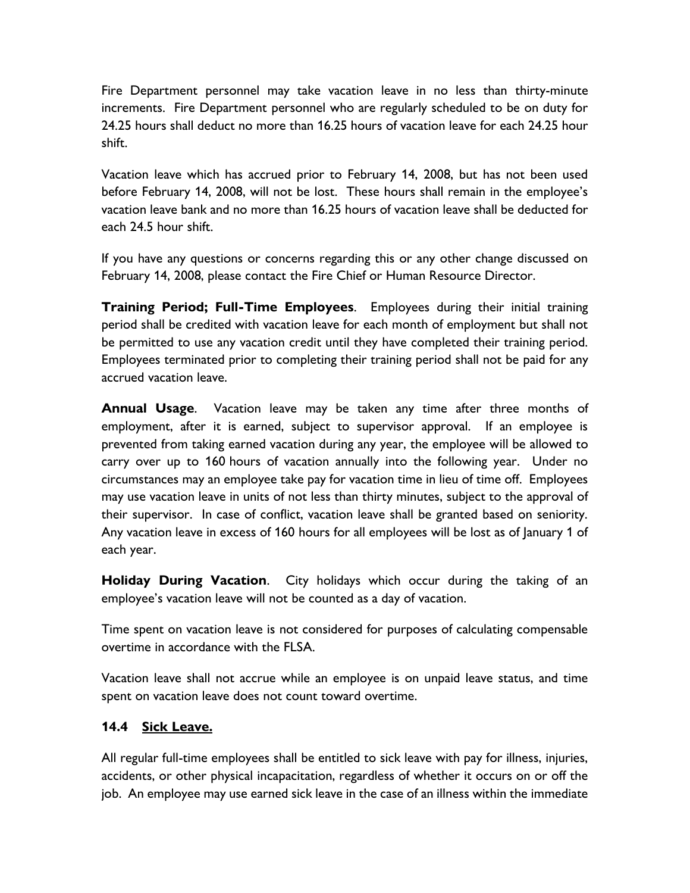Fire Department personnel may take vacation leave in no less than thirty-minute increments. Fire Department personnel who are regularly scheduled to be on duty for 24.25 hours shall deduct no more than 16.25 hours of vacation leave for each 24.25 hour shift.

Vacation leave which has accrued prior to February 14, 2008, but has not been used before February 14, 2008, will not be lost. These hours shall remain in the employee's vacation leave bank and no more than 16.25 hours of vacation leave shall be deducted for each 24.5 hour shift.

If you have any questions or concerns regarding this or any other change discussed on February 14, 2008, please contact the Fire Chief or Human Resource Director.

**Training Period; Full-Time Employees**. Employees during their initial training period shall be credited with vacation leave for each month of employment but shall not be permitted to use any vacation credit until they have completed their training period. Employees terminated prior to completing their training period shall not be paid for any accrued vacation leave.

**Annual Usage**. Vacation leave may be taken any time after three months of employment, after it is earned, subject to supervisor approval. If an employee is prevented from taking earned vacation during any year, the employee will be allowed to carry over up to 160 hours of vacation annually into the following year. Under no circumstances may an employee take pay for vacation time in lieu of time off. Employees may use vacation leave in units of not less than thirty minutes, subject to the approval of their supervisor. In case of conflict, vacation leave shall be granted based on seniority. Any vacation leave in excess of 160 hours for all employees will be lost as of January 1 of each year.

**Holiday During Vacation**. City holidays which occur during the taking of an employee's vacation leave will not be counted as a day of vacation.

Time spent on vacation leave is not considered for purposes of calculating compensable overtime in accordance with the FLSA.

Vacation leave shall not accrue while an employee is on unpaid leave status, and time spent on vacation leave does not count toward overtime.

### 14.4 Sick Leave.

All regular full-time employees shall be entitled to sick leave with pay for illness, injuries, accidents, or other physical incapacitation, regardless of whether it occurs on or off the job. An employee may use earned sick leave in the case of an illness within the immediate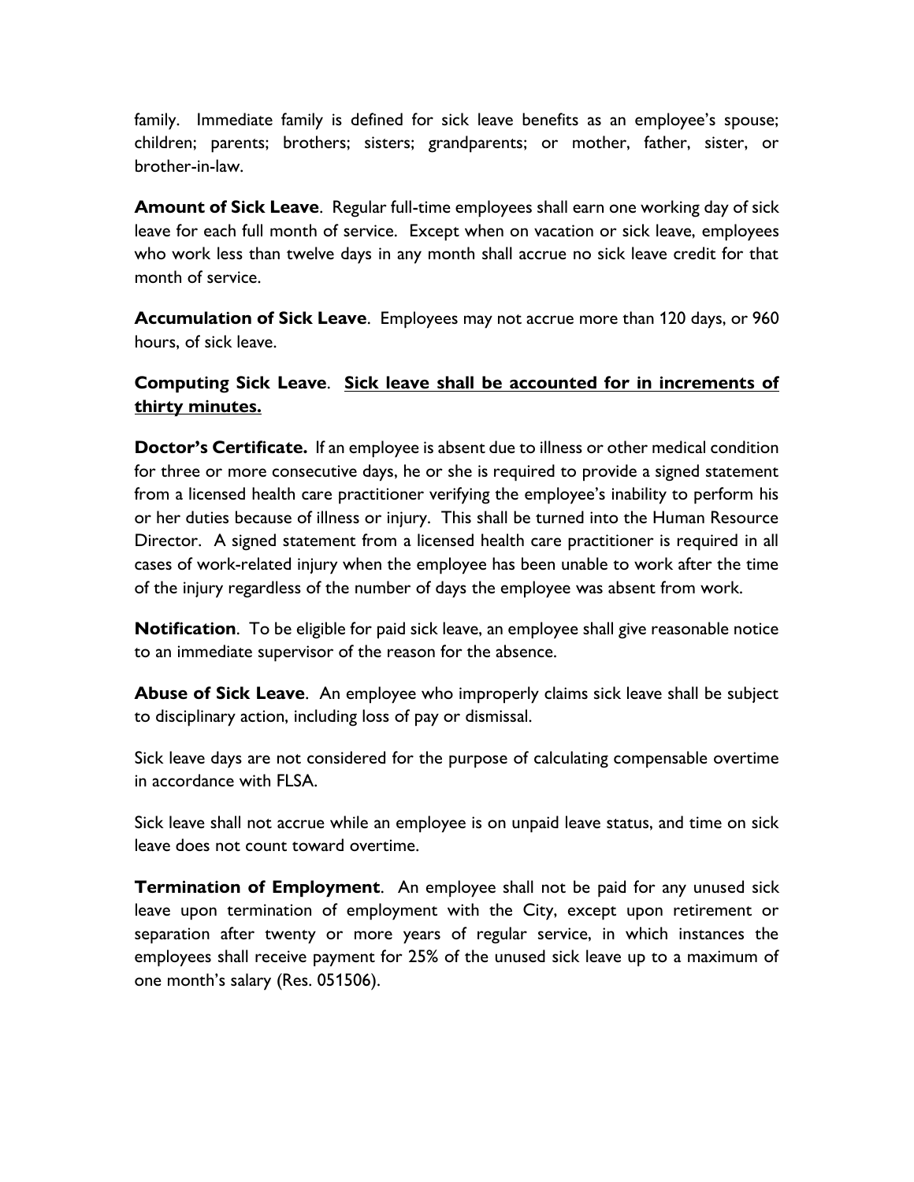family. Immediate family is defined for sick leave benefits as an employee's spouse; children; parents; brothers; sisters; grandparents; or mother, father, sister, or brother-in-law.

**Amount of Sick Leave**. Regular full-time employees shall earn one working day of sick leave for each full month of service. Except when on vacation or sick leave, employees who work less than twelve days in any month shall accrue no sick leave credit for that month of service.

**Accumulation of Sick Leave**. Employees may not accrue more than 120 days, or 960 hours, of sick leave.

**Computing Sick Leave**. **<u>Sick leave shall be accounted for in increments of thirty minutes.</u>**

**Doctor's Certificate.** If an employee is absent due to illness or other medical condition for three or more consecutive days, he or she is required to provide a signed statement from a licensed health care practitioner verifying the employee's inability to perform his or her duties because of illness or injury. This shall be turned into the Human Resource Director. A signed statement from a licensed health care practitioner is required in all cases of work-related injury when the employee has been unable to work after the time of the injury regardless of the number of days the employee was absent from work.

**Notification**. To be eligible for paid sick leave, an employee shall give reasonable notice to an immediate supervisor of the reason for the absence.

**Abuse of Sick Leave**. An employee who improperly claims sick leave shall be subject to disciplinary action, including loss of pay or dismissal.

Sick leave days are not considered for the purpose of calculating compensable overtime in accordance with FLSA.

Sick leave shall not accrue while an employee is on unpaid leave status, and time on sick leave does not count toward overtime.

**Termination of Employment**. An employee shall not be paid for any unused sick leave upon termination of employment with the City, except upon retirement or separation after twenty or more years of regular service, in which instances the employees shall receive payment for 25% of the unused sick leave up to a maximum of one month's salary (Res. 051506).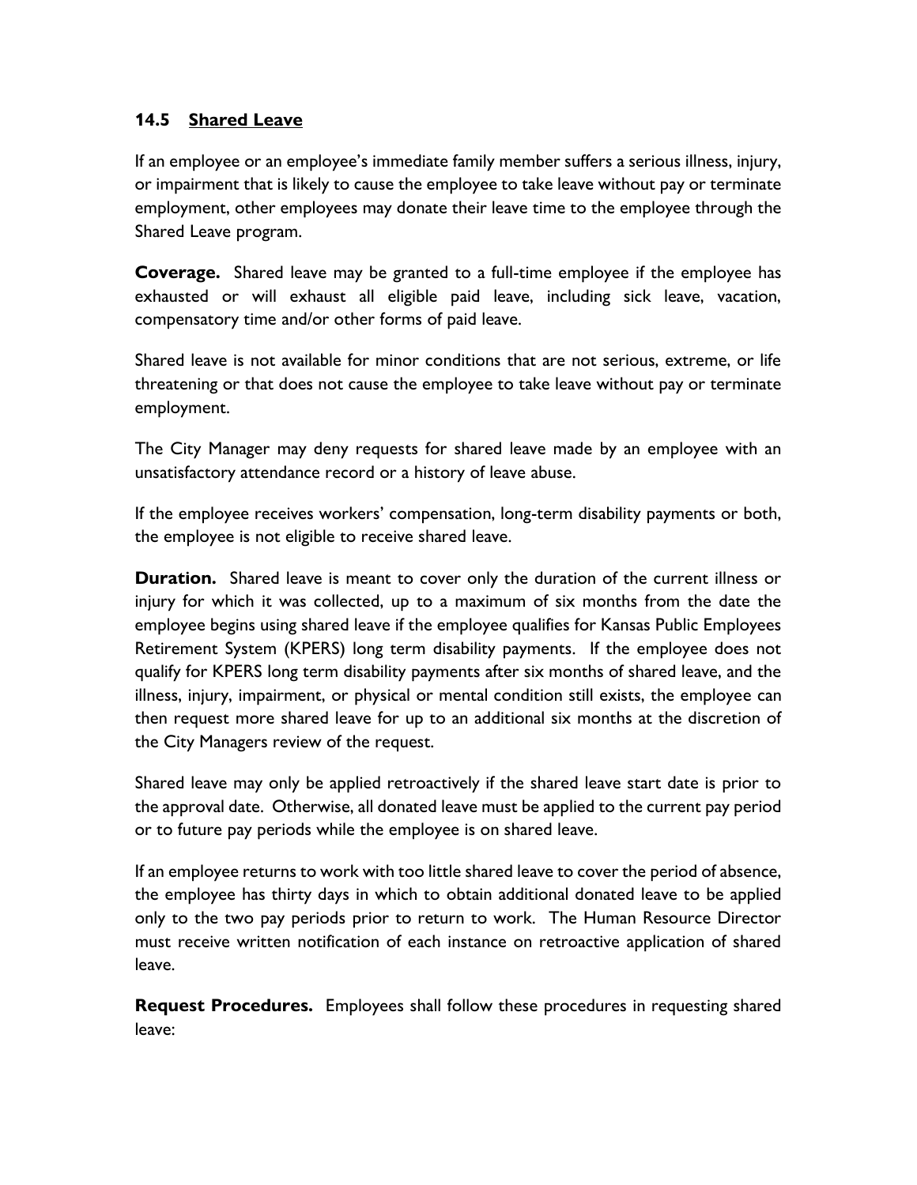### 14.5 Shared Leave

If an employee or an employee's immediate family member suffers a serious illness, injury, or impairment that is likely to cause the employee to take leave without pay or terminate employment, other employees may donate their leave time to the employee through the Shared Leave program.

**Coverage.** Shared leave may be granted to a full-time employee if the employee has exhausted or will exhaust all eligible paid leave, including sick leave, vacation, compensatory time and/or other forms of paid leave.

Shared leave is not available for minor conditions that are not serious, extreme, or life threatening or that does not cause the employee to take leave without pay or terminate employment.

The City Manager may deny requests for shared leave made by an employee with an unsatisfactory attendance record or a history of leave abuse.

If the employee receives workers' compensation, long-term disability payments or both, the employee is not eligible to receive shared leave.

**Duration.** Shared leave is meant to cover only the duration of the current illness or injury for which it was collected, up to a maximum of six months from the date the employee begins using shared leave if the employee qualifies for Kansas Public Employees Retirement System (KPERS) long term disability payments. If the employee does not qualify for KPERS long term disability payments after six months of shared leave, and the illness, injury, impairment, or physical or mental condition still exists, the employee can then request more shared leave for up to an additional six months at the discretion of the City Managers review of the request.

Shared leave may only be applied retroactively if the shared leave start date is prior to the approval date. Otherwise, all donated leave must be applied to the current pay period or to future pay periods while the employee is on shared leave.

If an employee returns to work with too little shared leave to cover the period of absence, the employee has thirty days in which to obtain additional donated leave to be applied only to the two pay periods prior to return to work. The Human Resource Director must receive written notification of each instance on retroactive application of shared leave.

**Request Procedures.** Employees shall follow these procedures in requesting shared leave: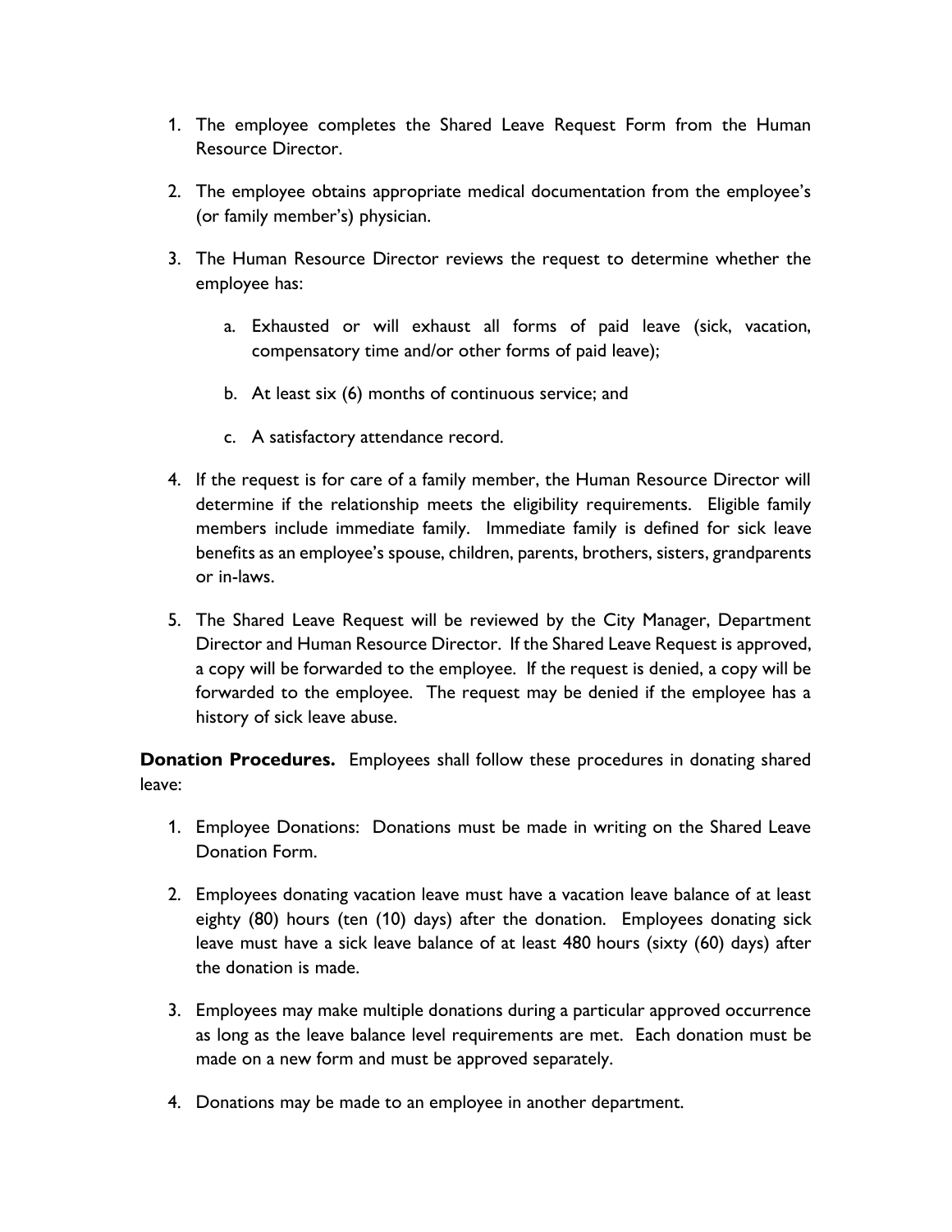1. The employee completes the Shared Leave Request Form from the Human Resource Director.

2. The employee obtains appropriate medical documentation from the employee's (or family member's) physician.

3. The Human Resource Director reviews the request to determine whether the employee has:

   a. Exhausted or will exhaust all forms of paid leave (sick, vacation, compensatory time and/or other forms of paid leave);

   b. At least six (6) months of continuous service; and

   c. A satisfactory attendance record.

4. If the request is for care of a family member, the Human Resource Director will determine if the relationship meets the eligibility requirements. Eligible family members include immediate family. Immediate family is defined for sick leave benefits as an employee's spouse, children, parents, brothers, sisters, grandparents or in-laws.

5. The Shared Leave Request will be reviewed by the City Manager, Department Director and Human Resource Director. If the Shared Leave Request is approved, a copy will be forwarded to the employee. If the request is denied, a copy will be forwarded to the employee. The request may be denied if the employee has a history of sick leave abuse.

**Donation Procedures.** Employees shall follow these procedures in donating shared leave:

1. Employee Donations: Donations must be made in writing on the Shared Leave Donation Form.

2. Employees donating vacation leave must have a vacation leave balance of at least eighty (80) hours (ten (10) days) after the donation. Employees donating sick leave must have a sick leave balance of at least 480 hours (sixty (60) days) after the donation is made.

3. Employees may make multiple donations during a particular approved occurrence as long as the leave balance level requirements are met. Each donation must be made on a new form and must be approved separately.

4. Donations may be made to an employee in another department.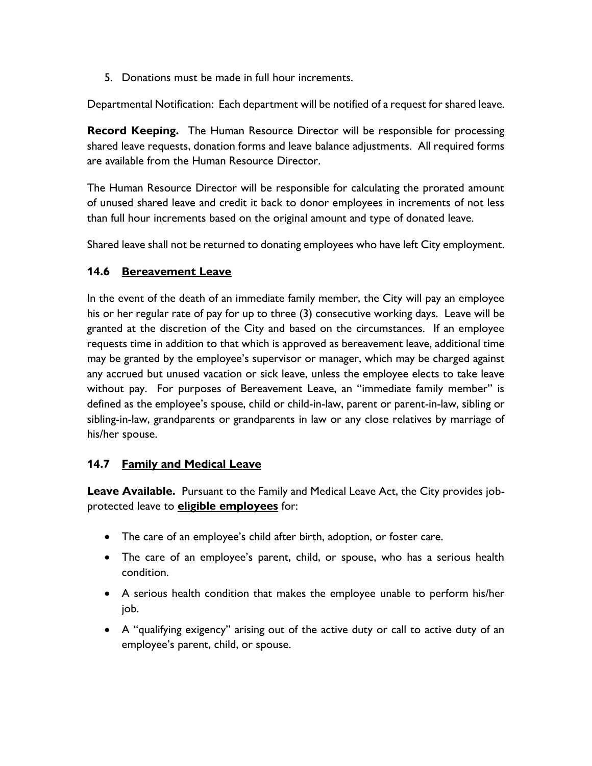5. Donations must be made in full hour increments.

Departmental Notification: Each department will be notified of a request for shared leave.

**Record Keeping.** The Human Resource Director will be responsible for processing shared leave requests, donation forms and leave balance adjustments. All required forms are available from the Human Resource Director.

The Human Resource Director will be responsible for calculating the prorated amount of unused shared leave and credit it back to donor employees in increments of not less than full hour increments based on the original amount and type of donated leave.

Shared leave shall not be returned to donating employees who have left City employment.

### 14.6 Bereavement Leave

In the event of the death of an immediate family member, the City will pay an employee his or her regular rate of pay for up to three (3) consecutive working days. Leave will be granted at the discretion of the City and based on the circumstances. If an employee requests time in addition to that which is approved as bereavement leave, additional time may be granted by the employee's supervisor or manager, which may be charged against any accrued but unused vacation or sick leave, unless the employee elects to take leave without pay. For purposes of Bereavement Leave, an "immediate family member" is defined as the employee's spouse, child or child-in-law, parent or parent-in-law, sibling or sibling-in-law, grandparents or grandparents in law or any close relatives by marriage of his/her spouse.

### 14.7 Family and Medical Leave

**Leave Available.** Pursuant to the Family and Medical Leave Act, the City provides job-protected leave to **eligible employees** for:

- The care of an employee's child after birth, adoption, or foster care.
- The care of an employee's parent, child, or spouse, who has a serious health condition.
- A serious health condition that makes the employee unable to perform his/her job.
- A "qualifying exigency" arising out of the active duty or call to active duty of an employee's parent, child, or spouse.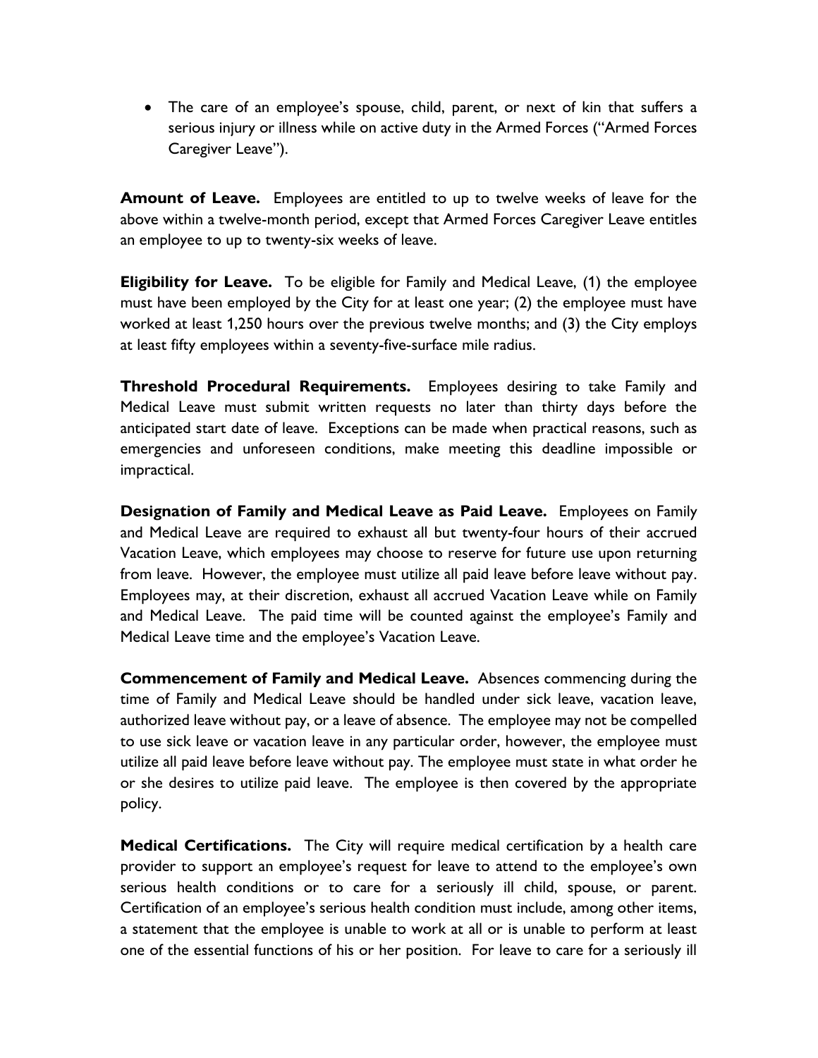- The care of an employee's spouse, child, parent, or next of kin that suffers a serious injury or illness while on active duty in the Armed Forces ("Armed Forces Caregiver Leave").

**Amount of Leave.** Employees are entitled to up to twelve weeks of leave for the above within a twelve-month period, except that Armed Forces Caregiver Leave entitles an employee to up to twenty-six weeks of leave.

**Eligibility for Leave.** To be eligible for Family and Medical Leave, (1) the employee must have been employed by the City for at least one year; (2) the employee must have worked at least 1,250 hours over the previous twelve months; and (3) the City employs at least fifty employees within a seventy-five-surface mile radius.

**Threshold Procedural Requirements.** Employees desiring to take Family and Medical Leave must submit written requests no later than thirty days before the anticipated start date of leave. Exceptions can be made when practical reasons, such as emergencies and unforeseen conditions, make meeting this deadline impossible or impractical.

**Designation of Family and Medical Leave as Paid Leave.** Employees on Family and Medical Leave are required to exhaust all but twenty-four hours of their accrued Vacation Leave, which employees may choose to reserve for future use upon returning from leave. However, the employee must utilize all paid leave before leave without pay. Employees may, at their discretion, exhaust all accrued Vacation Leave while on Family and Medical Leave. The paid time will be counted against the employee's Family and Medical Leave time and the employee's Vacation Leave.

**Commencement of Family and Medical Leave.** Absences commencing during the time of Family and Medical Leave should be handled under sick leave, vacation leave, authorized leave without pay, or a leave of absence. The employee may not be compelled to use sick leave or vacation leave in any particular order, however, the employee must utilize all paid leave before leave without pay. The employee must state in what order he or she desires to utilize paid leave. The employee is then covered by the appropriate policy.

**Medical Certifications.** The City will require medical certification by a health care provider to support an employee's request for leave to attend to the employee's own serious health conditions or to care for a seriously ill child, spouse, or parent. Certification of an employee's serious health condition must include, among other items, a statement that the employee is unable to work at all or is unable to perform at least one of the essential functions of his or her position. For leave to care for a seriously ill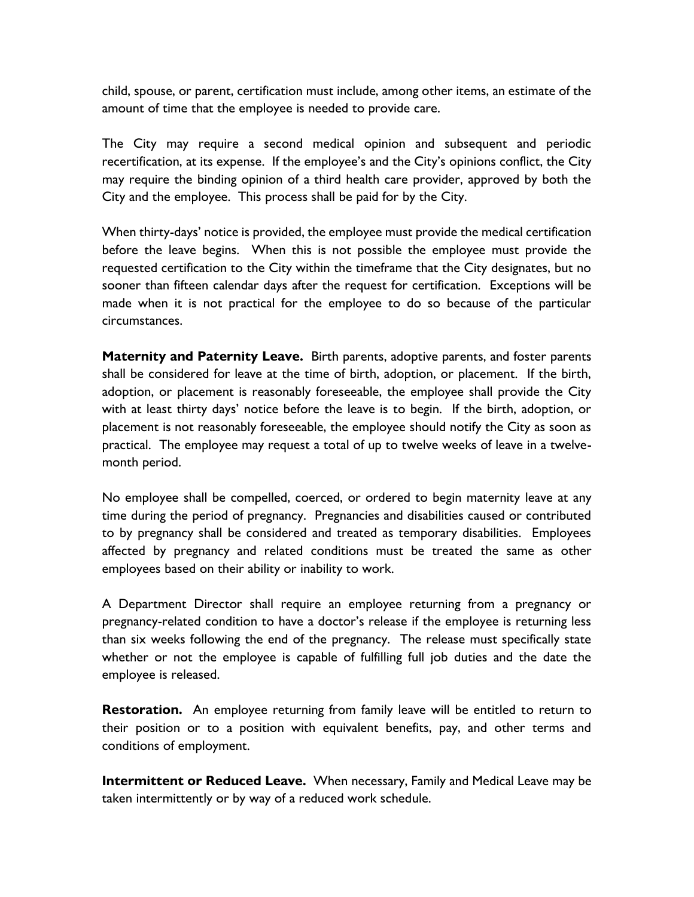child, spouse, or parent, certification must include, among other items, an estimate of the amount of time that the employee is needed to provide care.

The City may require a second medical opinion and subsequent and periodic recertification, at its expense. If the employee's and the City's opinions conflict, the City may require the binding opinion of a third health care provider, approved by both the City and the employee. This process shall be paid for by the City.

When thirty-days' notice is provided, the employee must provide the medical certification before the leave begins. When this is not possible the employee must provide the requested certification to the City within the timeframe that the City designates, but no sooner than fifteen calendar days after the request for certification. Exceptions will be made when it is not practical for the employee to do so because of the particular circumstances.

**Maternity and Paternity Leave.** Birth parents, adoptive parents, and foster parents shall be considered for leave at the time of birth, adoption, or placement. If the birth, adoption, or placement is reasonably foreseeable, the employee shall provide the City with at least thirty days' notice before the leave is to begin. If the birth, adoption, or placement is not reasonably foreseeable, the employee should notify the City as soon as practical. The employee may request a total of up to twelve weeks of leave in a twelve-month period.

No employee shall be compelled, coerced, or ordered to begin maternity leave at any time during the period of pregnancy. Pregnancies and disabilities caused or contributed to by pregnancy shall be considered and treated as temporary disabilities. Employees affected by pregnancy and related conditions must be treated the same as other employees based on their ability or inability to work.

A Department Director shall require an employee returning from a pregnancy or pregnancy-related condition to have a doctor's release if the employee is returning less than six weeks following the end of the pregnancy. The release must specifically state whether or not the employee is capable of fulfilling full job duties and the date the employee is released.

**Restoration.** An employee returning from family leave will be entitled to return to their position or to a position with equivalent benefits, pay, and other terms and conditions of employment.

**Intermittent or Reduced Leave.** When necessary, Family and Medical Leave may be taken intermittently or by way of a reduced work schedule.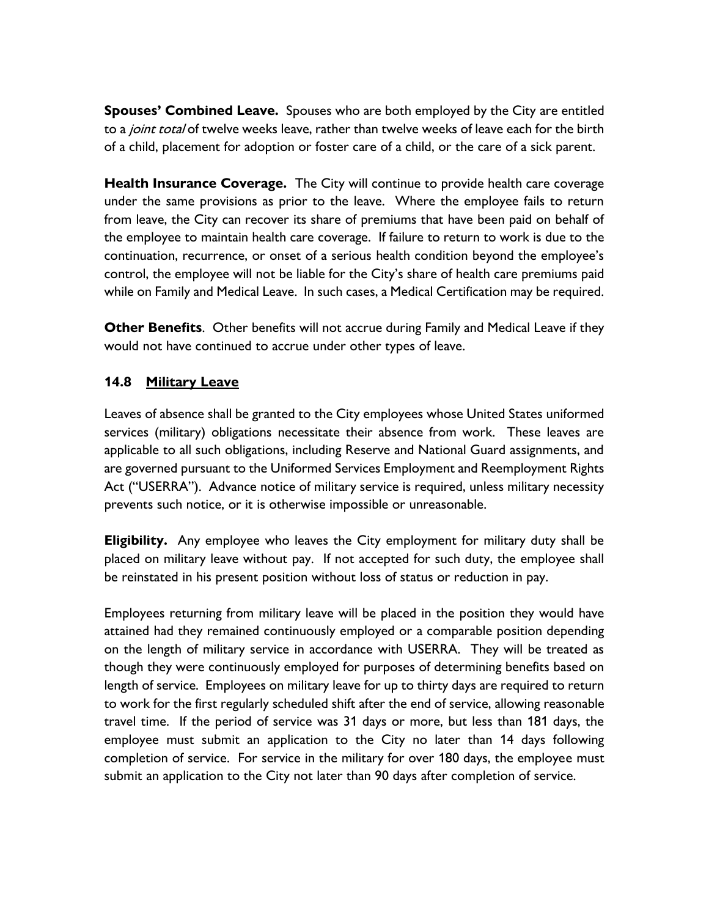**Spouses' Combined Leave.** Spouses who are both employed by the City are entitled to a *joint total* of twelve weeks leave, rather than twelve weeks of leave each for the birth of a child, placement for adoption or foster care of a child, or the care of a sick parent.

**Health Insurance Coverage.** The City will continue to provide health care coverage under the same provisions as prior to the leave. Where the employee fails to return from leave, the City can recover its share of premiums that have been paid on behalf of the employee to maintain health care coverage. If failure to return to work is due to the continuation, recurrence, or onset of a serious health condition beyond the employee's control, the employee will not be liable for the City's share of health care premiums paid while on Family and Medical Leave. In such cases, a Medical Certification may be required.

**Other Benefits**. Other benefits will not accrue during Family and Medical Leave if they would not have continued to accrue under other types of leave.

### 14.8 Military Leave

Leaves of absence shall be granted to the City employees whose United States uniformed services (military) obligations necessitate their absence from work. These leaves are applicable to all such obligations, including Reserve and National Guard assignments, and are governed pursuant to the Uniformed Services Employment and Reemployment Rights Act ("USERRA"). Advance notice of military service is required, unless military necessity prevents such notice, or it is otherwise impossible or unreasonable.

**Eligibility.** Any employee who leaves the City employment for military duty shall be placed on military leave without pay. If not accepted for such duty, the employee shall be reinstated in his present position without loss of status or reduction in pay.

Employees returning from military leave will be placed in the position they would have attained had they remained continuously employed or a comparable position depending on the length of military service in accordance with USERRA. They will be treated as though they were continuously employed for purposes of determining benefits based on length of service. Employees on military leave for up to thirty days are required to return to work for the first regularly scheduled shift after the end of service, allowing reasonable travel time. If the period of service was 31 days or more, but less than 181 days, the employee must submit an application to the City no later than 14 days following completion of service. For service in the military for over 180 days, the employee must submit an application to the City not later than 90 days after completion of service.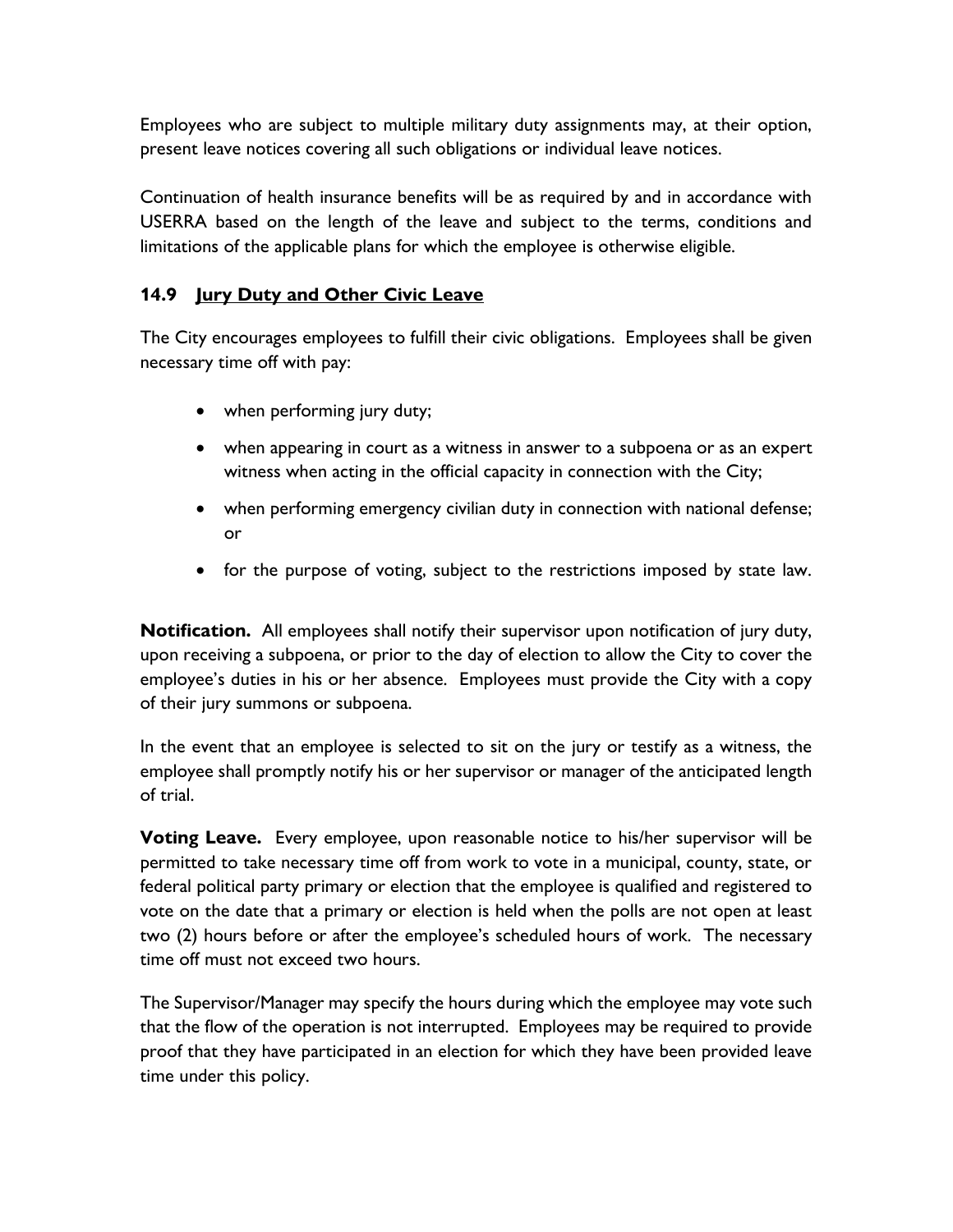Employees who are subject to multiple military duty assignments may, at their option, present leave notices covering all such obligations or individual leave notices.

Continuation of health insurance benefits will be as required by and in accordance with USERRA based on the length of the leave and subject to the terms, conditions and limitations of the applicable plans for which the employee is otherwise eligible.

### 14.9 Jury Duty and Other Civic Leave

The City encourages employees to fulfill their civic obligations. Employees shall be given necessary time off with pay:

- when performing jury duty;
- when appearing in court as a witness in answer to a subpoena or as an expert witness when acting in the official capacity in connection with the City;
- when performing emergency civilian duty in connection with national defense; or
- for the purpose of voting, subject to the restrictions imposed by state law.

**Notification.** All employees shall notify their supervisor upon notification of jury duty, upon receiving a subpoena, or prior to the day of election to allow the City to cover the employee's duties in his or her absence. Employees must provide the City with a copy of their jury summons or subpoena.

In the event that an employee is selected to sit on the jury or testify as a witness, the employee shall promptly notify his or her supervisor or manager of the anticipated length of trial.

**Voting Leave.** Every employee, upon reasonable notice to his/her supervisor will be permitted to take necessary time off from work to vote in a municipal, county, state, or federal political party primary or election that the employee is qualified and registered to vote on the date that a primary or election is held when the polls are not open at least two (2) hours before or after the employee's scheduled hours of work. The necessary time off must not exceed two hours.

The Supervisor/Manager may specify the hours during which the employee may vote such that the flow of the operation is not interrupted. Employees may be required to provide proof that they have participated in an election for which they have been provided leave time under this policy.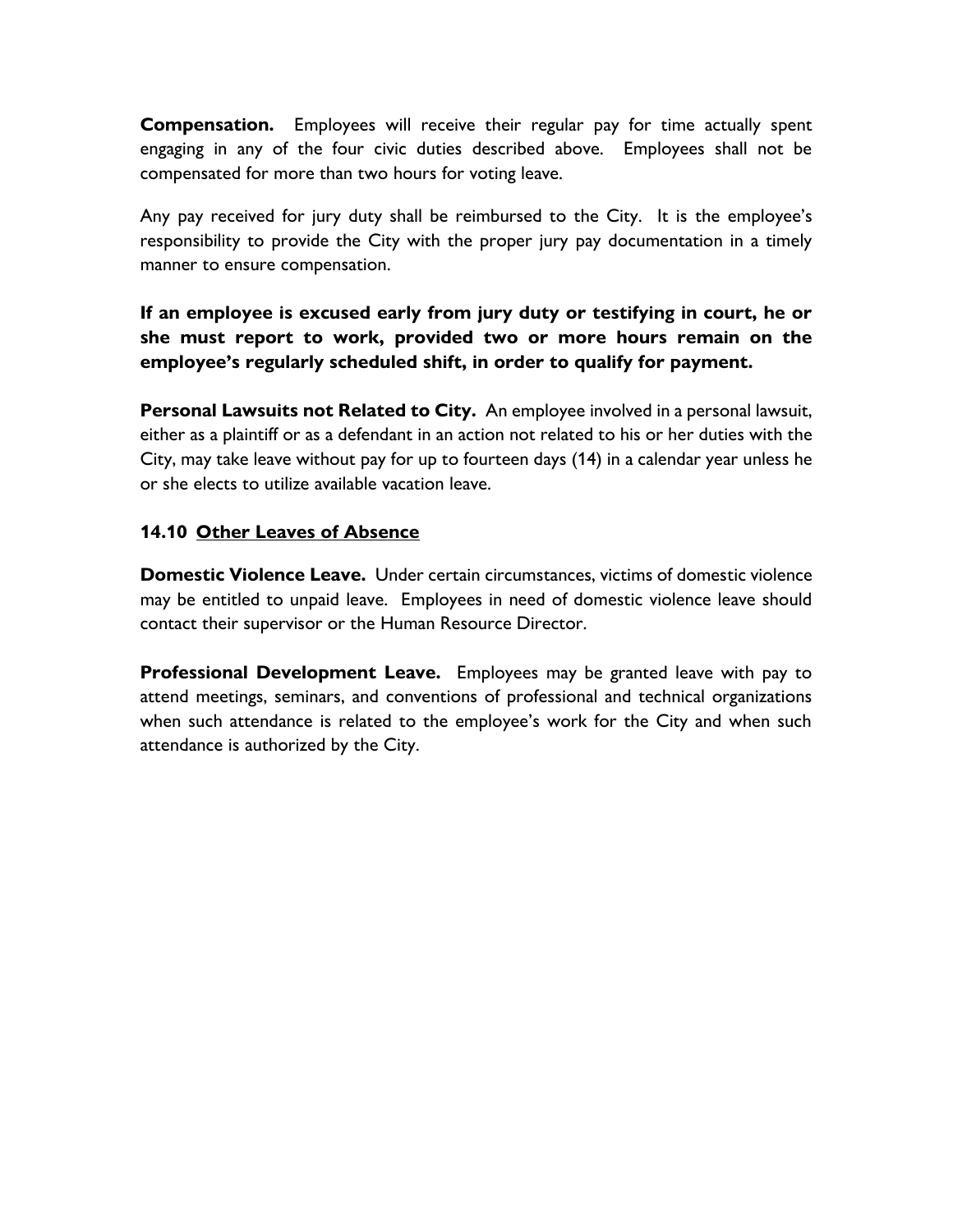**Compensation.** Employees will receive their regular pay for time actually spent engaging in any of the four civic duties described above. Employees shall not be compensated for more than two hours for voting leave.

Any pay received for jury duty shall be reimbursed to the City. It is the employee's responsibility to provide the City with the proper jury pay documentation in a timely manner to ensure compensation.

**If an employee is excused early from jury duty or testifying in court, he or she must report to work, provided two or more hours remain on the employee's regularly scheduled shift, in order to qualify for payment.**

**Personal Lawsuits not Related to City.** An employee involved in a personal lawsuit, either as a plaintiff or as a defendant in an action not related to his or her duties with the City, may take leave without pay for up to fourteen days (14) in a calendar year unless he or she elects to utilize available vacation leave.

### 14.10 Other Leaves of Absence

**Domestic Violence Leave.** Under certain circumstances, victims of domestic violence may be entitled to unpaid leave. Employees in need of domestic violence leave should contact their supervisor or the Human Resource Director.

**Professional Development Leave.** Employees may be granted leave with pay to attend meetings, seminars, and conventions of professional and technical organizations when such attendance is related to the employee's work for the City and when such attendance is authorized by the City.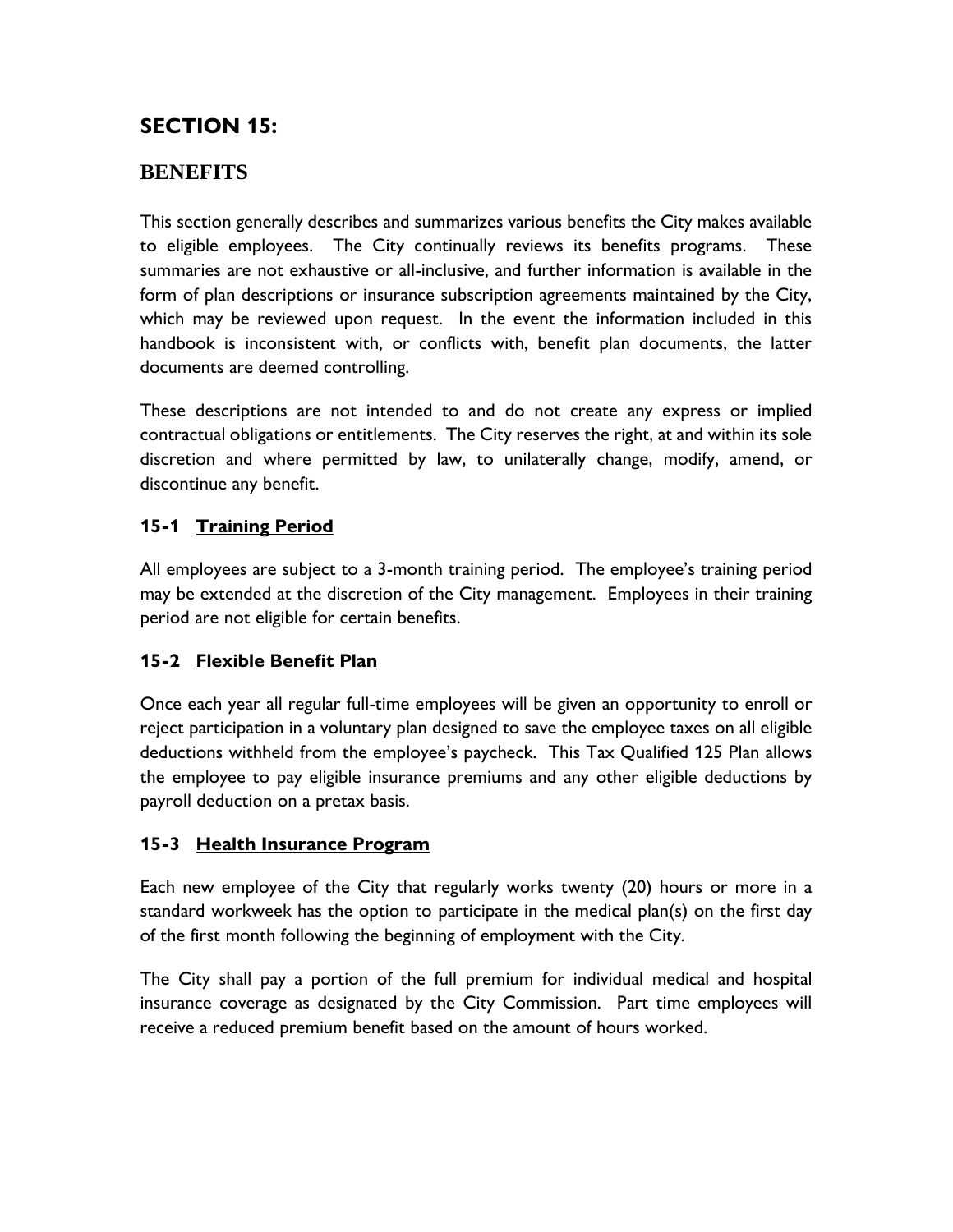# SECTION 15:

## BENEFITS

This section generally describes and summarizes various benefits the City makes available to eligible employees. The City continually reviews its benefits programs. These summaries are not exhaustive or all-inclusive, and further information is available in the form of plan descriptions or insurance subscription agreements maintained by the City, which may be reviewed upon request. In the event the information included in this handbook is inconsistent with, or conflicts with, benefit plan documents, the latter documents are deemed controlling.

These descriptions are not intended to and do not create any express or implied contractual obligations or entitlements. The City reserves the right, at and within its sole discretion and where permitted by law, to unilaterally change, modify, amend, or discontinue any benefit.

### 15-1 Training Period

All employees are subject to a 3-month training period. The employee's training period may be extended at the discretion of the City management. Employees in their training period are not eligible for certain benefits.

### 15-2 Flexible Benefit Plan

Once each year all regular full-time employees will be given an opportunity to enroll or reject participation in a voluntary plan designed to save the employee taxes on all eligible deductions withheld from the employee's paycheck. This Tax Qualified 125 Plan allows the employee to pay eligible insurance premiums and any other eligible deductions by payroll deduction on a pretax basis.

### 15-3 Health Insurance Program

Each new employee of the City that regularly works twenty (20) hours or more in a standard workweek has the option to participate in the medical plan(s) on the first day of the first month following the beginning of employment with the City.

The City shall pay a portion of the full premium for individual medical and hospital insurance coverage as designated by the City Commission. Part time employees will receive a reduced premium benefit based on the amount of hours worked.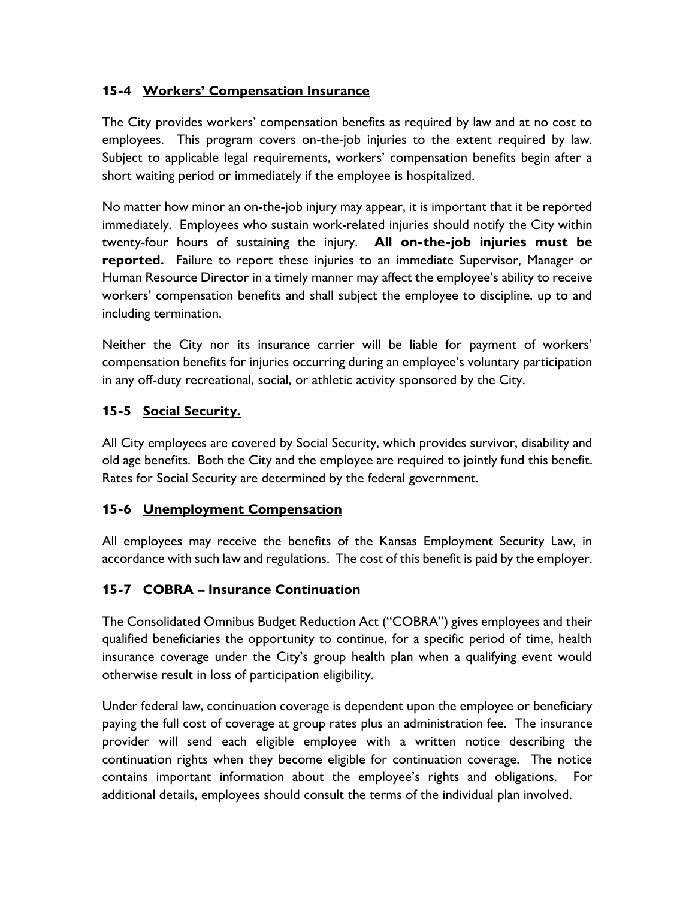### 15-4 Workers' Compensation Insurance

The City provides workers' compensation benefits as required by law and at no cost to employees. This program covers on-the-job injuries to the extent required by law. Subject to applicable legal requirements, workers' compensation benefits begin after a short waiting period or immediately if the employee is hospitalized.

No matter how minor an on-the-job injury may appear, it is important that it be reported immediately. Employees who sustain work-related injuries should notify the City within twenty-four hours of sustaining the injury. **All on-the-job injuries must be reported.** Failure to report these injuries to an immediate Supervisor, Manager or Human Resource Director in a timely manner may affect the employee's ability to receive workers' compensation benefits and shall subject the employee to discipline, up to and including termination.

Neither the City nor its insurance carrier will be liable for payment of workers' compensation benefits for injuries occurring during an employee's voluntary participation in any off-duty recreational, social, or athletic activity sponsored by the City.

### 15-5 Social Security.

All City employees are covered by Social Security, which provides survivor, disability and old age benefits. Both the City and the employee are required to jointly fund this benefit. Rates for Social Security are determined by the federal government.

### 15-6 Unemployment Compensation

All employees may receive the benefits of the Kansas Employment Security Law, in accordance with such law and regulations. The cost of this benefit is paid by the employer.

### 15-7 COBRA – Insurance Continuation

The Consolidated Omnibus Budget Reduction Act ("COBRA") gives employees and their qualified beneficiaries the opportunity to continue, for a specific period of time, health insurance coverage under the City's group health plan when a qualifying event would otherwise result in loss of participation eligibility.

Under federal law, continuation coverage is dependent upon the employee or beneficiary paying the full cost of coverage at group rates plus an administration fee. The insurance provider will send each eligible employee with a written notice describing the continuation rights when they become eligible for continuation coverage. The notice contains important information about the employee's rights and obligations. For additional details, employees should consult the terms of the individual plan involved.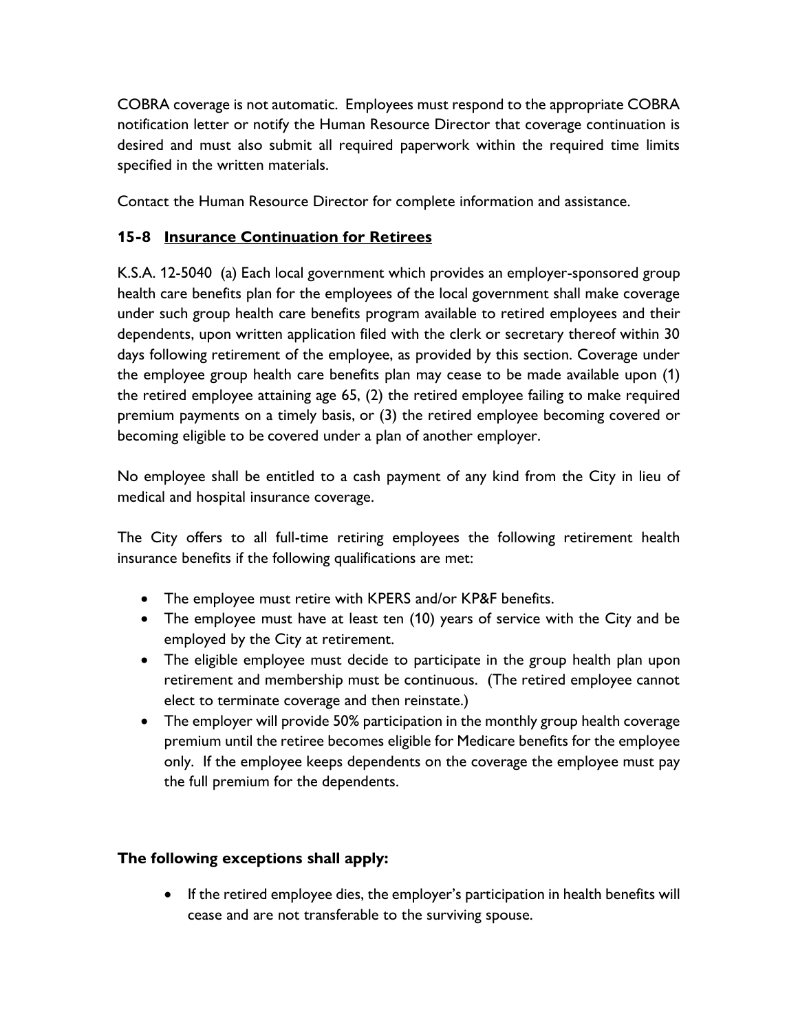COBRA coverage is not automatic. Employees must respond to the appropriate COBRA notification letter or notify the Human Resource Director that coverage continuation is desired and must also submit all required paperwork within the required time limits specified in the written materials.

Contact the Human Resource Director for complete information and assistance.

### 15-8 Insurance Continuation for Retirees

K.S.A. 12-5040 (a) Each local government which provides an employer-sponsored group health care benefits plan for the employees of the local government shall make coverage under such group health care benefits program available to retired employees and their dependents, upon written application filed with the clerk or secretary thereof within 30 days following retirement of the employee, as provided by this section. Coverage under the employee group health care benefits plan may cease to be made available upon (1) the retired employee attaining age 65, (2) the retired employee failing to make required premium payments on a timely basis, or (3) the retired employee becoming covered or becoming eligible to be covered under a plan of another employer.

No employee shall be entitled to a cash payment of any kind from the City in lieu of medical and hospital insurance coverage.

The City offers to all full-time retiring employees the following retirement health insurance benefits if the following qualifications are met:

- The employee must retire with KPERS and/or KP&F benefits.
- The employee must have at least ten (10) years of service with the City and be employed by the City at retirement.
- The eligible employee must decide to participate in the group health plan upon retirement and membership must be continuous. (The retired employee cannot elect to terminate coverage and then reinstate.)
- The employer will provide 50% participation in the monthly group health coverage premium until the retiree becomes eligible for Medicare benefits for the employee only. If the employee keeps dependents on the coverage the employee must pay the full premium for the dependents.

**The following exceptions shall apply:**

- If the retired employee dies, the employer's participation in health benefits will cease and are not transferable to the surviving spouse.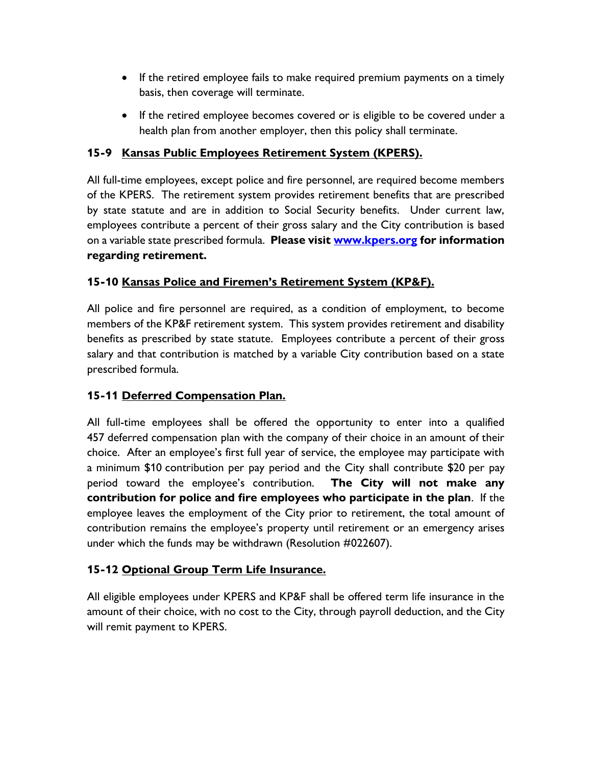- If the retired employee fails to make required premium payments on a timely basis, then coverage will terminate.
- If the retired employee becomes covered or is eligible to be covered under a health plan from another employer, then this policy shall terminate.

### 15-9 Kansas Public Employees Retirement System (KPERS).

All full-time employees, except police and fire personnel, are required become members of the KPERS. The retirement system provides retirement benefits that are prescribed by state statute and are in addition to Social Security benefits. Under current law, employees contribute a percent of their gross salary and the City contribution is based on a variable state prescribed formula. **Please visit [www.kpers.org](http://www.kpers.org) for information regarding retirement.**

### 15-10 Kansas Police and Firemen's Retirement System (KP&F).

All police and fire personnel are required, as a condition of employment, to become members of the KP&F retirement system. This system provides retirement and disability benefits as prescribed by state statute. Employees contribute a percent of their gross salary and that contribution is matched by a variable City contribution based on a state prescribed formula.

### 15-11 Deferred Compensation Plan.

All full-time employees shall be offered the opportunity to enter into a qualified 457 deferred compensation plan with the company of their choice in an amount of their choice. After an employee's first full year of service, the employee may participate with a minimum $10 contribution per pay period and the City shall contribute $20 per pay period toward the employee's contribution. **The City will not make any contribution for police and fire employees who participate in the plan**. If the employee leaves the employment of the City prior to retirement, the total amount of contribution remains the employee's property until retirement or an emergency arises under which the funds may be withdrawn (Resolution #022607).

### 15-12 Optional Group Term Life Insurance.

All eligible employees under KPERS and KP&F shall be offered term life insurance in the amount of their choice, with no cost to the City, through payroll deduction, and the City will remit payment to KPERS.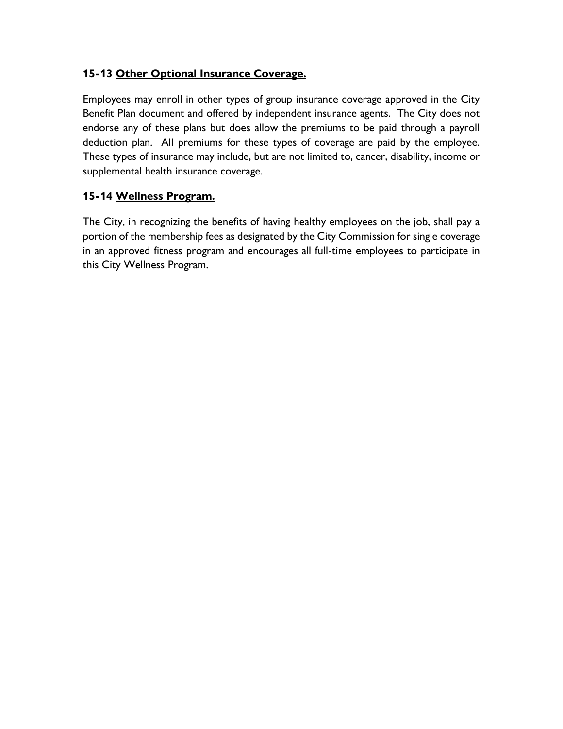### 15-13 <u>Other Optional Insurance Coverage.</u>

Employees may enroll in other types of group insurance coverage approved in the City Benefit Plan document and offered by independent insurance agents. The City does not endorse any of these plans but does allow the premiums to be paid through a payroll deduction plan. All premiums for these types of coverage are paid by the employee. These types of insurance may include, but are not limited to, cancer, disability, income or supplemental health insurance coverage.

### 15-14 <u>Wellness Program.</u>

The City, in recognizing the benefits of having healthy employees on the job, shall pay a portion of the membership fees as designated by the City Commission for single coverage in an approved fitness program and encourages all full-time employees to participate in this City Wellness Program.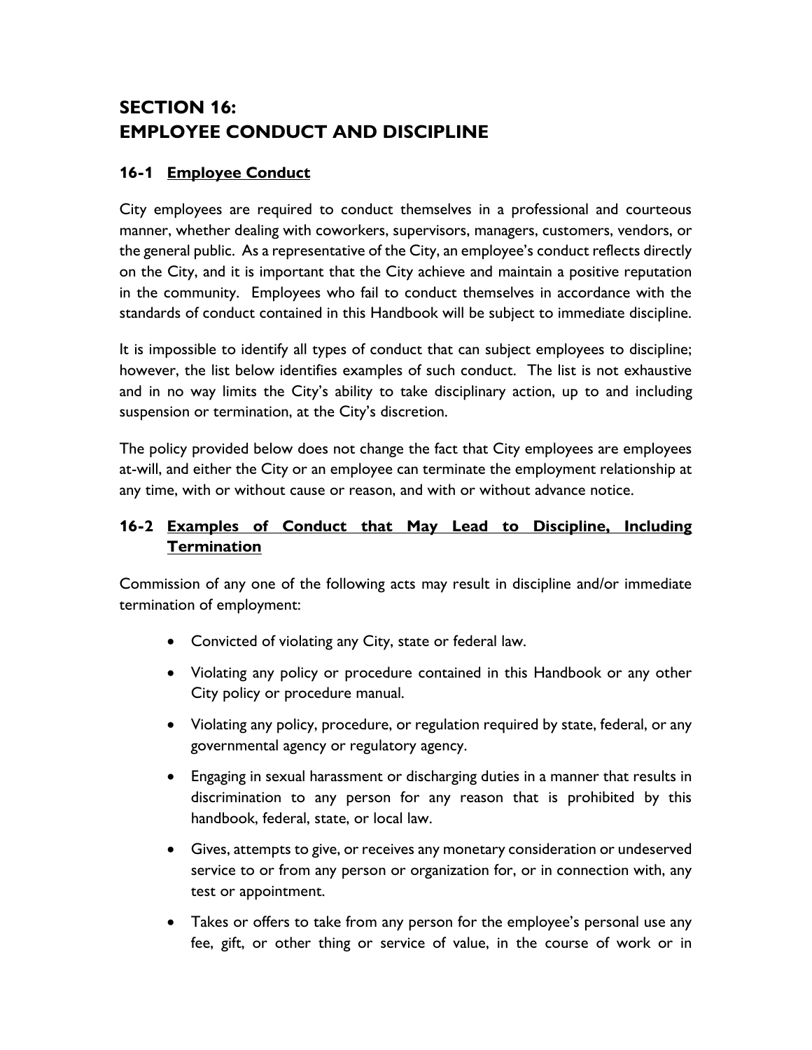# SECTION 16: EMPLOYEE CONDUCT AND DISCIPLINE

## 16-1 Employee Conduct

City employees are required to conduct themselves in a professional and courteous manner, whether dealing with coworkers, supervisors, managers, customers, vendors, or the general public. As a representative of the City, an employee's conduct reflects directly on the City, and it is important that the City achieve and maintain a positive reputation in the community. Employees who fail to conduct themselves in accordance with the standards of conduct contained in this Handbook will be subject to immediate discipline.

It is impossible to identify all types of conduct that can subject employees to discipline; however, the list below identifies examples of such conduct. The list is not exhaustive and in no way limits the City's ability to take disciplinary action, up to and including suspension or termination, at the City's discretion.

The policy provided below does not change the fact that City employees are employees at-will, and either the City or an employee can terminate the employment relationship at any time, with or without cause or reason, and with or without advance notice.

## 16-2 Examples of Conduct that May Lead to Discipline, Including Termination

Commission of any one of the following acts may result in discipline and/or immediate termination of employment:

- Convicted of violating any City, state or federal law.
- Violating any policy or procedure contained in this Handbook or any other City policy or procedure manual.
- Violating any policy, procedure, or regulation required by state, federal, or any governmental agency or regulatory agency.
- Engaging in sexual harassment or discharging duties in a manner that results in discrimination to any person for any reason that is prohibited by this handbook, federal, state, or local law.
- Gives, attempts to give, or receives any monetary consideration or undeserved service to or from any person or organization for, or in connection with, any test or appointment.
- Takes or offers to take from any person for the employee's personal use any fee, gift, or other thing or service of value, in the course of work or in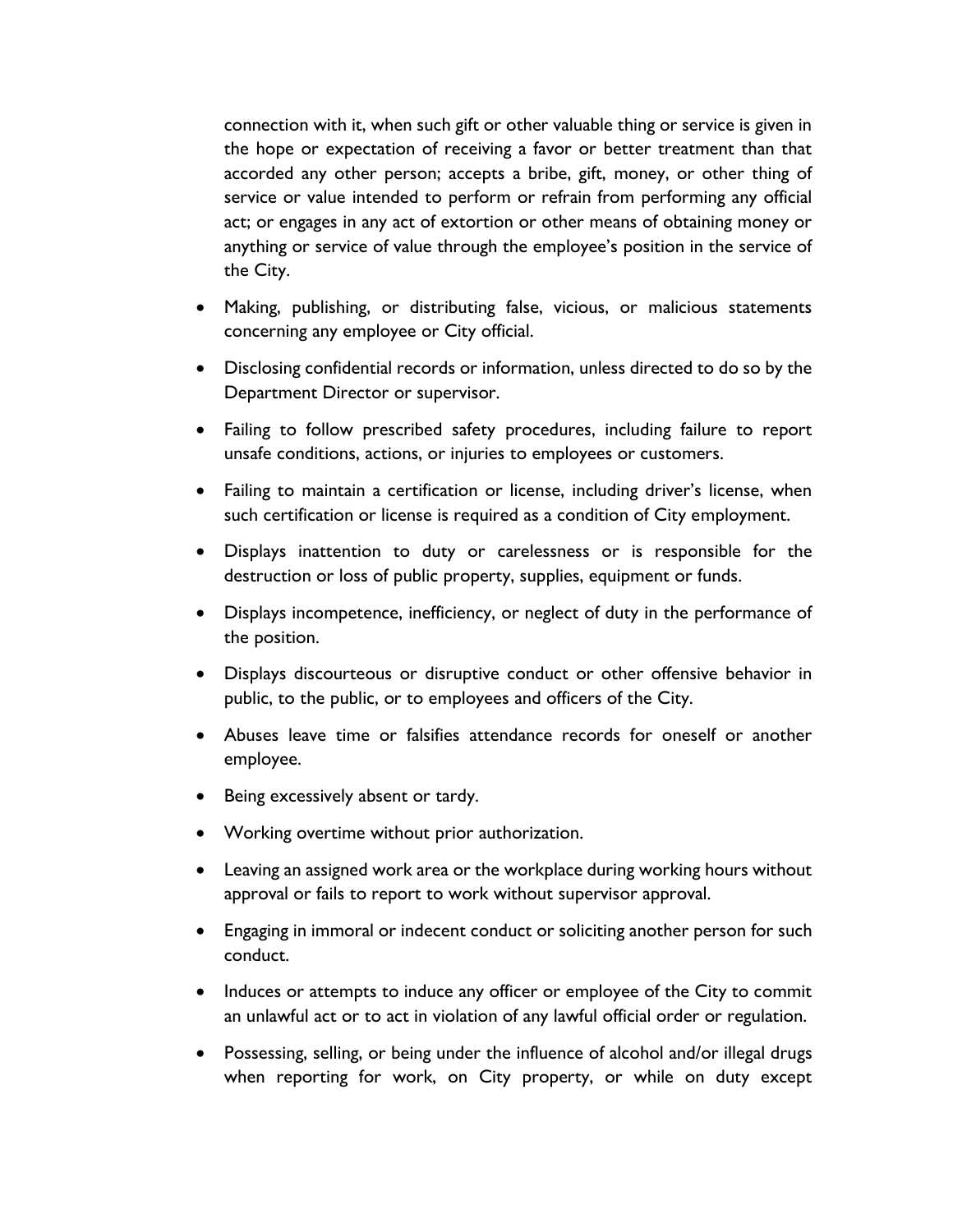connection with it, when such gift or other valuable thing or service is given in the hope or expectation of receiving a favor or better treatment than that accorded any other person; accepts a bribe, gift, money, or other thing of service or value intended to perform or refrain from performing any official act; or engages in any act of extortion or other means of obtaining money or anything or service of value through the employee's position in the service of the City.

- Making, publishing, or distributing false, vicious, or malicious statements concerning any employee or City official.
- Disclosing confidential records or information, unless directed to do so by the Department Director or supervisor.
- Failing to follow prescribed safety procedures, including failure to report unsafe conditions, actions, or injuries to employees or customers.
- Failing to maintain a certification or license, including driver's license, when such certification or license is required as a condition of City employment.
- Displays inattention to duty or carelessness or is responsible for the destruction or loss of public property, supplies, equipment or funds.
- Displays incompetence, inefficiency, or neglect of duty in the performance of the position.
- Displays discourteous or disruptive conduct or other offensive behavior in public, to the public, or to employees and officers of the City.
- Abuses leave time or falsifies attendance records for oneself or another employee.
- Being excessively absent or tardy.
- Working overtime without prior authorization.
- Leaving an assigned work area or the workplace during working hours without approval or fails to report to work without supervisor approval.
- Engaging in immoral or indecent conduct or soliciting another person for such conduct.
- Induces or attempts to induce any officer or employee of the City to commit an unlawful act or to act in violation of any lawful official order or regulation.
- Possessing, selling, or being under the influence of alcohol and/or illegal drugs when reporting for work, on City property, or while on duty except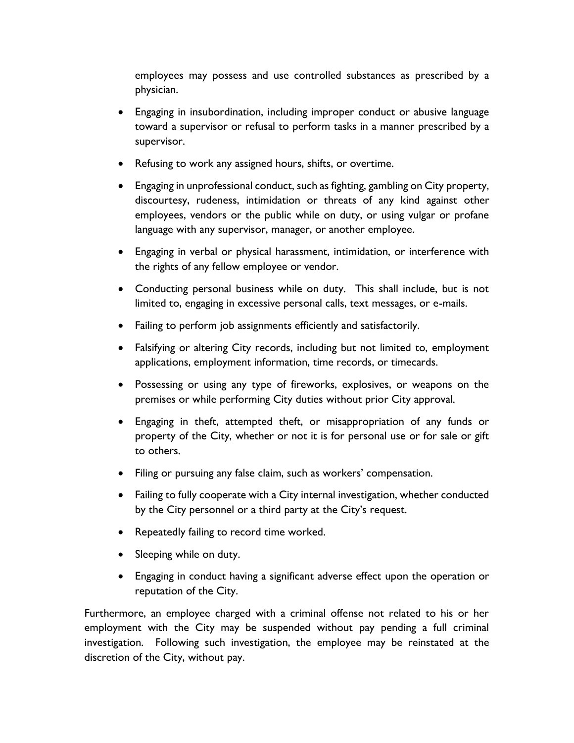employees may possess and use controlled substances as prescribed by a physician.

- Engaging in insubordination, including improper conduct or abusive language toward a supervisor or refusal to perform tasks in a manner prescribed by a supervisor.
- Refusing to work any assigned hours, shifts, or overtime.
- Engaging in unprofessional conduct, such as fighting, gambling on City property, discourtesy, rudeness, intimidation or threats of any kind against other employees, vendors or the public while on duty, or using vulgar or profane language with any supervisor, manager, or another employee.
- Engaging in verbal or physical harassment, intimidation, or interference with the rights of any fellow employee or vendor.
- Conducting personal business while on duty. This shall include, but is not limited to, engaging in excessive personal calls, text messages, or e-mails.
- Failing to perform job assignments efficiently and satisfactorily.
- Falsifying or altering City records, including but not limited to, employment applications, employment information, time records, or timecards.
- Possessing or using any type of fireworks, explosives, or weapons on the premises or while performing City duties without prior City approval.
- Engaging in theft, attempted theft, or misappropriation of any funds or property of the City, whether or not it is for personal use or for sale or gift to others.
- Filing or pursuing any false claim, such as workers' compensation.
- Failing to fully cooperate with a City internal investigation, whether conducted by the City personnel or a third party at the City's request.
- Repeatedly failing to record time worked.
- Sleeping while on duty.
- Engaging in conduct having a significant adverse effect upon the operation or reputation of the City.

Furthermore, an employee charged with a criminal offense not related to his or her employment with the City may be suspended without pay pending a full criminal investigation. Following such investigation, the employee may be reinstated at the discretion of the City, without pay.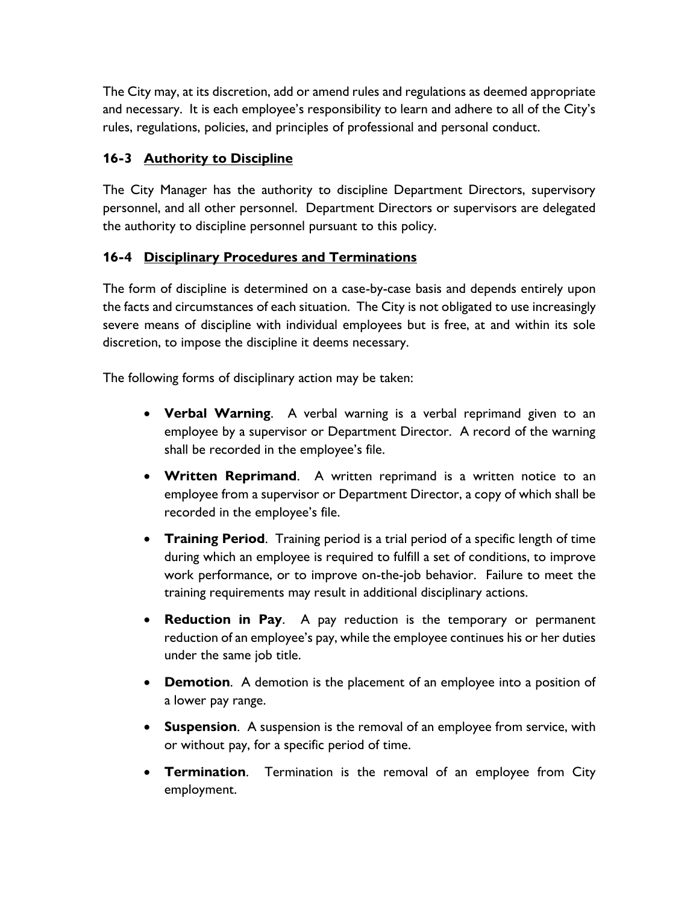The City may, at its discretion, add or amend rules and regulations as deemed appropriate and necessary. It is each employee's responsibility to learn and adhere to all of the City's rules, regulations, policies, and principles of professional and personal conduct.

### 16-3 Authority to Discipline

The City Manager has the authority to discipline Department Directors, supervisory personnel, and all other personnel. Department Directors or supervisors are delegated the authority to discipline personnel pursuant to this policy.

### 16-4 Disciplinary Procedures and Terminations

The form of discipline is determined on a case-by-case basis and depends entirely upon the facts and circumstances of each situation. The City is not obligated to use increasingly severe means of discipline with individual employees but is free, at and within its sole discretion, to impose the discipline it deems necessary.

The following forms of disciplinary action may be taken:

- **Verbal Warning**. A verbal warning is a verbal reprimand given to an employee by a supervisor or Department Director. A record of the warning shall be recorded in the employee's file.
- **Written Reprimand**. A written reprimand is a written notice to an employee from a supervisor or Department Director, a copy of which shall be recorded in the employee's file.
- **Training Period**. Training period is a trial period of a specific length of time during which an employee is required to fulfill a set of conditions, to improve work performance, or to improve on-the-job behavior. Failure to meet the training requirements may result in additional disciplinary actions.
- **Reduction in Pay**. A pay reduction is the temporary or permanent reduction of an employee's pay, while the employee continues his or her duties under the same job title.
- **Demotion**. A demotion is the placement of an employee into a position of a lower pay range.
- **Suspension**. A suspension is the removal of an employee from service, with or without pay, for a specific period of time.
- **Termination**. Termination is the removal of an employee from City employment.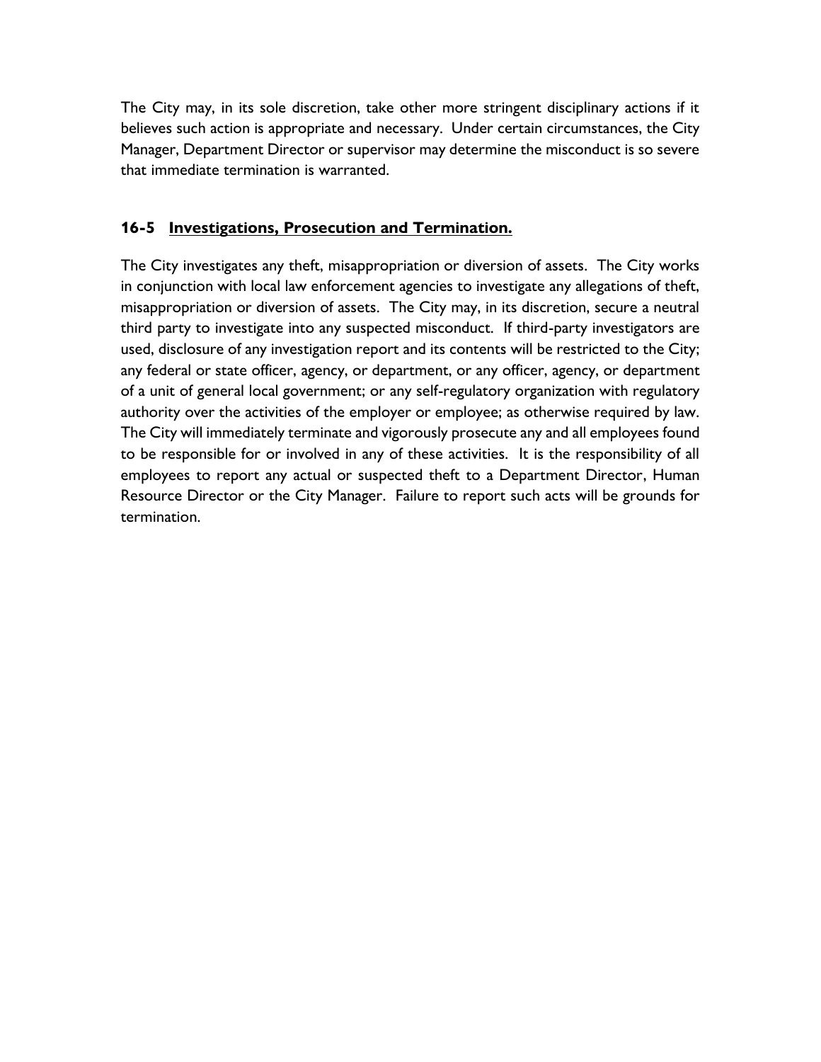The City may, in its sole discretion, take other more stringent disciplinary actions if it believes such action is appropriate and necessary. Under certain circumstances, the City Manager, Department Director or supervisor may determine the misconduct is so severe that immediate termination is warranted.

### 16-5 Investigations, Prosecution and Termination.

The City investigates any theft, misappropriation or diversion of assets. The City works in conjunction with local law enforcement agencies to investigate any allegations of theft, misappropriation or diversion of assets. The City may, in its discretion, secure a neutral third party to investigate into any suspected misconduct. If third-party investigators are used, disclosure of any investigation report and its contents will be restricted to the City; any federal or state officer, agency, or department, or any officer, agency, or department of a unit of general local government; or any self-regulatory organization with regulatory authority over the activities of the employer or employee; as otherwise required by law. The City will immediately terminate and vigorously prosecute any and all employees found to be responsible for or involved in any of these activities. It is the responsibility of all employees to report any actual or suspected theft to a Department Director, Human Resource Director or the City Manager. Failure to report such acts will be grounds for termination.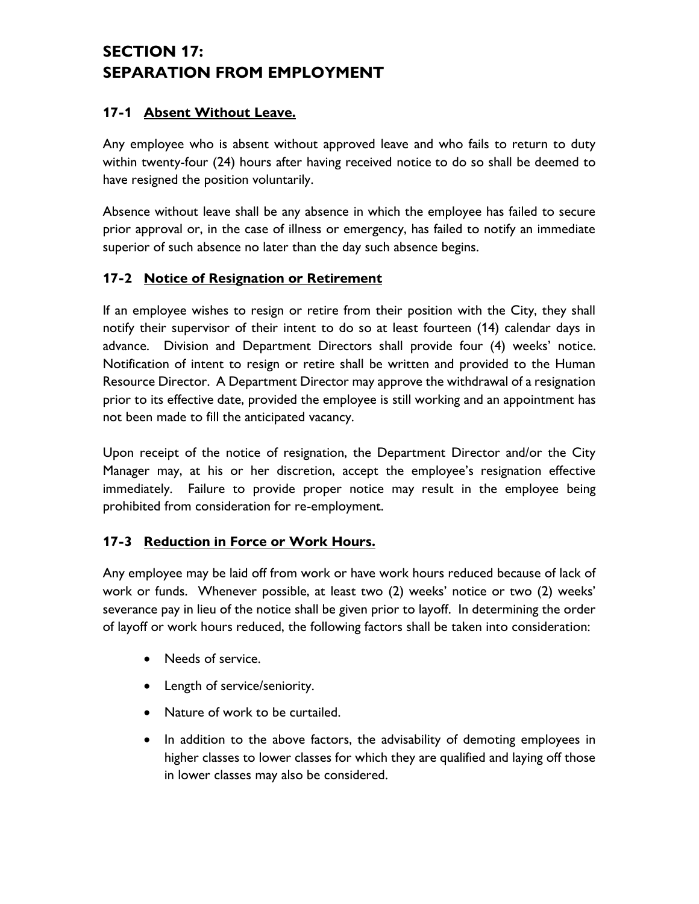# SECTION 17: SEPARATION FROM EMPLOYMENT

## 17-1 <u>Absent Without Leave.</u>

Any employee who is absent without approved leave and who fails to return to duty within twenty-four (24) hours after having received notice to do so shall be deemed to have resigned the position voluntarily.

Absence without leave shall be any absence in which the employee has failed to secure prior approval or, in the case of illness or emergency, has failed to notify an immediate superior of such absence no later than the day such absence begins.

## 17-2 <u>Notice of Resignation or Retirement</u>

If an employee wishes to resign or retire from their position with the City, they shall notify their supervisor of their intent to do so at least fourteen (14) calendar days in advance. Division and Department Directors shall provide four (4) weeks' notice. Notification of intent to resign or retire shall be written and provided to the Human Resource Director. A Department Director may approve the withdrawal of a resignation prior to its effective date, provided the employee is still working and an appointment has not been made to fill the anticipated vacancy.

Upon receipt of the notice of resignation, the Department Director and/or the City Manager may, at his or her discretion, accept the employee's resignation effective immediately. Failure to provide proper notice may result in the employee being prohibited from consideration for re-employment.

## 17-3 <u>Reduction in Force or Work Hours.</u>

Any employee may be laid off from work or have work hours reduced because of lack of work or funds. Whenever possible, at least two (2) weeks' notice or two (2) weeks' severance pay in lieu of the notice shall be given prior to layoff. In determining the order of layoff or work hours reduced, the following factors shall be taken into consideration:

- Needs of service.
- Length of service/seniority.
- Nature of work to be curtailed.
- In addition to the above factors, the advisability of demoting employees in higher classes to lower classes for which they are qualified and laying off those in lower classes may also be considered.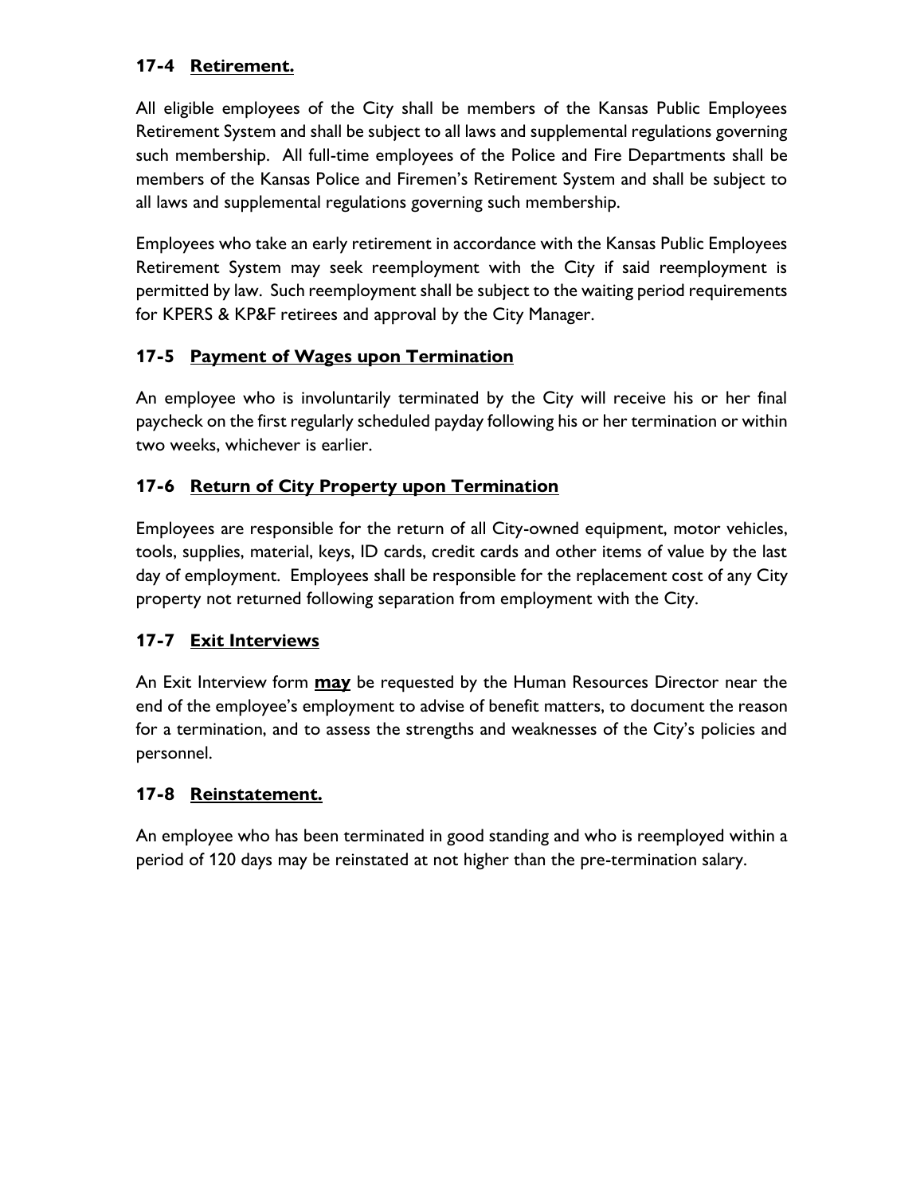### 17-4 <u>Retirement.</u>

All eligible employees of the City shall be members of the Kansas Public Employees Retirement System and shall be subject to all laws and supplemental regulations governing such membership. All full-time employees of the Police and Fire Departments shall be members of the Kansas Police and Firemen's Retirement System and shall be subject to all laws and supplemental regulations governing such membership.

Employees who take an early retirement in accordance with the Kansas Public Employees Retirement System may seek reemployment with the City if said reemployment is permitted by law. Such reemployment shall be subject to the waiting period requirements for KPERS & KP&F retirees and approval by the City Manager.

### 17-5 <u>Payment of Wages upon Termination</u>

An employee who is involuntarily terminated by the City will receive his or her final paycheck on the first regularly scheduled payday following his or her termination or within two weeks, whichever is earlier.

### 17-6 <u>Return of City Property upon Termination</u>

Employees are responsible for the return of all City-owned equipment, motor vehicles, tools, supplies, material, keys, ID cards, credit cards and other items of value by the last day of employment. Employees shall be responsible for the replacement cost of any City property not returned following separation from employment with the City.

### 17-7 <u>Exit Interviews</u>

An Exit Interview form <u>**may**</u> be requested by the Human Resources Director near the end of the employee's employment to advise of benefit matters, to document the reason for a termination, and to assess the strengths and weaknesses of the City's policies and personnel.

### 17-8 <u>Reinstatement.</u>

An employee who has been terminated in good standing and who is reemployed within a period of 120 days may be reinstated at not higher than the pre-termination salary.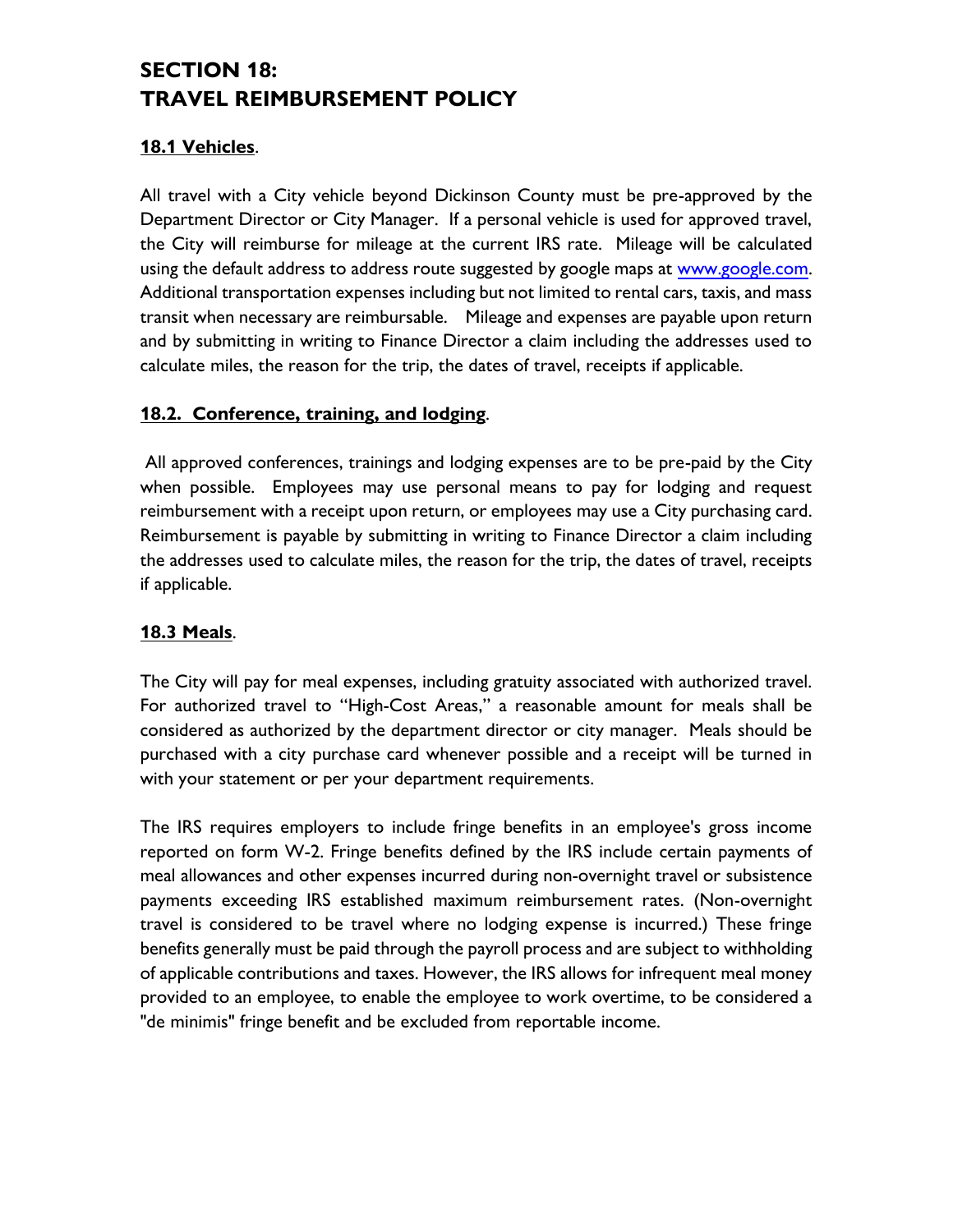# SECTION 18:
# TRAVEL REIMBURSEMENT POLICY

## 18.1 Vehicles.

All travel with a City vehicle beyond Dickinson County must be pre-approved by the Department Director or City Manager. If a personal vehicle is used for approved travel, the City will reimburse for mileage at the current IRS rate. Mileage will be calculated using the default address to address route suggested by google maps at www.google.com. Additional transportation expenses including but not limited to rental cars, taxis, and mass transit when necessary are reimbursable. Mileage and expenses are payable upon return and by submitting in writing to Finance Director a claim including the addresses used to calculate miles, the reason for the trip, the dates of travel, receipts if applicable.

## 18.2. Conference, training, and lodging.

All approved conferences, trainings and lodging expenses are to be pre-paid by the City when possible. Employees may use personal means to pay for lodging and request reimbursement with a receipt upon return, or employees may use a City purchasing card. Reimbursement is payable by submitting in writing to Finance Director a claim including the addresses used to calculate miles, the reason for the trip, the dates of travel, receipts if applicable.

## 18.3 Meals.

The City will pay for meal expenses, including gratuity associated with authorized travel. For authorized travel to "High-Cost Areas," a reasonable amount for meals shall be considered as authorized by the department director or city manager. Meals should be purchased with a city purchase card whenever possible and a receipt will be turned in with your statement or per your department requirements.

The IRS requires employers to include fringe benefits in an employee's gross income reported on form W-2. Fringe benefits defined by the IRS include certain payments of meal allowances and other expenses incurred during non-overnight travel or subsistence payments exceeding IRS established maximum reimbursement rates. (Non-overnight travel is considered to be travel where no lodging expense is incurred.) These fringe benefits generally must be paid through the payroll process and are subject to withholding of applicable contributions and taxes. However, the IRS allows for infrequent meal money provided to an employee, to enable the employee to work overtime, to be considered a "de minimis" fringe benefit and be excluded from reportable income.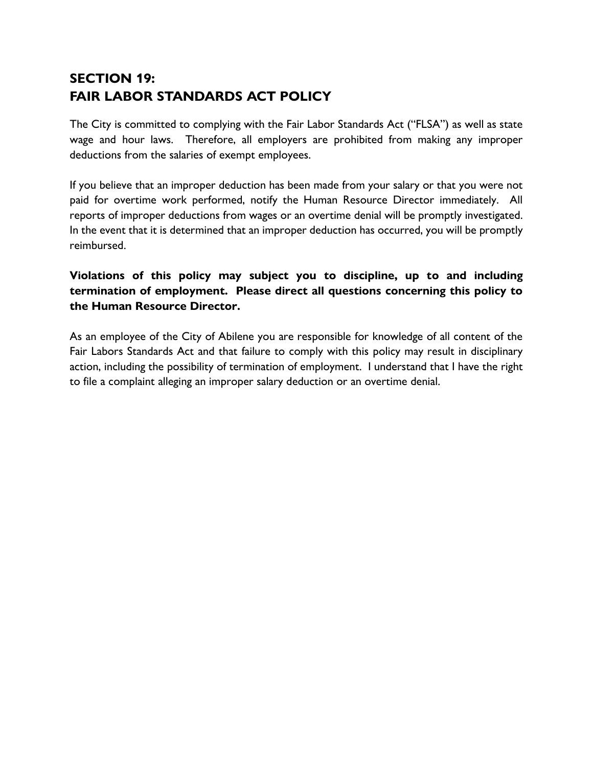## SECTION 19:
## FAIR LABOR STANDARDS ACT POLICY

The City is committed to complying with the Fair Labor Standards Act ("FLSA") as well as state wage and hour laws. Therefore, all employers are prohibited from making any improper deductions from the salaries of exempt employees.

If you believe that an improper deduction has been made from your salary or that you were not paid for overtime work performed, notify the Human Resource Director immediately. All reports of improper deductions from wages or an overtime denial will be promptly investigated. In the event that it is determined that an improper deduction has occurred, you will be promptly reimbursed.

**Violations of this policy may subject you to discipline, up to and including termination of employment. Please direct all questions concerning this policy to the Human Resource Director.**

As an employee of the City of Abilene you are responsible for knowledge of all content of the Fair Labors Standards Act and that failure to comply with this policy may result in disciplinary action, including the possibility of termination of employment. I understand that I have the right to file a complaint alleging an improper salary deduction or an overtime denial.